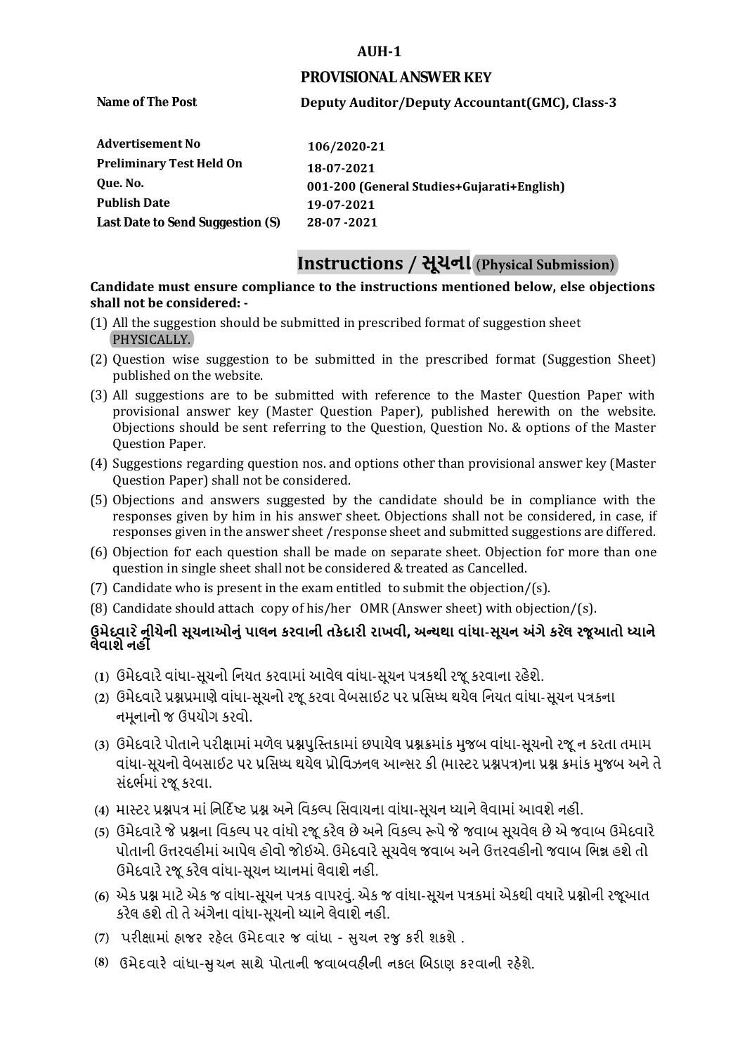**AUH-1**

## PROVISIONAL ANSWER KEY

| | |
|---|---|
| **Name of The Post** | **Deputy Auditor/Deputy Accountant(GMC), Class-3** |
| **Advertisement No** | **106/2020-21** |
| **Preliminary Test Held On** | **18-07-2021** |
| **Que. No.** | **001-200 (General Studies+Gujarati+English)** |
| **Publish Date** | **19-07-2021** |
| **Last Date to Send Suggestion (S)** | **28-07 -2021** |

# Instructions / સૂચના (Physical Submission)

**Candidate must ensure compliance to the instructions mentioned below, else objections shall not be considered: -**

(1) All the suggestion should be submitted in prescribed format of suggestion sheet PHYSICALLY.

(2) Question wise suggestion to be submitted in the prescribed format (Suggestion Sheet) published on the website.

(3) All suggestions are to be submitted with reference to the Master Question Paper with provisional answer key (Master Question Paper), published herewith on the website. Objections should be sent referring to the Question, Question No. & options of the Master Question Paper.

(4) Suggestions regarding question nos. and options other than provisional answer key (Master Question Paper) shall not be considered.

(5) Objections and answers suggested by the candidate should be in compliance with the responses given by him in his answer sheet. Objections shall not be considered, in case, if responses given in the answer sheet /response sheet and submitted suggestions are differed.

(6) Objection for each question shall be made on separate sheet. Objection for more than one question in single sheet shall not be considered & treated as Cancelled.

(7) Candidate who is present in the exam entitled to submit the objection/(s).

(8) Candidate should attach copy of his/her OMR (Answer sheet) with objection/(s).

**ઉમેદવારે નીચેની સૂચનાઓનું પાલન કરવાની તકેદારી રાખવી, અન્યથા વાંધા-સૂચન અંગે કરેલ રજૂઆતો ધ્યાને લેવાશે નહીં**

(1) ઉમેદવારે વાંધા-સૂચનો નિયત કરવામાં આવેલ વાંધા-સૂચન પત્રકથી રજૂ કરવાના રહેશે.

(2) ઉમેદવારે પ્રશ્નપ્રમાણે વાંધા-સૂચનો રજૂ કરવા વેબસાઇટ પર પ્રસિધ્ધ થયેલ નિયત વાંધા-સૂચન પત્રકના નમૂનાનો જ ઉપયોગ કરવો.

(3) ઉમેદવારે પોતાને પરીક્ષામાં મળેલ પ્રશ્નપુસ્તિકામાં છપાયેલ પ્રશ્નક્રમાંક મુજબ વાંધા-સૂચનો રજૂ ન કરતા તમામ વાંધા-સૂચનો વેબસાઇટ પર પ્રસિધ્ધ થયેલ પ્રોવિઝનલ આન્સર કી (માસ્ટર પ્રશ્નપત્ર)ના પ્રશ્ન ક્રમાંક મુજબ અને તે સંદર્ભમાં રજૂ કરવા.

(4) માસ્ટર પ્રશ્નપત્ર માં નિર્દિષ્ટ પ્રશ્ન અને વિકલ્પ સિવાયના વાંધા-સૂચન ધ્યાને લેવામાં આવશે નહીં.

(5) ઉમેદવારે જે પ્રશ્નના વિકલ્પ પર વાંધો રજૂ કરેલ છે અને વિકલ્પ રૂપે જે જવાબ સૂચવેલ છે એ જવાબ ઉમેદવારે પોતાની ઉત્તરવહીમાં આપેલ હોવો જોઇએ. ઉમેદવારે સૂચવેલ જવાબ અને ઉત્તરવહીનો જવાબ ભિન્ન હશે તો ઉમેદવારે રજૂ કરેલ વાંધા-સૂચન ધ્યાનમાં લેવાશે નહીં.

(6) એક પ્રશ્ન માટે એક જ વાંધા-સૂચન પત્રક વાપરવું. એક જ વાંધા-સૂચન પત્રકમાં એકથી વધારે પ્રશ્નોની રજૂઆત કરેલ હશે તો તે અંગેના વાંધા-સૂચનો ધ્યાને લેવાશે નહીં.

(7) પરીક્ષામાં હાજર રહેલ ઉમેદવાર જ વાંધા - સુચન રજુ કરી શકશે .

(8) ઉમેદવારે વાંધા-સુચન સાથે પોતાની જવાબવહીની નકલ બિડાણ કરવાની રહેશે.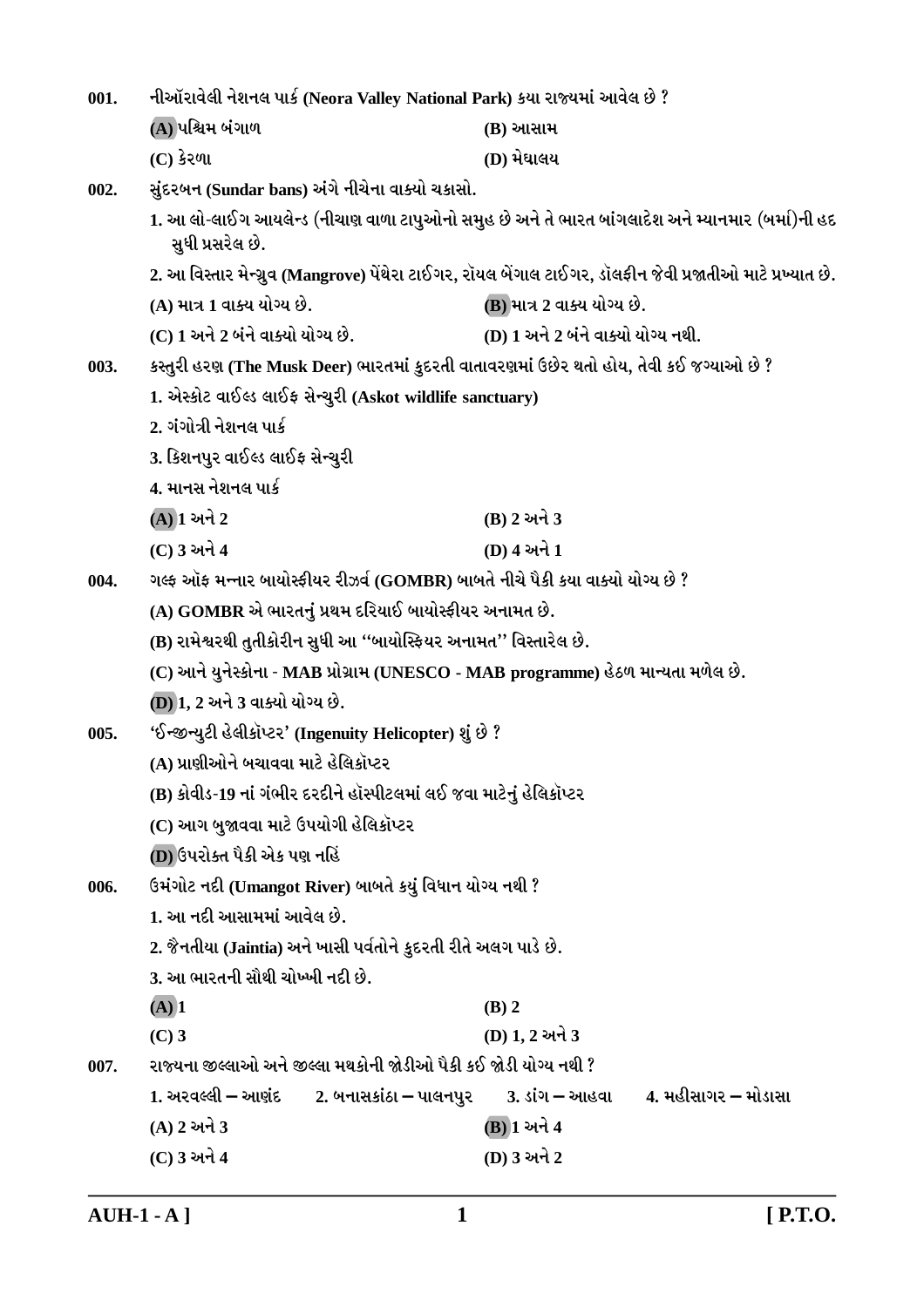001. નીઑરાવેલી નેશનલ પાર્ક (Neora Valley National Park) કયા રાજ્યમાં આવેલ છે ?

(A) પશ્ચિમ બંગાળ
(B) આસામ
(C) કેરળા
(D) મેઘાલય

002. સુંદરબન (Sundar bans) અંગે નીચેના વાક્યો ચકાસો.

1. આ લો-લાઈંગ આયલેન્ડ (નીચાણ વાળા ટાપુઓનો સમુહ છે અને તે ભારત બાંગલાદેશ અને મ્યાનમાર (બર્મા)ની હદ સુધી પ્રસરેલ છે.
2. આ વિસ્તાર મેન્ગ્રુવ (Mangrove) પેંથેરા ટાઈગર, રૉયલ બેંગાલ ટાઈગર, ડૉલફીન જેવી પ્રજાતીઓ માટે પ્રખ્યાત છે.

(A) માત્ર 1 વાક્ય યોગ્ય છે.
(B) માત્ર 2 વાક્ય યોગ્ય છે.
(C) 1 અને 2 બંને વાક્યો યોગ્ય છે.
(D) 1 અને 2 બંને વાક્યો યોગ્ય નથી.

003. કસ્તુરી હરણ (The Musk Deer) ભારતમાં કુદરતી વાતાવરણમાં ઉછેર થતો હોય, તેવી કઈ જગ્યાઓ છે ?

1. એસ્કોટ વાઈલ્ડ લાઈફ સેન્ચુરી (Askot wildlife sanctuary)
2. ગંગોત્રી નેશનલ પાર્ક
3. કિશનપુર વાઈલ્ડ લાઈફ સેન્ચુરી
4. માનસ નેશનલ પાર્ક

(A) 1 અને 2
(B) 2 અને 3
(C) 3 અને 4
(D) 4 અને 1

004. ગલ્ફ ઑફ મન્નાર બાયોસ્ફીયર રીઝર્વ (GOMBR) બાબતે નીચે પૈકી કયા વાક્યો યોગ્ય છે ?

(A) GOMBR એ ભારતનું પ્રથમ દરિયાઈ બાયોસ્ફીયર અનામત છે.
(B) રામેશ્વરથી તુતીકોરીન સુધી આ ''બાયોસ્ફિયર અનામત'' વિસ્તારેલ છે.
(C) આને યુનેસ્કોના - MAB પ્રોગ્રામ (UNESCO - MAB programme) હેઠળ માન્યતા મળેલ છે.
(D) 1, 2 અને 3 વાક્યો યોગ્ય છે.

005. 'ઈન્જીન્યુટી હેલીકૉપ્ટર' (Ingenuity Helicopter) શું છે ?

(A) પ્રાણીઓને બચાવવા માટે હેલિકૉપ્ટર
(B) કોવીડ-19 નાં ગંભીર દરદીને હૉસ્પીટલમાં લઈ જવા માટેનું હેલિકૉપ્ટર
(C) આગ બુજાવવા માટે ઉપયોગી હેલિકૉપ્ટર
(D) ઉપરોક્ત પૈકી એક પણ નહિં

006. ઉમંગોટ નદી (Umangot River) બાબતે કયું વિધાન યોગ્ય નથી ?

1. આ નદી આસામમાં આવેલ છે.
2. જૈનતીયા (Jaintia) અને ખાસી પર્વતોને કુદરતી રીતે અલગ પાડે છે.
3. આ ભારતની સૌથી ચોખ્ખી નદી છે.

(A) 1
(B) 2
(C) 3
(D) 1, 2 અને 3

007. રાજ્યના જીલ્લાઓ અને જીલ્લા મથકોની જોડીઓ પૈકી કઈ જોડી યોગ્ય નથી ?

1. અરવલ્લી – આણંદ  2. બનાસકાંઠા – પાલનપુર  3. ડાંગ – આહવા  4. મહીસાગર – મોડાસા

(A) 2 અને 3
(B) 1 અને 4
(C) 3 અને 4
(D) 3 અને 2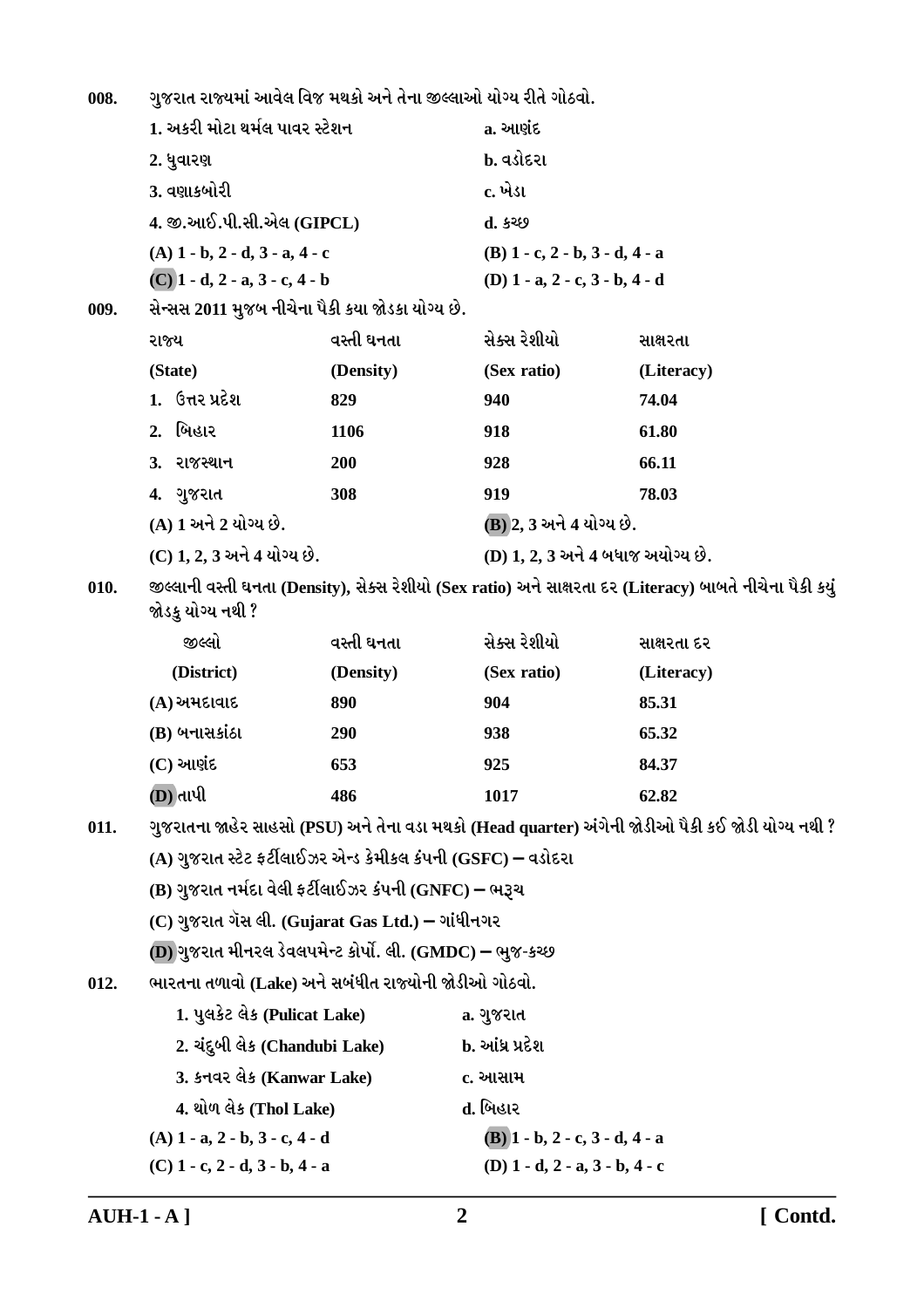008. ગુજરાત રાજ્યમાં આવેલ વિજ મથકો અને તેના જીલ્લાઓ યોગ્ય રીતે ગોઠવો.

| | |
|---|---|
| 1. અકરી મોટા થર્મલ પાવર સ્ટેશન | a. આણંદ |
| 2. ધુવારણ | b. વડોદરા |
| 3. વણાકબોરી | c. ખેડા |
| 4. જી.આઈ.પી.સી.એલ (GIPCL) | d. કચ્છ |

(A) 1 - b, 2 - d, 3 - a, 4 - c
(B) 1 - c, 2 - b, 3 - d, 4 - a
(C) 1 - d, 2 - a, 3 - c, 4 - b
(D) 1 - a, 2 - c, 3 - b, 4 - d

009. સેન્સસ 2011 મુજબ નીચેના પૈકી કયા જોડકા યોગ્ય છે.

| રાજ્ય (State) | વસ્તી ઘનતા (Density) | સેક્સ રેશીયો (Sex ratio) | સાક્ષરતા (Literacy) |
|---|---|---|---|
| 1. ઉત્તર પ્રદેશ | 829 | 940 | 74.04 |
| 2. બિહાર | 1106 | 918 | 61.80 |
| 3. રાજસ્થાન | 200 | 928 | 66.11 |
| 4. ગુજરાત | 308 | 919 | 78.03 |

(A) 1 અને 2 યોગ્ય છે.
(B) 2, 3 અને 4 યોગ્ય છે.
(C) 1, 2, 3 અને 4 યોગ્ય છે.
(D) 1, 2, 3 અને 4 બધાજ અયોગ્ય છે.

010. જીલ્લાની વસ્તી ઘનતા (Density), સેક્સ રેશીયો (Sex ratio) અને સાક્ષરતા દર (Literacy) બાબતે નીચેના પૈકી કયું જોડકુ યોગ્ય નથી ?

| જીલ્લો (District) | વસ્તી ઘનતા (Density) | સેક્સ રેશીયો (Sex ratio) | સાક્ષરતા દર (Literacy) |
|---|---|---|---|
| (A) અમદાવાદ | 890 | 904 | 85.31 |
| (B) બનાસકાંઠા | 290 | 938 | 65.32 |
| (C) આણંદ | 653 | 925 | 84.37 |
| (D) તાપી | 486 | 1017 | 62.82 |

011. ગુજરાતના જાહેર સાહસો (PSU) અને તેના વડા મથકો (Head quarter) અંગેની જોડીઓ પૈકી કઈ જોડી યોગ્ય નથી ?

(A) ગુજરાત સ્ટેટ ફર્ટીલાઈઝર એન્ડ કેમીકલ કંપની (GSFC) – વડોદરા
(B) ગુજરાત નર્મદા વેલી ફર્ટીલાઈઝર કંપની (GNFC) – ભરૂચ
(C) ગુજરાત ગેસ લી. (Gujarat Gas Ltd.) – ગાંધીનગર
(D) ગુજરાત મીનરલ ડેવલપમેન્ટ કોર્પો. લી. (GMDC) – ભુજ-કચ્છ

012. ભારતના તળાવો (Lake) અને સબંધીત રાજ્યોની જોડીઓ ગોઠવો.

| | |
|---|---|
| 1. પુલકેટ લેક (Pulicat Lake) | a. ગુજરાત |
| 2. ચંદુબી લેક (Chandubi Lake) | b. આંધ્ર પ્રદેશ |
| 3. કનવર લેક (Kanwar Lake) | c. આસામ |
| 4. થોળ લેક (Thol Lake) | d. બિહાર |

(A) 1 - a, 2 - b, 3 - c, 4 - d
(B) 1 - b, 2 - c, 3 - d, 4 - a
(C) 1 - c, 2 - d, 3 - b, 4 - a
(D) 1 - d, 2 - a, 3 - b, 4 - c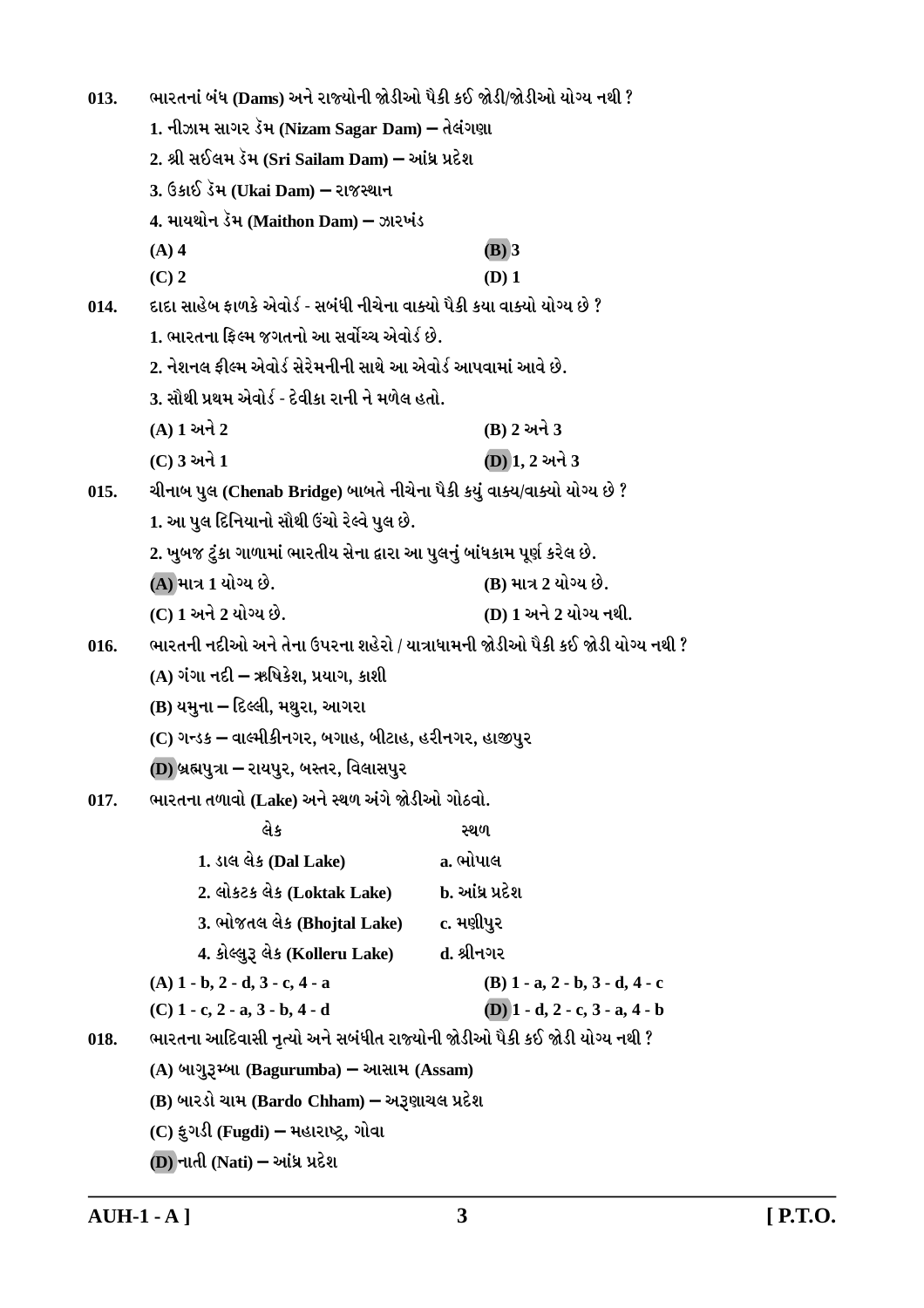013. ભારતનાં બંધ (Dams) અને રાજ્યોની જોડીઓ પૈકી કઈ જોડી/જોડીઓ યોગ્ય નથી ?

1. નીઝામ સાગર ડૅમ (Nizam Sagar Dam) – તેલંગણા
2. શ્રી સઈલમ ડૅમ (Sri Sailam Dam) – આંધ્ર પ્રદેશ
3. ઉકાઈ ડૅમ (Ukai Dam) – રાજસ્થાન
4. માયથોન ડૅમ (Maithon Dam) – ઝારખંડ

(A) 4
(B) 3
(C) 2
(D) 1

014. દાદા સાહેબ ફાળકે એવોર્ડ - સબંધી નીચેના વાક્યો પૈકી કયા વાક્યો યોગ્ય છે ?

1. ભારતના ફિલ્મ જગતનો આ સર્વોચ્ચ એવોર્ડ છે.
2. નેશનલ ફીલ્મ એવોર્ડ સેરેમનીની સાથે આ એવોર્ડ આપવામાં આવે છે.
3. સૌથી પ્રથમ એવોર્ડ - દેવીકા રાની ને મળેલ હતો.

(A) 1 અને 2
(B) 2 અને 3
(C) 3 અને 1
(D) 1, 2 અને 3

015. ચીનાબ પુલ (Chenab Bridge) બાબતે નીચેના પૈકી કયું વાક્ય/વાક્યો યોગ્ય છે ?

1. આ પુલ દિનિયાનો સૌથી ઉંચો રેલ્વે પુલ છે.
2. ખુબજ ટુંકા ગાળામાં ભારતીય સેના દ્વારા આ પુલનું બાંધકામ પૂર્ણ કરેલ છે.

(A) માત્ર 1 યોગ્ય છે.
(B) માત્ર 2 યોગ્ય છે.
(C) 1 અને 2 યોગ્ય છે.
(D) 1 અને 2 યોગ્ય નથી.

016. ભારતની નદીઓ અને તેના ઉપરના શહેરો / યાત્રાધામની જોડીઓ પૈકી કઈ જોડી યોગ્ય નથી ?

(A) ગંગા નદી – ઋષિકેશ, પ્રયાગ, કાશી
(B) યમુના – દિલ્લી, મથુરા, આગરા
(C) ગન્ડક – વાલ્મીકીનગર, બગાહ, બીટાહ, હરીનગર, હાજીપુર
(D) બ્રહ્મપુત્રા – રાયપુર, બસ્તર, વિલાસપુર

017. ભારતના તળાવો (Lake) અને સ્થળ અંગે જોડીઓ ગોઠવો.

| લેક | સ્થળ |
|---|---|
| 1. ડાલ લેક (Dal Lake) | a. ભોપાલ |
| 2. લોકટક લેક (Loktak Lake) | b. આંધ્ર પ્રદેશ |
| 3. ભોજતલ લેક (Bhojtal Lake) | c. મણીપુર |
| 4. કોલ્લુરૂ લેક (Kolleru Lake) | d. શ્રીનગર |

(A) 1 - b, 2 - d, 3 - c, 4 - a
(B) 1 - a, 2 - b, 3 - d, 4 - c
(C) 1 - c, 2 - a, 3 - b, 4 - d
(D) 1 - d, 2 - c, 3 - a, 4 - b

018. ભારતના આદિવાસી નૃત્યો અને સબંધીત રાજ્યોની જોડીઓ પૈકી કઈ જોડી યોગ્ય નથી ?

(A) બાગુરૂમ્બા (Bagurumba) – આસામ (Assam)
(B) બારડો ચામ (Bardo Chham) – અરૂણાચલ પ્રદેશ
(C) ફુગડી (Fugdi) – મહારાષ્ટ્ર, ગોવા
(D) નાતી (Nati) – આંધ્ર પ્રદેશ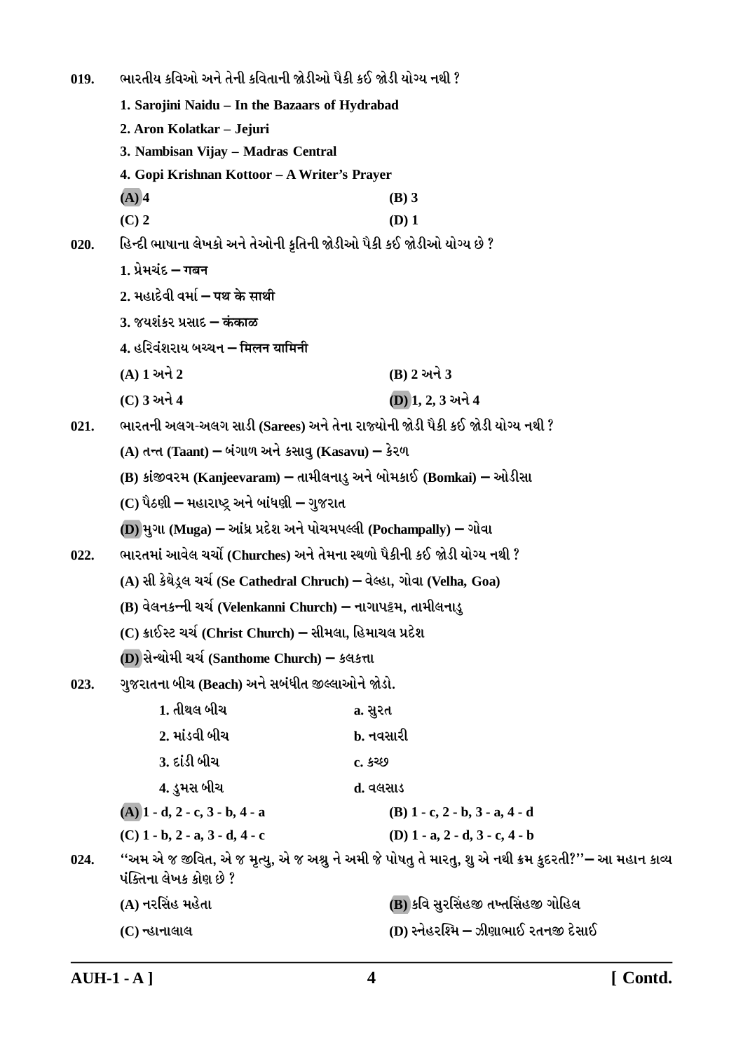019. ભારતીય કવિઓ અને તેની કવિતાની જોડીઓ પૈકી કઈ જોડી યોગ્ય નથી ?

1. Sarojini Naidu – In the Bazaars of Hydrabad
2. Aron Kolatkar – Jejuri
3. Nambisan Vijay – Madras Central
4. Gopi Krishnan Kottoor – A Writer's Prayer

(A) 4 (B) 3
(C) 2 (D) 1

020. હિન્દી ભાષાના લેખકો અને તેઓની કૃતિની જોડીઓ પૈકી કઈ જોડીઓ યોગ્ય છે ?

1. પ્રેમચંદ – गबन
2. મહાદેવી વર્મા – पथ के साथी
3. જયશંકર પ્રસાદ – कंकाळ
4. હરિવંશરાય બચ્ચન – मिलन यामिनी

(A) 1 અને 2 (B) 2 અને 3
(C) 3 અને 4 (D) 1, 2, 3 અને 4

021. ભારતની અલગ-અલગ સાડી (Sarees) અને તેના રાજ્યોની જોડી પૈકી કઈ જોડી યોગ્ય નથી ?

(A) તન્ત (Taant) – બંગાળ અને કસાવુ (Kasavu) – કેરળ
(B) કાંજીવરમ (Kanjeevaram) – તામીલનાડુ અને બોમકાઈ (Bomkai) – ઓડીસા
(C) પૈઠણી – મહારાષ્ટ્ર અને બાંધણી – ગુજરાત
(D) મુગા (Muga) – આંધ્ર પ્રદેશ અને પોચમપલ્લી (Pochampally) – ગોવા

022. ભારતમાં આવેલ ચર્ચો (Churches) અને તેમના સ્થળો પૈકીની કઈ જોડી યોગ્ય નથી ?

(A) સી કેથેડ્રલ ચર્ચ (Se Cathedral Chruch) – વેલ્હા, ગોવા (Velha, Goa)
(B) વેલનકન્ની ચર્ચ (Velenkanni Church) – નાગાપટ્ટમ, તામીલનાડુ
(C) ક્રાઈસ્ટ ચર્ચ (Christ Church) – સીમલા, હિમાચલ પ્રદેશ
(D) સેન્થોમી ચર્ચ (Santhome Church) – કલકત્તા

023. ગુજરાતના બીચ (Beach) અને સબંધીત જીલ્લાઓને જોડો.

| | |
|---|---|
| 1. તીથલ બીચ | a. સુરત |
| 2. માંડવી બીચ | b. નવસારી |
| 3. દાંડી બીચ | c. કચ્છ |
| 4. ડુમસ બીચ | d. વલસાડ |

(A) 1 - d, 2 - c, 3 - b, 4 - a (B) 1 - c, 2 - b, 3 - a, 4 - d
(C) 1 - b, 2 - a, 3 - d, 4 - c (D) 1 - a, 2 - d, 3 - c, 4 - b

024. ''અમ એ જ જીવિત, એ જ મૃત્યુ, એ જ અશ્રુ ને અમી જે પોષતુ તે મારતુ, શુ એ નથી ક્રમ કુદરતી?''– આ મહાન કાવ્ય પંક્તિના લેખક કોણ છે ?

(A) નરસિંહ મહેતા (B) કવિ સુરસિંહજી તખ્તસિંહજી ગોહિલ
(C) ન્હાનાલાલ (D) સ્નેહરશ્મિ – ઝીણાભાઈ રતનજી દેસાઈ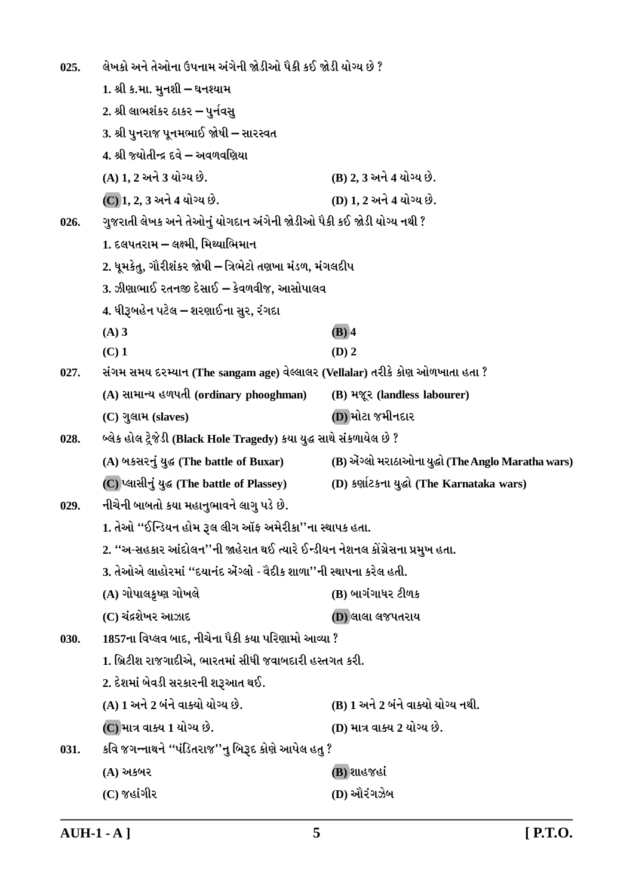025. લેખકો અને તેઓના ઉપનામ અંગેની જોડીઓ પૈકી કઈ જોડી યોગ્ય છે ?

1. શ્રી ક.મા. મુનશી – ઘનશ્યામ
2. શ્રી લાભશંકર ઠાકર – પુર્નવસુ
3. શ્રી પુનરાજ પૂનમભાઈ જોષી – સારસ્વત
4. શ્રી જ્યોતીન્દ્ર દવે – અવળવણિયા

(A) 1, 2 અને 3 યોગ્ય છે. (B) 2, 3 અને 4 યોગ્ય છે.
(C) 1, 2, 3 અને 4 યોગ્ય છે. (D) 1, 2 અને 4 યોગ્ય છે.

026. ગુજરાતી લેખક અને તેઓનું યોગદાન અંગેની જોડીઓ પૈકી કઈ જોડી યોગ્ય નથી ?

1. દલપતરામ – લક્ષ્મી, મિથ્યાભિમાન
2. ધૂમકેતુ, ગૌરીશંકર જોષી – ત્રિભેટો તણખા મંડળ, મંગલદીપ
3. ઝીણાભાઈ રતનજી દેસાઈ – કેવળવીજ, આસોપાલવ
4. ધીરૂબહેન પટેલ – શરણાઈના સુર, રંગદા

(A) 3 (B) 4
(C) 1 (D) 2

027. સંગમ સમય દરમ્યાન (The sangam age) વેલ્લાલર (Vellalar) તરીકે કોણ ઓળખાતા હતા ?

(A) સામાન્ય હળપતી (ordinary phooghman) (B) મજૂર (landless labourer)
(C) ગુલામ (slaves) (D) મોટા જમીનદાર

028. બ્લેક હોલ ટ્રેજેડી (Black Hole Tragedy) કયા યુદ્ધ સાથે સંકળાયેલ છે ?

(A) બકસરનું યુદ્ધ (The battle of Buxar) (B) એંગ્લો મરાઠાઓના યુદ્ધો (The Anglo Maratha wars)
(C) પ્લાસીનું યુદ્ધ (The battle of Plassey) (D) કર્ણાટકના યુદ્ધો (The Karnataka wars)

029. નીચેની બાબતો કયા મહાનુભાવને લાગુ પડે છે.

1. તેઓ "ઈન્ડિયન હોમ રૂલ લીગ ઑફ અમેરીકા"ના સ્થાપક હતા.
2. "અ-સહકાર આંદોલન"ની જાહેરાત થઈ ત્યારે ઈન્ડીયન નેશનલ કોંગ્રેસના પ્રમુખ હતા.
3. તેઓએ લાહોરમાં "દયાનંદ એંગ્લો - વેદીક શાળા"ની સ્થાપના કરેલ હતી.

(A) ગોપાલકૃષ્ણ ગોખલે (B) બાગંગાધર ટીળક
(C) ચંદ્રશેખર આઝાદ (D) લાલા લજપતરાય

030. 1857ના વિપ્લવ બાદ, નીચેના પૈકી કયા પરિણામો આવ્યા ?

1. બ્રિટીશ રાજગાદીએ, ભારતમાં સીધી જવાબદારી હસ્તગત કરી.
2. દેશમાં બેવડી સરકારની શરૂઆત થઈ.

(A) 1 અને 2 બંને વાક્યો યોગ્ય છે. (B) 1 અને 2 બંને વાક્યો યોગ્ય નથી.
(C) માત્ર વાક્ય 1 યોગ્ય છે. (D) માત્ર વાક્ય 2 યોગ્ય છે.

031. કવિ જગન્નાથને "પંડિતરાજ"નુ બિરૂદ કોણે આપેલ હતુ ?

(A) અકબર (B) શાહજહાં
(C) જહાંગીર (D) ઔરંગઝેબ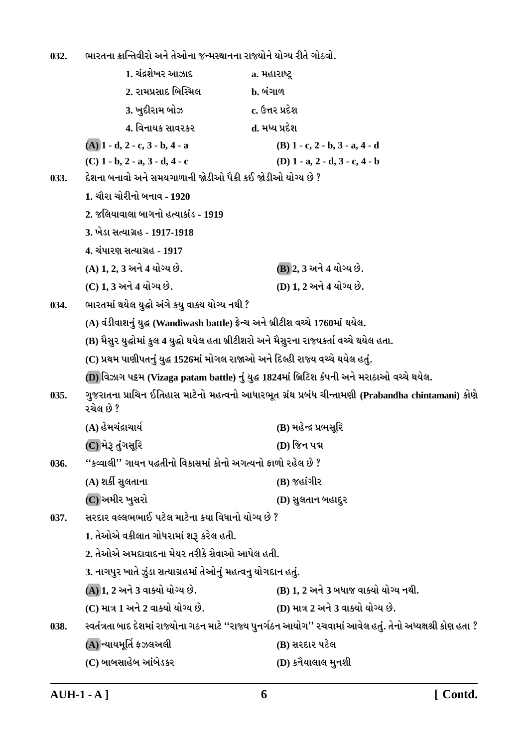032. ભારતના ક્રાન્તિવીરો અને તેઓના જન્મસ્થાનના રાજ્યોને યોગ્ય રીતે ગોઠવો.

| | |
|---|---|
| 1. ચંદ્રશેખર આઝાદ | a. મહારાષ્ટ્ર |
| 2. રામપ્રસાદ બિસ્મિલ | b. બંગાળ |
| 3. ખુદીરામ બોઝ | c. ઉત્તર પ્રદેશ |
| 4. વિનાયક સાવરકર | d. મધ્ય પ્રદેશ |

(A) 1 - d, 2 - c, 3 - b, 4 - a
(B) 1 - c, 2 - b, 3 - a, 4 - d
(C) 1 - b, 2 - a, 3 - d, 4 - c
(D) 1 - a, 2 - d, 3 - c, 4 - b

033. દેશના બનાવો અને સમયગાળાની જોડીઓ પૈકી કઈ જોડીઓ યોગ્ય છે ?

1. ચૌરા ચોરીનો બનાવ - 1920
2. જલિયાવાલા બાગનો હત્યાકાંડ - 1919
3. ખેડા સત્યાગ્રહ - 1917-1918
4. ચંપારણ સત્યાગ્રહ - 1917

(A) 1, 2, 3 અને 4 યોગ્ય છે.
(B) 2, 3 અને 4 યોગ્ય છે.
(C) 1, 3 અને 4 યોગ્ય છે.
(D) 1, 2 અને 4 યોગ્ય છે.

034. ભારતમાં થયેલ યુદ્ધો અંગે કયુ વાક્ય યોગ્ય નથી ?

(A) વંડીવાશનું યુદ્ધ (Wandiwash battle) ફ્રેન્ચ અને બ્રીટીશ વચ્ચે 1760માં થયેલ.
(B) મૈસુર યુદ્ધોમાં કુલ 4 યુદ્ધો થયેલ હતા બ્રીટીશરો અને મૈસુરના રાજ્યકર્તા વચ્ચે થયેલ હતા.
(C) પ્રથમ પાણીપતનું યુદ્ધ 1526માં મોગલ રાજાઓ અને દિલ્હી રાજ્ય વચ્ચે થયેલ હતું.
(D) વિઝાગ પટ્ટમ (Vizaga patam battle) નું યુદ્ધ 1824માં બ્રિટિશ કંપની અને મરાઠાઓ વચ્ચે થયેલ.

035. ગુજરાતના પ્રાચિન ઈતિહાસ માટેનો મહત્વનો આધારભૂત ગ્રંથ પ્રબંધ ચીન્તામણી (Prabandha chintamani) કોણે રચેલ છે ?

(A) હેમચંદ્રાચાર્ય
(B) મહેન્દ્ર પ્રભસૂરિ
(C) મેરૂ તુંગસૂરિ
(D) જિન પદ્મ

036. ''કવ્વાલી'' ગાયન પદ્ધતીનો વિકાસમાં કોનો અગત્યનો ફાળો રહેલ છે ?

(A) શર્કી સુલતાના
(B) જહાંગીર
(C) અમીર ખુસરો
(D) સુલતાન બહાદુર

037. સરદાર વલ્લભભાઈ પટેલ માટેના કયા વિધાનો યોગ્ય છે ?

1. તેઓએ વકીલાત ગોધરામાં શરૂ કરેલ હતી.
2. તેઓએ અમદાવાદના મેયર તરીકે સેવાઓ આપેલ હતી.
3. નાગપુર ખાતે ઝુંડા સત્યાગ્રહમાં તેઓનું મહત્વનુ યોગદાન હતું.

(A) 1, 2 અને 3 વાક્યો યોગ્ય છે.
(B) 1, 2 અને 3 બધાજ વાક્યો યોગ્ય નથી.
(C) માત્ર 1 અને 2 વાક્યો યોગ્ય છે.
(D) માત્ર 2 અને 3 વાક્યો યોગ્ય છે.

038. સ્વતંત્રતા બાદ દેશમાં રાજ્યોના ગઠન માટે ''રાજ્ય પુનર્ગઠન આયોગ'' રચવામાં આવેલ હતું. તેનો અધ્યક્ષશ્રી કોણ હતા ?

(A) ન્યાયમૂર્તિ ફઝલઅલી
(B) સરદાર પટેલ
(C) બાબસાહેબ આંબેડકર
(D) કનૈયાલાલ મુનશી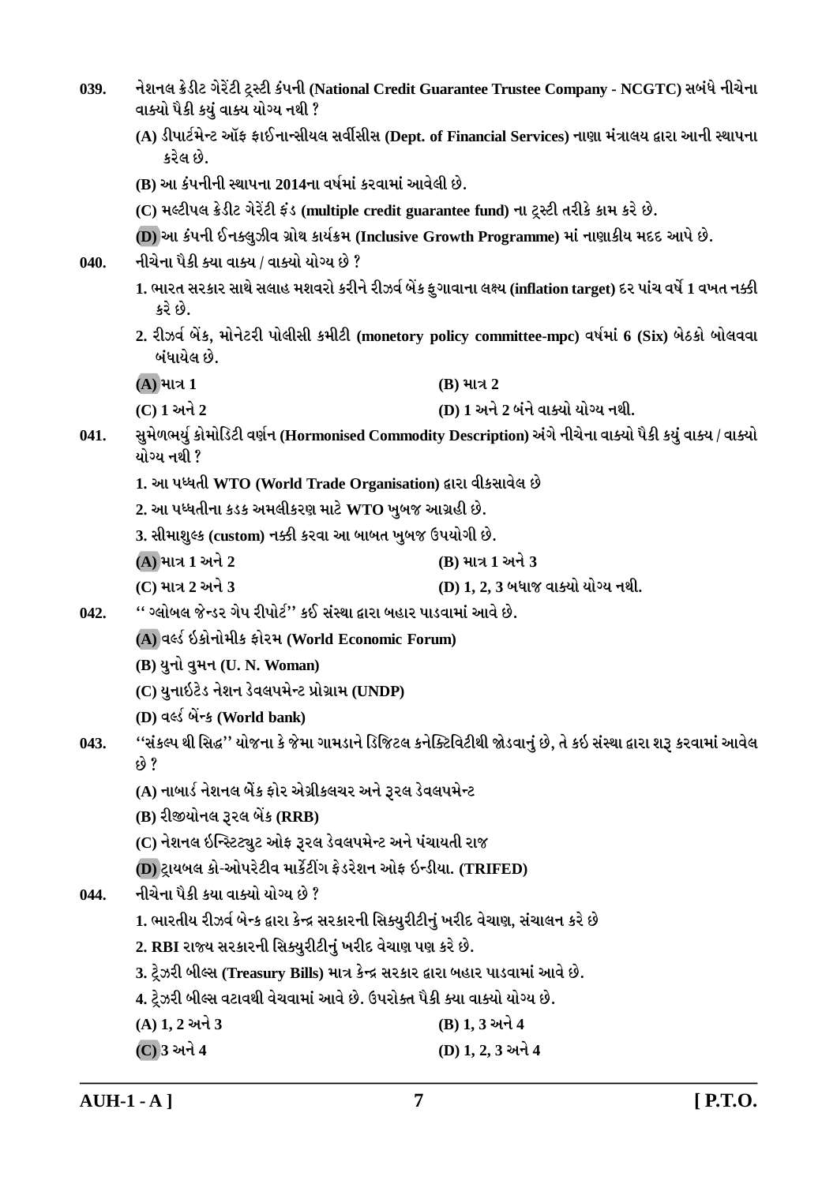039. નેશનલ ક્રેડીટ ગેરેંટી ટ્રસ્ટી કંપની (National Credit Guarantee Trustee Company - NCGTC) સબંધે નીચેના વાક્યો પૈકી કયું વાક્ય યોગ્ય નથી ?

(A) ડીપાર્ટમેન્ટ ઑફ ફાઈનાન્સીયલ સર્વીસીસ (Dept. of Financial Services) નાણા મંત્રાલય દ્વારા આની સ્થાપના કરેલ છે.

(B) આ કંપનીની સ્થાપના 2014ના વર્ષમાં કરવામાં આવેલી છે.

(C) મલ્ટીપલ ક્રેડીટ ગેરેંટી ફંડ (multiple credit guarantee fund) ના ટ્રસ્ટી તરીકે કામ કરે છે.

(D) આ કંપની ઈનક્લુઝીવ ગ્રોથ કાર્યક્રમ (Inclusive Growth Programme) માં નાણાકીય મદદ આપે છે.

040. નીચેના પૈકી ક્યા વાક્ય / વાક્યો યોગ્ય છે ?

1. ભારત સરકાર સાથે સલાહ મશવરો કરીને રીઝર્વ બેંક ફુગાવાના લક્ષ્ય (inflation target) દર પાંચ વર્ષે 1 વખત નક્કી કરે છે.

2. રીઝર્વ બેંક, મોનેટરી પોલીસી કમીટી (monetory policy committee-mpc) વર્ષમાં 6 (Six) બેઠકો બોલવવા બંધાયેલ છે.

(A) માત્ર 1
(B) માત્ર 2
(C) 1 અને 2
(D) 1 અને 2 બંને વાક્યો યોગ્ય નથી.

041. સુમેળભર્યુ કોમોડિટી વર્ણન (Hormonised Commodity Description) અંગે નીચેના વાક્યો પૈકી કયું વાક્ય / વાક્યો યોગ્ય નથી ?

1. આ પધ્ધતી WTO (World Trade Organisation) દ્વારા વીકસાવેલ છે

2. આ પધ્ધતીના કડક અમલીકરણ માટે WTO ખુબજ આગ્રહી છે.

3. સીમાશુલ્ક (custom) નક્કી કરવા આ બાબત ખુબજ ઉપયોગી છે.

(A) માત્ર 1 અને 2
(B) માત્ર 1 અને 3
(C) માત્ર 2 અને 3
(D) 1, 2, 3 બધાજ વાક્યો યોગ્ય નથી.

042. '' ગ્લોબલ જેન્ડર ગેપ રીપોર્ટ'' કઈ સંસ્થા દ્વારા બહાર પાડવામાં આવે છે.

(A) વર્લ્ડ ઇકોનોમીક ફોરમ (World Economic Forum)

(B) યુનો વુમન (U. N. Woman)

(C) યુનાઇટેડ નેશન ડેવલપમેન્ટ પ્રોગ્રામ (UNDP)

(D) વર્લ્ડ બેંન્ક (World bank)

043. ''સંકલ્પ થી સિદ્ધ'' યોજના કે જેમા ગામડાને ડિજિટલ કનેક્ટિવિટીથી જોડવાનું છે, તે કઇ સંસ્થા દ્વારા શરૂ કરવામાં આવેલ છે ?

(A) નાબાર્ડ નેશનલ બેંક ફોર એગ્રીકલચર અને રૂરલ ડેવલપમેન્ટ

(B) રીજીયોનલ રૂરલ બેંક (RRB)

(C) નેશનલ ઇંન્સ્ટિટ્યુટ ઓફ રૂરલ ડેવલપમેન્ટ અને પંચાયતી રાજ

(D) ટ્રાયબલ કો-ઓપરેટીવ માર્કેટીંગ ફેડરેશન ઓફ ઇન્ડીયા. (TRIFED)

044. નીચેના પૈકી કયા વાક્યો યોગ્ય છે ?

1. ભારતીય રીઝર્વ બેન્ક દ્વારા કેન્દ્ર સરકારની સિક્યુરીટીનું ખરીદ વેચાણ, સંચાલન કરે છે

2. RBI રાજ્ય સરકારની સિક્યુરીટીનું ખરીદ વેચાણ પણ કરે છે.

3. ટ્રેઝરી બીલ્સ (Treasury Bills) માત્ર કેન્દ્ર સરકાર દ્વારા બહાર પાડવામાં આવે છે.

4. ટ્રેઝરી બીલ્સ વટાવથી વેચવામાં આવે છે. ઉપરોક્ત પૈકી ક્યા વાક્યો યોગ્ય છે.

(A) 1, 2 અને 3
(B) 1, 3 અને 4
(C) 3 અને 4
(D) 1, 2, 3 અને 4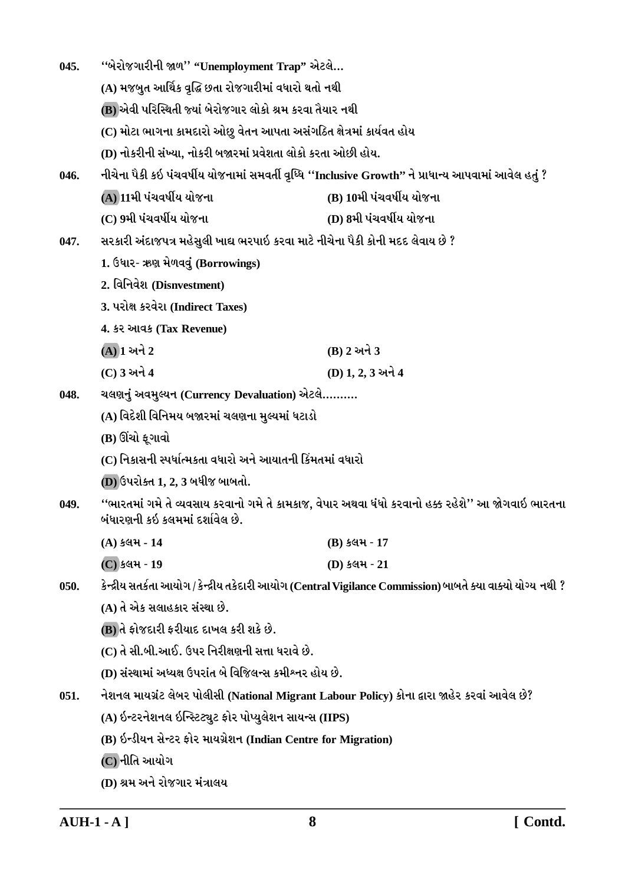045. ''બેરોજગારીની જાળ'' "Unemployment Trap" એટલે...

(A) મજબુત આર્થિક વૃદ્ધિ છતા રોજગારીમાં વધારો થતો નથી

(B) એવી પરિસ્થિતી જ્યાં બેરોજગાર લોકો શ્રમ કરવા તૈયાર નથી

(C) મોટા ભાગના કામદારો ઓછુ વેતન આપતા અસંગઠિત ક્ષેત્રમાં કાર્યવત હોય

(D) નોકરીની સંખ્યા, નોકરી બજારમાં પ્રવેશતા લોકો કરતા ઓછી હોય.

046. નીચેના પૈકી કઇ પંચવર્ષીય યોજનામાં સમવર્તી વૃધ્ધિ ''Inclusive Growth'' ને પ્રાધાન્ય આપવામાં આવેલ હતું ?

(A) 11મી પંચવર્ષીય યોજના

(B) 10મી પંચવર્ષીય યોજના

(C) 9મી પંચવર્ષીય યોજના

(D) 8મી પંચવર્ષીય યોજના

047. સરકારી અંદાજપત્ર મહેસુલી ખાદ્ય ભરપાઇ કરવા માટે નીચેના પૈકી કોની મદદ લેવાય છે ?

1. ઉધાર- ઋણ મેળવવું (Borrowings)

2. વિનિવેશ (Disnvestment)

3. પરોક્ષ કરવેરા (Indirect Taxes)

4. કર આવક (Tax Revenue)

(A) 1 અને 2

(B) 2 અને 3

(C) 3 અને 4

(D) 1, 2, 3 અને 4

048. ચલણનું અવમુલ્યન (Currency Devaluation) એટલે..........

(A) વિદેશી વિનિમય બજારમાં ચલણના મુલ્યમાં ઘટાડો

(B) ઊંચો ફૂગાવો

(C) નિકાસની સ્પર્ધાત્મકતા વધારો અને આયાતની કિંમતમાં વધારો

(D) ઉપરોક્ત 1, 2, 3 બધીજ બાબતો.

049. ''ભારતમાં ગમે તે વ્યવસાય કરવાનો ગમે તે કામકાજ, વેપાર અથવા ધંધો કરવાનો હક્ક રહેશે'' આ જોગવાઇ ભારતના બંધારણની કઇ કલમમાં દર્શાવેલ છે.

(A) કલમ - 14

(B) કલમ - 17

(C) કલમ - 19

(D) કલમ - 21

050. કેન્દ્રીય સતર્કતા આયોગ / કેન્દ્રીય તકેદારી આયોગ (Central Vigilance Commission) બાબતે ક્યા વાક્યો યોગ્ય નથી ?

(A) તે એક સલાહકાર સંસ્થા છે.

(B) તે ફોજદારી ફરીયાદ દાખલ કરી શકે છે.

(C) તે સી.બી.આઈ. ઉપર નિરીક્ષણની સત્તા ધરાવે છે.

(D) સંસ્થામાં અધ્યક્ષ ઉપરાંત બે વિજિલન્સ કમીશ્નર હોય છે.

051. નેશનલ માયગ્રંટ લેબર પોલીસી (National Migrant Labour Policy) કોના દ્વારા જાહેર કરવાં આવેલ છે?

(A) ઈન્ટરનેશનલ ઈન્સ્ટિટ્યુટ ફોર પોપ્યુલેશન સાયન્સ (IIPS)

(B) ઈન્ડીયન સેન્ટર ફોર માયગ્રેશન (Indian Centre for Migration)

(C) નીતિ આયોગ

(D) શ્રમ અને રોજગાર મંત્રાલય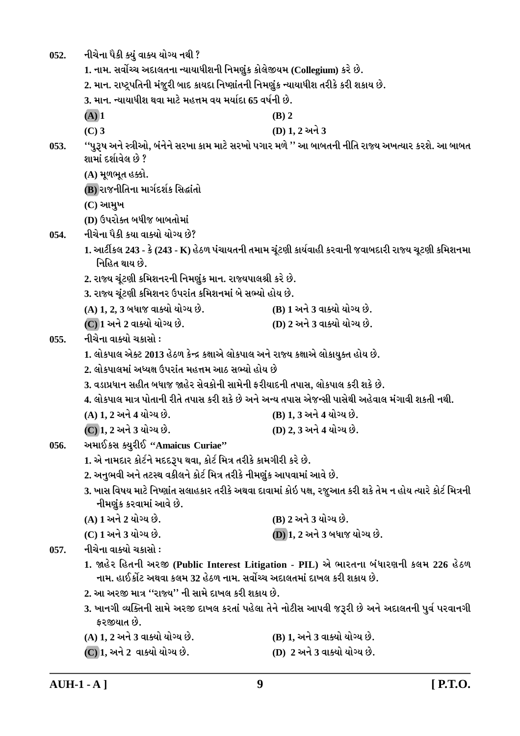052. નીચેના પૈકી ક્યું વાક્ય યોગ્ય નથી ?

1. નામ. સર્વોચ્ચ અદાલતના ન્યાયાધીશની નિમણુંક કોલેજીયમ (**Collegium**) કરે છે.
2. માન. રાષ્ટ્રપતિની મંજૂરી બાદ કાયદા નિષ્ણાંતની નિમણુંક ન્યાયાધીશ તરીકે કરી શકાય છે.
3. માન. ન્યાયાધીશ થવા માટે મહત્તમ વય મર્યાદા 65 વર્ષની છે.

(A) 1 (B) 2
(C) 3 (D) 1, 2 અને 3

053. ''પુરૂષ અને સ્ત્રીઓ, બંનેને સરખા કામ માટે સરખો પગાર મળે '' આ બાબતની નીતિ રાજ્ય અખત્યાર કરશે. આ બાબત શામાં દર્શાવેલ છે ?

(A) મૂળભૂત હક્કો.
(B) રાજનીતિના માર્ગદર્શક સિદ્ધાંતો
(C) આમુખ
(D) ઉપરોક્ત બધીજ બાબતોમાં

054. નીચેના પૈકી કયા વાક્યો યોગ્ય છે?

1. આર્ટીકલ 243 - કે (243 - K) હેઠળ પંચાયતની તમામ ચૂંટણી કાર્યવાહી કરવાની જવાબદારી રાજ્ય ચૂટણી કમિશનમા નિહિત થાય છે.
2. રાજ્ય ચૂંટણી કમિશનરની નિમણુંક માન. રાજ્યપાલશ્રી કરે છે.
3. રાજ્ય ચૂંટણી કમિશનર ઉપરાંત કમિશનમાં બે સભ્યો હોય છે.

(A) 1, 2, 3 બધાજ વાક્યો યોગ્ય છે. (B) 1 અને 3 વાક્યો યોગ્ય છે.
(C) 1 અને 2 વાક્યો યોગ્ય છે. (D) 2 અને 3 વાક્યો યોગ્ય છે.

055. નીચેના વાક્યો ચકાસો :

1. લોકપાલ એક્ટ 2013 હેઠળ કેન્દ્ર કક્ષાએ લોકપાલ અને રાજ્ય કક્ષાએ લોકાયુક્ત હોય છે.
2. લોકપાલમાં અધ્યક્ષ ઉપરાંત મહત્તમ આઠ સભ્યો હોય છે
3. વડાપ્રધાન સહીત બધાજ જાહેર સેવકોની સામેની ફરીયાદની તપાસ, લોકપાલ કરી શકે છે.
4. લોકપાલ માત્ર પોતાની રીતે તપાસ કરી શકે છે અને અન્ય તપાસ એજન્સી પાસેથી અહેવાલ મંગાવી શકતી નથી.

(A) 1, 2 અને 4 યોગ્ય છે. (B) 1, 3 અને 4 યોગ્ય છે.
(C) 1, 2 અને 3 યોગ્ય છે. (D) 2, 3 અને 4 યોગ્ય છે.

056. અમાઈકસ ક્યુરીઈ **"Amaicus Curiae"**

1. એ નામદાર કોર્ટને મદદરૂપ થવા, કોર્ટ મિત્ર તરીકે કામગીરી કરે છે.
2. અનુભવી અને તટસ્થ વકીલને કોર્ટ મિત્ર તરીકે નીમણુંક આપવામાં આવે છે.
3. ખાસ વિષય માટે નિષ્ણાંત સલાહકાર તરીકે અથવા દાવામાં કોઇ પક્ષ, રજુઆત કરી શકે તેમ ન હોય ત્યારે કોર્ટ મિત્રની નીમણુંક કરવામાં આવે છે.

(A) 1 અને 2 યોગ્ય છે. (B) 2 અને 3 યોગ્ય છે.
(C) 1 અને 3 યોગ્ય છે. (D) 1, 2 અને 3 બધાજ યોગ્ય છે.

057. નીચેના વાક્યો ચકાસો :

1. જાહેર હિતની અરજી (**Public Interest Litigation - PIL**) એ ભારતના બંધારણની કલમ 226 હેઠળ નામ. હાઈકોર્ટ અથવા કલમ 32 હેઠળ નામ. સર્વોચ્ચ અદાલતમાં દાખલ કરી શકાય છે.
2. આ અરજી માત્ર ''રાજ્ય'' ની સામે દાખલ કરી શકાય છે.
3. ખાનગી વ્યક્તિની સામે અરજી દાખલ કરતાં પહેલા તેને નોટીસ આપવી જરૂરી છે અને અદાલતની પુર્વ પરવાનગી ફરજીયાત છે.

(A) 1, 2 અને 3 વાક્યો યોગ્ય છે. (B) 1, અને 3 વાક્યો યોગ્ય છે.
(C) 1, અને 2 વાક્યો યોગ્ય છે. (D) 2 અને 3 વાક્યો યોગ્ય છે.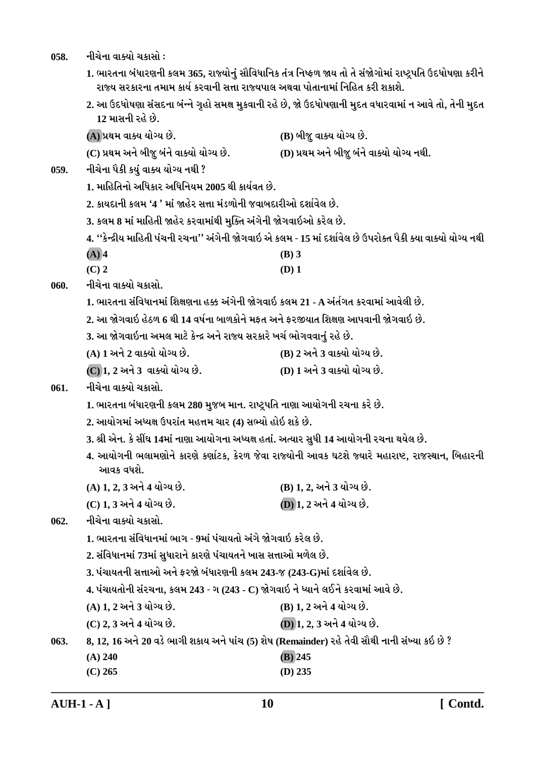058. નીચેના વાક્યો ચકાસો :

1. ભારતના બંધારણની કલમ 365, રાજ્યોનું સૌવિધાનિક તંત્ર નિષ્ફળ જાય તો તે સંજોગોમાં રાષ્ટ્રપતિ ઉદઘોષણા કરીને રાજ્ય સરકારના તમામ કાર્ય કરવાની સત્તા રાજ્યપાલ અથવા પોતાનામાં નિહિત કરી શકાશે.
2. આ ઉદઘોષણા સંસદના બંન્ને ગૃહો સમક્ષ મુકવાની રહે છે, જો ઉદઘોષણાની મુદત વધારવામાં ન આવે તો, તેની મુદત 12 માસની રહે છે.

(A) પ્રથમ વાક્ય યોગ્ય છે.
(B) બીજુ વાક્ય યોગ્ય છે.
(C) પ્રથમ અને બીજુ બંને વાક્યો યોગ્ય છે.
(D) પ્રથમ અને બીજુ બંને વાક્યો યોગ્ય નથી.

059. નીચેના પૈકી કયું વાક્ય યોગ્ય નથી ?

1. માહિતિનો અધિકાર અધિનિયમ 2005 થી કાર્યવત છે.
2. કાયદાની કલમ '4 ' માં જાહેર સત્તા મંડળોની જવાબદારીઓ દર્શાવેલ છે.
3. કલમ 8 માં માહિતી જાહેર કરવામાંથી મુક્તિ અંગેની જોગવાઇઓ કરેલ છે.
4. ''કેન્દ્રીય માહિતી પંચની રચના'' અંગેની જોગવાઈ એ કલમ - 15 માં દર્શાવેલ છે ઉપરોક્ત પૈકી ક્યા વાક્યો યોગ્ય નથી

(A) 4
(B) 3
(C) 2
(D) 1

060. નીચેના વાક્યો ચકાસો.

1. ભારતના સંવિધાનમાં શિક્ષણના હક્ક અંગેની જોગવાઇ કલમ 21 - A અંર્તગત કરવામાં આવેલી છે.
2. આ જોગવાઈ હેઠળ 6 થી 14 વર્ષના બાળકોને મફત અને ફરજીયાત શિક્ષણ આપવાની જોગવાઇ છે.
3. આ જોગવાઇના અમલ માટે કેન્દ્ર અને રાજ્ય સરકારે ખર્ચ ભોગવવાનું રહે છે.

(A) 1 અને 2 વાક્યો યોગ્ય છે.
(B) 2 અને 3 વાક્યો યોગ્ય છે.
(C) 1, 2 અને 3 વાક્યો યોગ્ય છે.
(D) 1 અને 3 વાક્યો યોગ્ય છે.

061. નીચેના વાક્યો ચકાસો.

1. ભારતના બંધારણની કલમ 280 મુજબ માન. રાષ્ટ્રપતિ નાણા આયોગની રચના કરે છે.
2. આયોગમાં અધ્યક્ષ ઉપરાંત મહત્તમ ચાર (4) સભ્યો હોઈ શકે છે.
3. શ્રી એન. કે સીંઘ 14માં નાણા આયોગના અધ્યક્ષ હતાં. અત્યાર સુધી 14 આયોગની રચના થયેલ છે.
4. આયોગની ભલામણોને કારણે કર્ણાટક, કેરળ જેવા રાજ્યોની આવક ઘટશે જ્યારે મહારાષ્ટ, રાજસ્થાન, બિહારની આવક વધશે.

(A) 1, 2, 3 અને 4 યોગ્ય છે.
(B) 1, 2, અને 3 યોગ્ય છે.
(C) 1, 3 અને 4 યોગ્ય છે.
(D) 1, 2 અને 4 યોગ્ય છે.

062. નીચેના વાક્યો ચકાસો.

1. ભારતના સંવિધાનમાં ભાગ - 9માં પંચાયતો અંગે જોગવાઇ કરેલ છે.
2. સંવિધાનમાં 73માં સુધારાને કારણે પંચાયતને ખાસ સત્તાઓ મળેલ છે.
3. પંચાયતની સત્તાઓ અને ફરજો બંધારણની કલમ 243-જ (243-G)માં દર્શાવેલ છે.
4. પંચાયતોની સંરચના, કલમ 243 - ગ (243 - C) જોગવાઇ ને ધ્યાને લઈને કરવામાં આવે છે.

(A) 1, 2 અને 3 યોગ્ય છે.
(B) 1, 2 અને 4 યોગ્ય છે.
(C) 2, 3 અને 4 યોગ્ય છે.
(D) 1, 2, 3 અને 4 યોગ્ય છે.

063. 8, 12, 16 અને 20 વડે ભાગી શકાય અને પાંચ (5) શેષ (Remainder) રહે તેવી સૌથી નાની સંખ્યા કઇ છે ?

(A) 240
(B) 245
(C) 265
(D) 235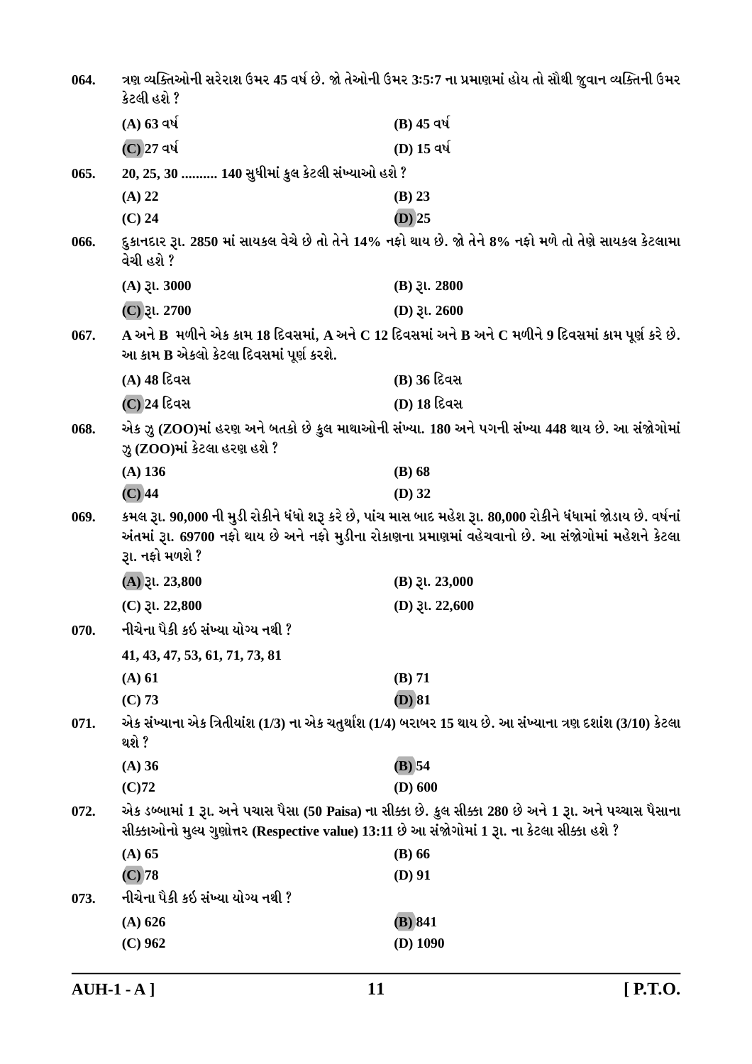064. ત્રણ વ્યક્તિઓની સરેરાશ ઉંમર 45 વર્ષ છે. જો તેઓની ઉંમર 3:5:7 ના પ્રમાણમાં હોય તો સૌથી જુવાન વ્યક્તિની ઉંમર કેટલી હશે ?

(A) 63 વર્ષ
(B) 45 વર્ષ
(C) 27 વર્ષ
(D) 15 વર્ષ

065. 20, 25, 30 .......... 140 સુધીમાં કુલ કેટલી સંખ્યાઓ હશે ?

(A) 22
(B) 23
(C) 24
(D) 25

066. દુકાનદાર રૂા. 2850 માં સાયકલ વેચે છે તો તેને 14% નફો થાય છે. જો તેને 8% નફો મળે તો તેણે સાયકલ કેટલામા વેચી હશે ?

(A) રૂા. 3000
(B) રૂા. 2800
(C) રૂા. 2700
(D) રૂા. 2600

067. A અને B મળીને એક કામ 18 દિવસમાં, A અને C 12 દિવસમાં અને B અને C મળીને 9 દિવસમાં કામ પૂર્ણ કરે છે. આ કામ B એકલો કેટલા દિવસમાં પૂર્ણ કરશે.

(A) 48 દિવસ
(B) 36 દિવસ
(C) 24 દિવસ
(D) 18 દિવસ

068. એક ઝુ (ZOO)માં હરણ અને બતકો છે કુલ માથાઓની સંખ્યા. 180 અને પગની સંખ્યા 448 થાય છે. આ સંજોગોમાં ઝુ (ZOO)માં કેટલા હરણ હશે ?

(A) 136
(B) 68
(C) 44
(D) 32

069. કમલ રૂા. 90,000 ની મુડી રોકીને ધંધો શરૂ કરે છે, પાંચ માસ બાદ મહેશ રૂા. 80,000 રોકીને ધંધામાં જોડાય છે. વર્ષનાં અંતમાં રૂા. 69700 નફો થાય છે અને નફો મુડીના રોકાણના પ્રમાણમાં વહેચવાનો છે. આ સંજોગોમાં મહેશને કેટલા રૂા. નફો મળશે ?

(A) રૂા. 23,800
(B) રૂા. 23,000
(C) રૂા. 22,800
(D) રૂા. 22,600

070. નીચેના પૈકી કઈ સંખ્યા યોગ્ય નથી ?

41, 43, 47, 53, 61, 71, 73, 81

(A) 61
(B) 71
(C) 73
(D) 81

071. એક સંખ્યાના એક ત્રિતીયાંશ (1/3) ના એક ચતુર્થાંશ (1/4) બરાબર 15 થાય છે. આ સંખ્યાના ત્રણ દશાંશ (3/10) કેટલા થશે ?

(A) 36
(B) 54
(C)72
(D) 600

072. એક ડબ્બામાં 1 રૂા. અને પચાસ પૈસા (50 Paisa) ના સીક્કા છે. કુલ સીક્કા 280 છે અને 1 રૂા. અને પચ્ચાસ પૈસાના સીક્કાઓનો મુલ્ય ગુણોત્તર (Respective value) 13:11 છે આ સંજોગોમાં 1 રૂા. ના કેટલા સીક્કા હશે ?

(A) 65
(B) 66
(C) 78
(D) 91

073. નીચેના પૈકી કઈ સંખ્યા યોગ્ય નથી ?

(A) 626
(B) 841
(C) 962
(D) 1090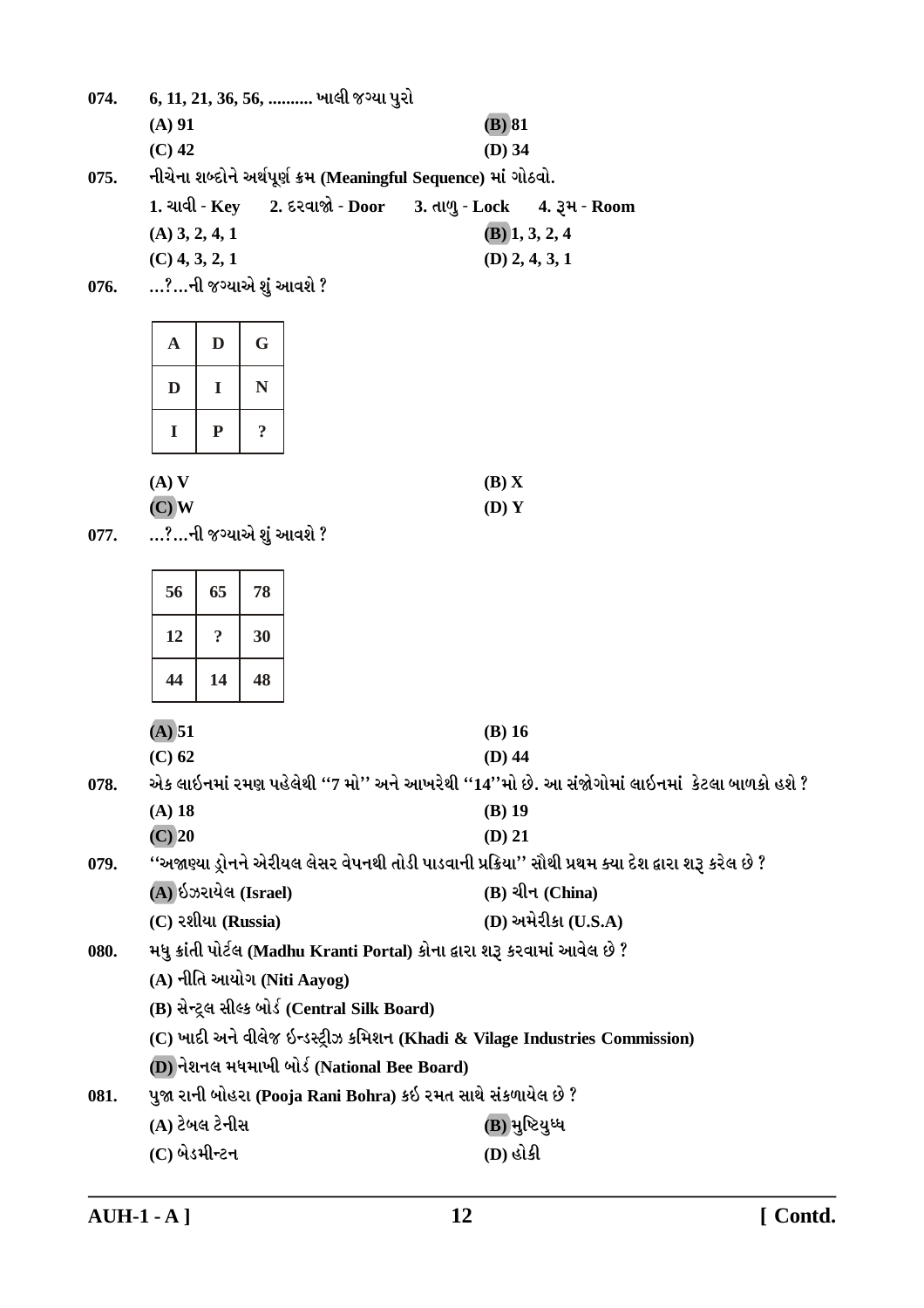074. 6, 11, 21, 36, 56, .......... ખાલી જગ્યા પુરો

(A) 91 | (B) 81

(C) 42 | (D) 34

075. નીચેના શબ્દોને અર્થપૂર્ણ ક્રમ (Meaningful Sequence) માં ગોઠવો.

1. ચાવી - Key  2. દરવાજો - Door  3. તાળુ - Lock  4. રૂમ - Room

(A) 3, 2, 4, 1 | (B) 1, 3, 2, 4

(C) 4, 3, 2, 1 | (D) 2, 4, 3, 1

076. ...?...ની જગ્યાએ શું આવશે ?

| A | D | G |
|---|---|---|
| D | I | N |
| I | P | ? |

(A) V | (B) X

(C) W | (D) Y

077. ...?...ની જગ્યાએ શું આવશે ?

| 56 | 65 | 78 |
|---|---|---|
| 12 | ? | 30 |
| 44 | 14 | 48 |

(A) 51 | (B) 16

(C) 62 | (D) 44

078. એક લાઈનમાં રમણ પહેલેથી ''7 મો'' અને આખરેથી ''14''મો છે. આ સંજોગોમાં લાઈનમાં કેટલા બાળકો હશે ?

(A) 18 | (B) 19

(C) 20 | (D) 21

079. ''અજાણ્યા ડ્રોનને એરીયલ લેસર વેપનથી તોડી પાડવાની પ્રક્રિયા'' સૌથી પ્રથમ ક્યા દેશ દ્વારા શરૂ કરેલ છે ?

(A) ઇઝરાયેલ (Israel) | (B) ચીન (China)

(C) રશીયા (Russia) | (D) અમેરીકા (U.S.A)

080. મધુ ક્રાંતી પોર્ટલ (Madhu Kranti Portal) કોના દ્વારા શરૂ કરવામાં આવેલ છે ?

(A) નીતિ આયોગ (Niti Aayog)

(B) સેન્ટ્રલ સીલ્ક બોર્ડ (Central Silk Board)

(C) ખાદી અને વીલેજ ઇન્ડસ્ટ્રીઝ કમિશન (Khadi & Vilage Industries Commission)

(D) નેશનલ મધમાખી બોર્ડ (National Bee Board)

081. પુજા રાની બોહરા (Pooja Rani Bohra) કઇ રમત સાથે સંકળાયેલ છે ?

(A) ટેબલ ટેનીસ | (B) મુષ્ટિયુધ્ધ

(C) બેડમીન્ટન | (D) હોકી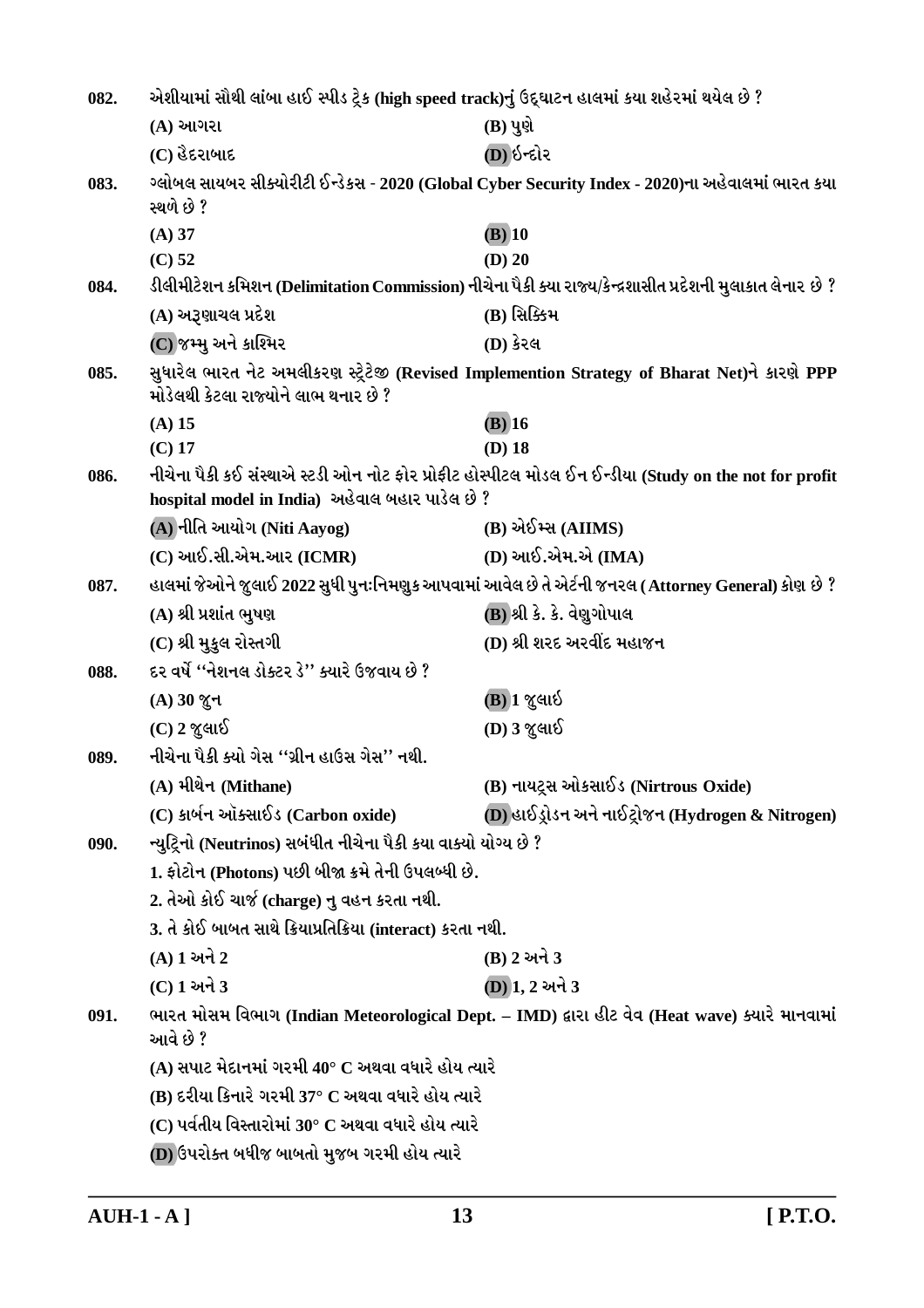082. એશીયામાં સૌથી લાંબા હાઈ સ્પીડ ટ્રેક (high speed track)નું ઉદ્દ્ઘાટન હાલમાં કયા શહેરમાં થયેલ છે ?

(A) આગરા
(B) પુણે
(C) હૈદરાબાદ
(D) ઈન્દોર

083. ગ્લોબલ સાયબર સીક્યોરીટી ઈન્ડેકસ - 2020 (Global Cyber Security Index - 2020)ના અહેવાલમાં ભારત કયા સ્થળે છે ?

(A) 37
(B) 10
(C) 52
(D) 20

084. ડીલીમીટેશન કમિશન (Delimitation Commission) નીચેના પૈકી ક્યા રાજ્ય/કેન્દ્રશાસીત પ્રદેશની મુલાકાત લેનાર છે ?

(A) અરૂણાચલ પ્રદેશ
(B) સિક્કિમ
(C) જમ્મુ અને કાશ્મિર
(D) કેરલ

085. સુધારેલ ભારત નેટ અમલીકરણ સ્ટ્રેટેજી (Revised Implemention Strategy of Bharat Net)ને કારણે PPP મોડેલથી કેટલા રાજ્યોને લાભ થનાર છે ?

(A) 15
(B) 16
(C) 17
(D) 18

086. નીચેના પૈકી કઈ સંસ્થાએ સ્ટડી ઓન નોટ ફોર પ્રોફીટ હોસ્પીટલ મોડલ ઈન ઈન્ડીયા (Study on the not for profit hospital model in India) અહેવાલ બહાર પાડેલ છે ?

(A) નીતિ આયોગ (Niti Aayog)
(B) એઈમ્સ (AIIMS)
(C) આઈ.સી.એમ.આર (ICMR)
(D) આઈ.એમ.એ (IMA)

087. હાલમાં જેઓને જુલાઈ 2022 સુધી પુનઃનિમણુક આપવામાં આવેલ છે તે એટર્ની જનરલ (Attorney General) કોણ છે ?

(A) શ્રી પ્રશાંત ભુષણ
(B) શ્રી કે. કે. વેણુગોપાલ
(C) શ્રી મુકુલ રોસ્તગી
(D) શ્રી શરદ અરવીંદ મહાજન

088. દર વર્ષે ''નેશનલ ડોક્ટર ડે'' ક્યારે ઉજવાય છે ?

(A) 30 જુન
(B) 1 જુલાઈ
(C) 2 જુલાઈ
(D) 3 જુલાઈ

089. નીચેના પૈકી ક્યો ગેસ ''ગ્રીન હાઉસ ગેસ'' નથી.

(A) મીથેન (Mithane)
(B) નાયટ્રસ ઓકસાઈડ (Nirtrous Oxide)
(C) કાર્બન ઑક્સાઈડ (Carbon oxide)
(D) હાઈડ્રોજન અને નાઈટ્રોજન (Hydrogen & Nitrogen)

090. ન્યુટ્રિનો (Neutrinos) સબંધીત નીચેના પૈકી કયા વાક્યો યોગ્ય છે ?

1. ફોટોન (Photons) પછી બીજા ક્રમે તેની ઉપલબ્ધી છે.
2. તેઓ કોઈ ચાર્જ (charge) નુ વહન કરતા નથી.
3. તે કોઈ બાબત સાથે ક્રિયાપ્રતિક્રિયા (interact) કરતા નથી.

(A) 1 અને 2
(B) 2 અને 3
(C) 1 અને 3
(D) 1, 2 અને 3

091. ભારત મોસમ વિભાગ (Indian Meteorological Dept. – IMD) દ્વારા હીટ વેવ (Heat wave) ક્યારે માનવામાં આવે છે ?

(A) સપાટ મેદાનમાં ગરમી 40° C અથવા વધારે હોય ત્યારે
(B) દરીયા કિનારે ગરમી 37° C અથવા વધારે હોય ત્યારે
(C) પર્વતીય વિસ્તારોમાં 30° C અથવા વધારે હોય ત્યારે
(D) ઉપરોક્ત બધીજ બાબતો મુજબ ગરમી હોય ત્યારે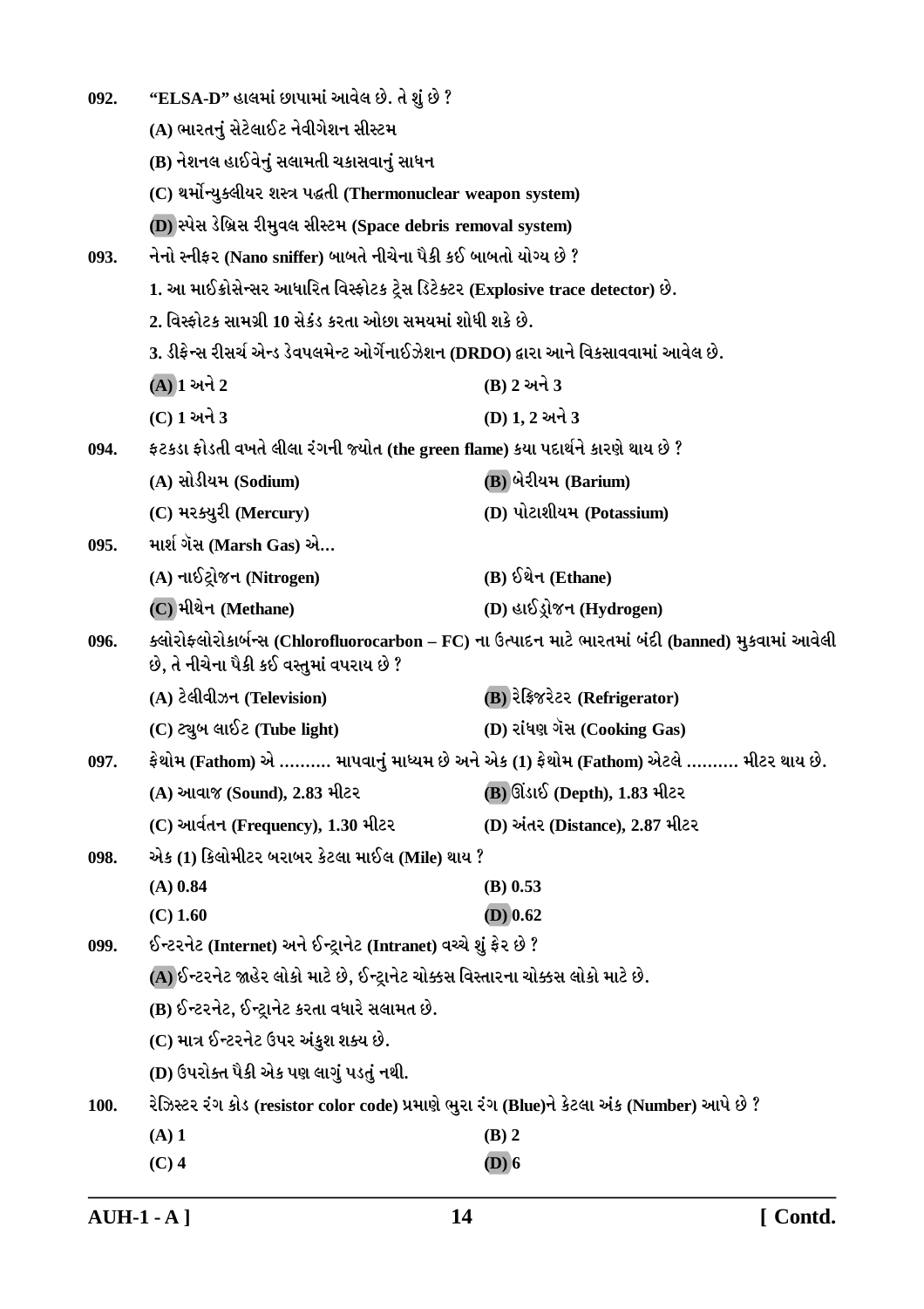092. "ELSA-D" હાલમાં છાપામાં આવેલ છે. તે શું છે ?

(A) ભારતનું સેટેલાઈટ નેવીગેશન સીસ્ટમ

(B) નેશનલ હાઈવેનું સલામતી ચકાસવાનું સાધન

(C) થર્મોન્યુક્લીયર શસ્ત્ર પદ્ધતી (Thermonuclear weapon system)

(D) સ્પેસ ડેબ્રિસ રીમુવલ સીસ્ટમ (Space debris removal system)

093. નેનો સ્નીફર (Nano sniffer) બાબતે નીચેના પૈકી કઈ બાબતો યોગ્ય છે ?

1. આ માઈક્રોસેન્સર આધારિત વિસ્ફોટક ટ્રેસ ડિટેક્ટર (Explosive trace detector) છે.

2. વિસ્ફોટક સામગ્રી 10 સેકંડ કરતા ઓછા સમયમાં શોધી શકે છે.

3. ડીફેન્સ રીસર્ચ એન્ડ ડેવપલમેન્ટ ઓર્ગેનાઈઝેશન (DRDO) દ્વારા આને વિકસાવવામાં આવેલ છે.

(A) 1 અને 2
(B) 2 અને 3
(C) 1 અને 3
(D) 1, 2 અને 3

094. ફટકડા ફોડતી વખતે લીલા રંગની જ્યોત (the green flame) કયા પદાર્થને કારણે થાય છે ?

(A) સોડીયમ (Sodium)
(B) બેરીયમ (Barium)
(C) મરક્યુરી (Mercury)
(D) પોટાશીયમ (Potassium)

095. માર્શ ગૅસ (Marsh Gas) એ...

(A) નાઈટ્રોજન (Nitrogen)
(B) ઈથેન (Ethane)
(C) મીથેન (Methane)
(D) હાઈડ્રોજન (Hydrogen)

096. ક્લોરોફ્લોરોકાર્બન્સ (Chlorofluorocarbon – FC) ના ઉત્પાદન માટે ભારતમાં બંદી (banned) મુકવામાં આવેલી છે, તે નીચેના પૈકી કઈ વસ્તુમાં વપરાય છે ?

(A) ટેલીવીઝન (Television)
(B) રેફ્રિજરેટર (Refrigerator)
(C) ટ્યુબ લાઈટ (Tube light)
(D) રાંધણ ગૅસ (Cooking Gas)

097. ફેથોમ (Fathom) એ ………. માપવાનું માધ્યમ છે અને એક (1) ફેથોમ (Fathom) એટલે ………. મીટર થાય છે.

(A) આવાજ (Sound), 2.83 મીટર
(B) ઊંડાઈ (Depth), 1.83 મીટર
(C) આર્વતન (Frequency), 1.30 મીટર
(D) અંતર (Distance), 2.87 મીટર

098. એક (1) કિલોમીટર બરાબર કેટલા માઈલ (Mile) થાય ?

(A) 0.84
(B) 0.53
(C) 1.60
(D) 0.62

099. ઈન્ટરનેટ (Internet) અને ઈન્ટ્રાનેટ (Intranet) વચ્ચે શું ફેર છે ?

(A) ઈન્ટરનેટ જાહેર લોકો માટે છે, ઈન્ટ્રાનેટ ચોક્કસ વિસ્તારના ચોક્કસ લોકો માટે છે.

(B) ઈન્ટરનેટ, ઈન્ટ્રાનેટ કરતા વધારે સલામત છે.

(C) માત્ર ઈન્ટરનેટ ઉપર અંકુશ શક્ય છે.

(D) ઉપરોક્ત પૈકી એક પણ લાગું પડતું નથી.

100. રેઝિસ્ટર રંગ કોડ (resistor color code) પ્રમાણે ભુરા રંગ (Blue)ને કેટલા અંક (Number) આપે છે ?

(A) 1
(B) 2
(C) 4
(D) 6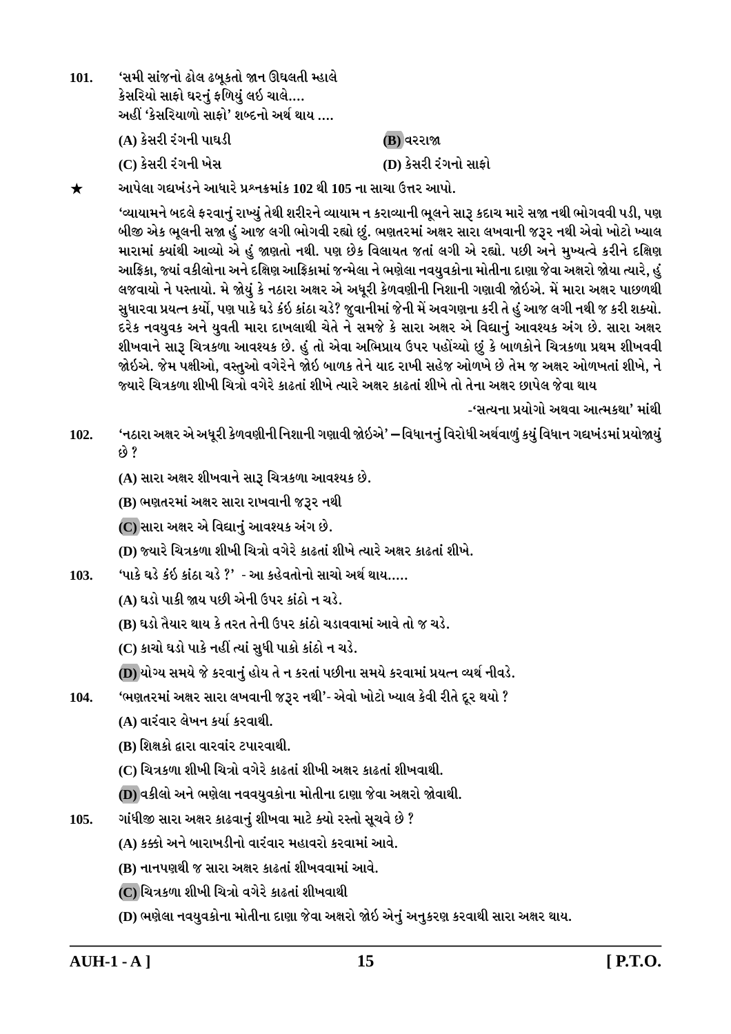101. 'સમી સાંજનો ઢોલ ઢબૂકતો જાન ઊઘલતી મ્હાલે
કેસરિયો સાફો ઘરનું ફળિયું લઈ ચાલે....
અહીં 'કેસરિયાળો સાફો' શબ્દનો અર્થ થાય ....

(A) કેસરી રંગની પાઘડી
(B) વરરાજા
(C) કેસરી રંગની ખેસ
(D) કેસરી રંગનો સાફો

★ આપેલા ગદ્યખંડને આધારે પ્રશ્નક્રમાંક 102 થી 105 ના સાચા ઉત્તર આપો.

'વ્યાયામને બદલે ફરવાનું રાખ્યું તેથી શરીરને વ્યાયામ ન કરાવ્યાની ભૂલને સારૂ કદાચ મારે સજા નથી ભોગવવી પડી, પણ બીજી એક ભૂલની સજા હું આજ લગી ભોગવી રહ્યો છું. ભણતરમાં અક્ષર સારા લખવાની જરૂર નથી એવો ખોટો ખ્યાલ મારામાં ક્યાંથી આવ્યો એ હું જાણતો નથી. પણ છેક વિલાયત જતાં લગી એ રહ્યો. પછી અને મુખ્યત્વે કરીને દક્ષિણ આફ્રિકા, જ્યાં વકીલોના અને દક્ષિણ આફ્રિકામાં જન્મેલા ને ભણેલા નવયુવકોના મોતીના દાણા જેવા અક્ષરો જોયા ત્યારે, હું લજવાયો ને પસ્તાયો. મે જોયું કે નઠારા અક્ષર એ અધૂરી કેળવણીની નિશાની ગણાવી જોઈએ. મેં મારા અક્ષર પાછળથી સુધારવા પ્રયત્ન કર્યો, પણ પાકે ઘડે કંઈ કાંઠા ચડે? જુવાનીમાં જેની મેં અવગણના કરી તે હું આજ લગી નથી જ કરી શક્યો. દરેક નવયુવક અને યુવતી મારા દાખલાથી ચેતે ને સમજે કે સારા અક્ષર એ વિદ્યાનું આવશ્યક અંગ છે. સારા અક્ષર શીખવાને સારૂ ચિત્રકળા આવશ્યક છે. હું તો એવા અભિપ્રાય ઉપર પહોંચ્યો છું કે બાળકોને ચિત્રકળા પ્રથમ શીખવવી જોઈએ. જેમ પક્ષીઓ, વસ્તુઓ વગેરેને જોઈ બાળક તેને યાદ રાખી સહેજ ઓળખે છે તેમ જ અક્ષર ઓળખતાં શીખે, ને જ્યારે ચિત્રકળા શીખી ચિત્રો વગેરે કાઢતાં શીખે ત્યારે અક્ષર કાઢતાં શીખે તો તેના અક્ષર છાપેલ જેવા થાય

-'સત્યના પ્રયોગો અથવા આત્મકથા' માંથી

102. 'નઠારા અક્ષર એ અધૂરી કેળવણીની નિશાની ગણાવી જોઈએ' – વિધાનનું વિરોધી અર્થવાળું કયું વિધાન ગદ્યખંડમાં પ્રયોજાયું છે ?

(A) સારા અક્ષર શીખવાને સારૂ ચિત્રકળા આવશ્યક છે.
(B) ભણતરમાં અક્ષર સારા રાખવાની જરૂર નથી
(C) સારા અક્ષર એ વિદ્યાનું આવશ્યક અંગ છે.
(D) જ્યારે ચિત્રકળા શીખી ચિત્રો વગેરે કાઢતાં શીખે ત્યારે અક્ષર કાઢતાં શીખે.

103. 'પાકે ઘડે કંઈ કાંઠા ચડે ?' - આ કહેવતોનો સાચો અર્થ થાય.....

(A) ઘડો પાકી જાય પછી એની ઉપર કાંઠો ન ચડે.
(B) ઘડો તૈયાર થાય કે તરત તેની ઉપર કાંઠો ચડાવવામાં આવે તો જ ચડે.
(C) કાચો ઘડો પાકે નહીં ત્યાં સુધી પાકો કાંઠો ન ચડે.
(D) યોગ્ય સમયે જે કરવાનું હોય તે ન કરતાં પછીના સમયે કરવામાં પ્રયત્ન વ્યર્થ નીવડે.

104. 'ભણતરમાં અક્ષર સારા લખવાની જરૂર નથી'- એવો ખોટો ખ્યાલ કેવી રીતે દૂર થયો ?

(A) વારંવાર લેખન કર્યા કરવાથી.
(B) શિક્ષકો દ્વારા વારંવાર ટપારવાથી.
(C) ચિત્રકળા શીખી ચિત્રો વગેરે કાઢતાં શીખી અક્ષર કાઢતાં શીખવાથી.
(D) વકીલો અને ભણેલા નવયુવકોના મોતીના દાણા જેવા અક્ષરો જોવાથી.

105. ગાંધીજી સારા અક્ષર કાઢવાનું શીખવા માટે ક્યો રસ્તો સૂચવે છે ?

(A) કક્કો અને બારાખડીનો વારંવાર મહાવરો કરવામાં આવે.
(B) નાનપણથી જ સારા અક્ષર કાઢતાં શીખવવામાં આવે.
(C) ચિત્રકળા શીખી ચિત્રો વગેરે કાઢતાં શીખવાથી
(D) ભણેલા નવયુવકોના મોતીના દાણા જેવા અક્ષરો જોઈ એનું અનુકરણ કરવાથી સારા અક્ષર થાય.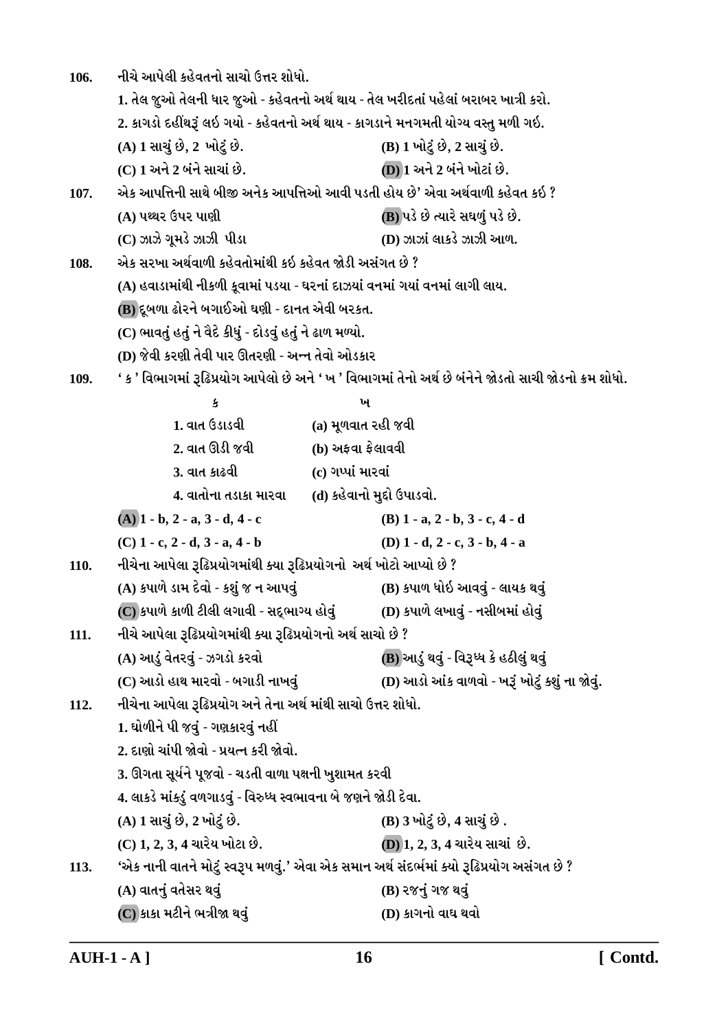**106.** નીચે આપેલી કહેવતનો સાચો ઉત્તર શોધો.

1. તેલ જુઓ તેલની ધાર જુઓ - કહેવતનો અર્થ થાય - તેલ ખરીદતાં પહેલાં બરાબર ખાત્રી કરો.

2. કાગડો દહીંથરૂં લઈ ગયો - કહેવતનો અર્થ થાય - કાગડાને મનગમતી યોગ્ય વસ્તુ મળી ગઈ.

(A) 1 સાચું છે, 2 ખોટું છે.
(B) 1 ખોટું છે, 2 સાચું છે.
(C) 1 અને 2 બંને સાચાં છે.
(D) 1 અને 2 બંને ખોટાં છે.

**107.** એક આપત્તિની સાથે બીજી અનેક આપત્તિઓ આવી પડતી હોય છે' એવા અર્થવાળી કહેવત કઈ ?

(A) પથ્થર ઉપર પાણી
(B) પડે છે ત્યારે સઘળું પડે છે.
(C) ઝાઝે ગૂમડે ઝાઝી પીડા
(D) ઝાઝાં લાકડે ઝાઝી આળ.

**108.** એક સરખા અર્થવાળી કહેવતોમાંથી કઈ કહેવત જોડી અસંગત છે ?

(A) હવાડામાંથી નીકળી કૂવામાં પડયા - ઘરનાં દાઝયાં વનમાં ગયાં વનમાં લાગી લાય.
(B) દૂબળા ઢોરને બગાઈઓ ઘણી - દાનત એવી બરકત.
(C) ભાવતું હતું ને વૈદે કીધું - દોડવું હતું ને ઢાળ મળ્યો.
(D) જેવી કરણી તેવી પાર ઊતરણી - અન્ન તેવો ઓડકાર

**109.** ' ક ' વિભાગમાં રૂઢિપ્રયોગ આપેલો છે અને ' ખ ' વિભાગમાં તેનો અર્થ છે બંનેને જોડતો સાચી જોડનો ક્રમ શોધો.

| ક | ખ |
|---|---|
| 1. વાત ઉડાડવી | (a) મૂળવાત રહી જવી |
| 2. વાત ઊડી જવી | (b) અફવા ફેલાવવી |
| 3. વાત કાઢવી | (c) ગપ્પાં મારવાં |
| 4. વાતોના તડાકા મારવા | (d) કહેવાનો મુદ્દો ઉપાડવો. |

(A) 1 - b, 2 - a, 3 - d, 4 - c
(B) 1 - a, 2 - b, 3 - c, 4 - d
(C) 1 - c, 2 - d, 3 - a, 4 - b
(D) 1 - d, 2 - c, 3 - b, 4 - a

**110.** નીચેના આપેલા રૂઢિપ્રયોગમાંથી ક્યા રૂઢિપ્રયોગનો અર્થ ખોટો આપ્યો છે ?

(A) કપાળે ડામ દેવો - કશું જ ન આપવું
(B) કપાળ ધોઈ આવવું - લાયક થવું
(C) કપાળે કાળી ટીલી લગાવી - સદ્દભાગ્ય હોવું
(D) કપાળે લખાવું - નસીબમાં હોવું

**111.** નીચે આપેલા રૂઢિપ્રયોગમાંથી ક્યા રૂઢિપ્રયોગનો અર્થ સાચો છે ?

(A) આડું વેતરવું - ઝગડો કરવો
(B) આડું થવું - વિરૂધ્ધ કે હઠીલું થવું
(C) આડો હાથ મારવો - બગાડી નાખવું
(D) આડો આંક વાળવો - ખરૂં ખોટું કશું ના જોવું.

**112.** નીચેના આપેલા રૂઢિપ્રયોગ અને તેના અર્થ માંથી સાચો ઉત્તર શોધો.

1. ઘોળીને પી જવું - ગણકારવું નહીં
2. દાણો ચાંપી જોવો - પ્રયત્ન કરી જોવો.
3. ઊગતા સૂર્યને પૂજવો - ચડતી વાળા પક્ષની ખુશામત કરવી
4. લાકડે માંકડું વળગાડવું - વિરુધ્ધ સ્વભાવના બે જણને જોડી દેવા.

(A) 1 સાચું છે, 2 ખોટું છે.
(B) 3 ખોટું છે, 4 સાચું છે .
(C) 1, 2, 3, 4 ચારેય ખોટા છે.
(D) 1, 2, 3, 4 ચારેય સાચાં છે.

**113.** 'એક નાની વાતને મોટું સ્વરૂપ મળવું.' એવા એક સમાન અર્થ સંદર્ભમાં ક્યો રૂઢિપ્રયોગ અસંગત છે ?

(A) વાતનું વતેસર થવું
(B) રજનું ગજ થવું
(C) કાકા મટીને ભત્રીજા થવું
(D) કાગનો વાઘ થવો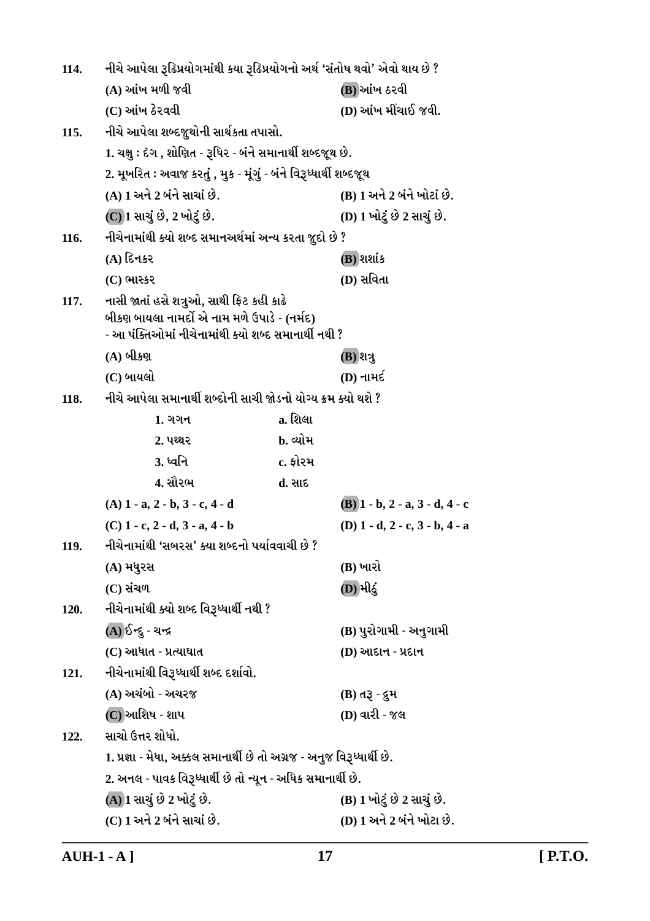**114.** નીચે આપેલા રૂઢિપ્રયોગમાંથી કયા રૂઢિપ્રયોગનો અર્થ 'સંતોષ થવો' એવો થાય છે ?

(A) આંખ મળી જવી
(B) આંખ ઠરવી
(C) આંખ ઠેરવવી
(D) આંખ મીંચાઈ જવી.

**115.** નીચે આપેલા શબ્દજૂથોની સાર્થકતા તપાસો.

1. ચક્ષુ : દંગ , શોણિત - રૂધિર - બંને સમાનાર્થી શબ્દજૂથ છે.

2. મૂખરિત : અવાજ કરતું , મુક - મૂંગું - બંને વિરૂધ્ધાર્થી શબ્દજૂથ

(A) 1 અને 2 બંને સાચાં છે.
(B) 1 અને 2 બંને ખોટાં છે.
(C) 1 સાચું છે, 2 ખોટું છે.
(D) 1 ખોટું છે 2 સાચું છે.

**116.** નીચેનામાંથી ક્યો શબ્દ સમાનઅર્થમાં અન્ય કરતા જુદો છે ?

(A) દિનકર
(B) શશાંક
(C) ભાસ્કર
(D) સવિતા

**117.** નાસી જાતાં હસે શત્રુઓ, સાથી ફિટ કહી કાઢે
બીકણ બાયલા નામર્દો એ નામ મળે ઉપાડે - (નર્મદ)
- આ પંક્તિઓમાં નીચેનામાંથી ક્યો શબ્દ સમાનાર્થી નથી ?

(A) બીકણ
(B) શત્રુ
(C) બાયલો
(D) નામર્દ

**118.** નીચે આપેલા સમાનાર્થી શબ્દોની સાચી જોડનો યોગ્ય ક્રમ ક્યો થશે ?

| | |
|---|---|
| 1. ગગન | a. શિલા |
| 2. પથ્થર | b. વ્યોમ |
| 3. ધ્વનિ | c. ફોરમ |
| 4. સૌરભ | d. સાદ |

(A) 1 - a, 2 - b, 3 - c, 4 - d
(B) 1 - b, 2 - a, 3 - d, 4 - c
(C) 1 - c, 2 - d, 3 - a, 4 - b
(D) 1 - d, 2 - c, 3 - b, 4 - a

**119.** નીચેનામાંથી 'સબરસ' ક્યા શબ્દનો પર્યાવવાચી છે ?

(A) મધુરસ
(B) ખારો
(C) સંચળ
(D) મીઠું

**120.** નીચેનામાંથી ક્યો શબ્દ વિરૂધ્ધાર્થી નથી ?

(A) ઈન્દુ - ચન્દ્ર
(B) પુરોગામી - અનુગામી
(C) આઘાત - પ્રત્યાઘાત
(D) આદાન - પ્રદાન

**121.** નીચેનામાંથી વિરૂધ્ધાર્થી શબ્દ દર્શાવો.

(A) અચંબો - અચરજ
(B) તરૂ - દ્રુમ
(C) આશિષ - શાપ
(D) વારી - જલ

**122.** સાચો ઉત્તર શોધો.

1. પ્રજ્ઞા - મેધા, અક્કલ સમાનાર્થી છે તો અગ્રજ - અનુજ વિરૂધ્ધાર્થી છે.

2. અનલ - પાવક વિરૂધ્ધાર્થી છે તો ન્યૂન - અધિક સમાનાર્થી છે.

(A) 1 સાચું છે 2 ખોટું છે.
(B) 1 ખોટું છે 2 સાચું છે.
(C) 1 અને 2 બંને સાચાં છે.
(D) 1 અને 2 બંને ખોટા છે.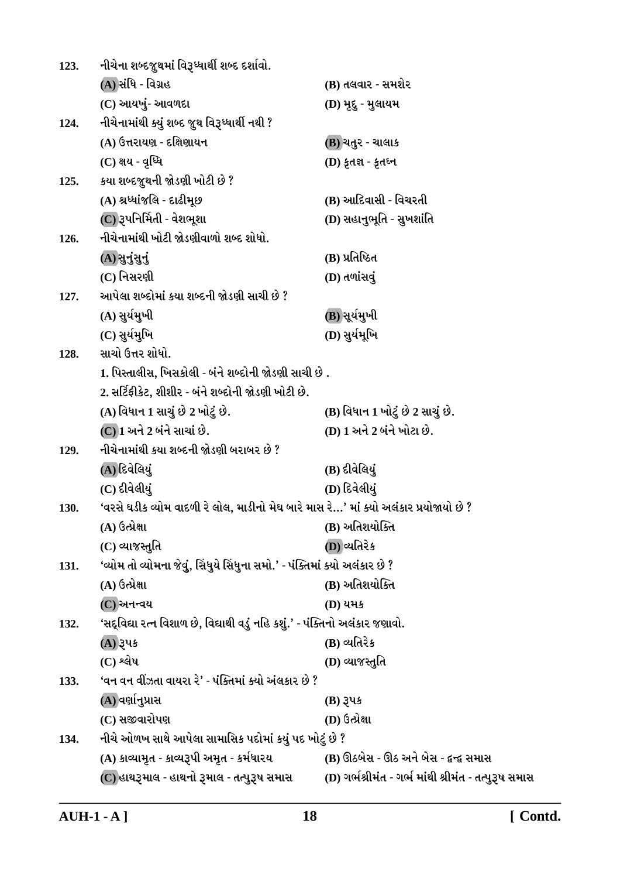123. નીચેના શબ્દજૂથમાં વિરૂધ્ધાર્થી શબ્દ દર્શાવો.

(A) સંધિ - વિગ્રહ
(B) તલવાર - સમશેર
(C) આયખું- આવળદા
(D) મૃદુ - મુલાયમ

124. નીચેનામાંથી ક્યું શબ્દ જુથ વિરૂધ્ધાર્થી નથી ?

(A) ઉત્તરાયણ - દક્ષિણાયન
(B) ચતુર - ચાલાક
(C) ક્ષય - વૃધ્ધિ
(D) કૃતજ્ઞ - કૃતઘ્ન

125. કયા શબ્દજૂથની જોડણી ખોટી છે ?

(A) શ્રધ્ધાંજલિ - દાઢીમૂછ
(B) આદિવાસી - વિચરતી
(C) રૂપનિર્મિતી - વેશભૂશા
(D) સહાનુભૂતિ - સુખશાંતિ

126. નીચેનામાંથી ખોટી જોડણીવાળો શબ્દ શોધો.

(A) સુનુંસુનું
(B) પ્રતિષ્ઠિત
(C) નિસરણી
(D) તળાંસવું

127. આપેલા શબ્દોમાં કયા શબ્દની જોડણી સાચી છે ?

(A) સુર્યમુખી
(B) સૂર્યમુખી
(C) સુર્યમુખિ
(D) સુર્યમૂખિ

128. સાચો ઉત્તર શોધો.

1. પિસ્તાલીસ, ખિસકોલી - બંને શબ્દોની જોડણી સાચી છે .
2. સર્ટિફીકેટ, શીશીર - બંને શબ્દોની જોડણી ખોટી છે.

(A) વિધાન 1 સાચું છે 2 ખોટું છે.
(B) વિધાન 1 ખોટું છે 2 સાચું છે.
(C) 1 અને 2 બંને સાચાં છે.
(D) 1 અને 2 બંને ખોટા છે.

129. નીચેનામાંથી કયા શબ્દની જોડણી બરાબર છે ?

(A) દિવેલિયું
(B) દીવેલિયું
(C) દીવેલીયું
(D) દિવેલીયું

130. 'વરસે ઘડીક વ્યોમ વાદળી રે લોલ, માડીનો મેઘ બારે માસ રે...' માં ક્યો અલંકાર પ્રયોજાયો છે ?

(A) ઉત્પ્રેક્ષા
(B) અતિશયોક્તિ
(C) વ્યાજસ્તુતિ
(D) વ્યતિરેક

131. 'વ્યોમ તો વ્યોમના જેવું, સિંધુયે સિંધુના સમો.' - પંક્તિમાં ક્યો અલંકાર છે ?

(A) ઉત્પ્રેક્ષા
(B) અતિશયોક્તિ
(C) અનન્વય
(D) યમક

132. 'સદ્‌વિદ્યા રત્ન વિશાળ છે, વિદ્યાથી વડું નહિ કશું.' - પંક્તિનો અલંકાર જણાવો.

(A) રૂપક
(B) વ્યતિરેક
(C) શ્લેષ
(D) વ્યાજસ્તુતિ

133. 'વન વન વીંઝતા વાયરા રે' - પંક્તિમાં ક્યો અંલકાર છે ?

(A) વર્ણાનુપ્રાસ
(B) રૂપક
(C) સજીવારોપણ
(D) ઉત્પ્રેક્ષા

134. નીચે ઓળખ સાથે આપેલા સામાસિક પદોમાં કયું પદ ખોટું છે ?

(A) કાવ્યામૃત - કાવ્યરૂપી અમૃત - કર્મધારય
(B) ઊઠબેસ - ઊઠ અને બેસ - દ્વન્દ્વ સમાસ
(C) હાથરૂમાલ - હાથનો રૂમાલ - તત્પુરૂષ સમાસ
(D) ગર્ભશ્રીમંત - ગર્ભ માંથી શ્રીમંત - તત્પુરૂષ સમાસ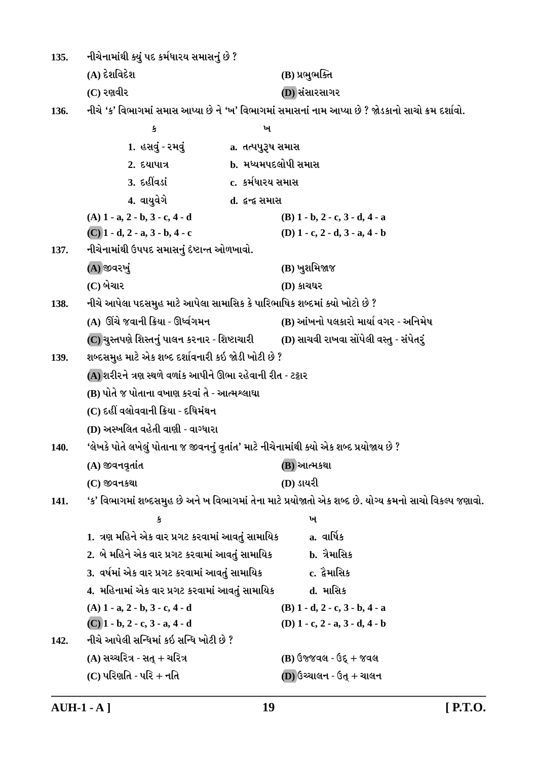**135.** નીચેનામાંથી ક્યું પદ કર્મધારય સમાસનું છે ?

(A) દેશવિદેશ
(B) પ્રભુભક્તિ
(C) રણવીર
(D) સંસારસાગર

**136.** નીચે 'ક' વિભાગમાં સમાસ આપ્યા છે ને 'ખ' વિભાગમાં સમાસનાં નામ આપ્યા છે ? જોડકાનો સાચો ક્રમ દર્શાવો.

| ક | ખ |
|---|---|
| 1. હસવું - રમવું | a. તત્પુરૂષ સમાસ |
| 2. દયાપાત્ર | b. મધ્યમપદલોપી સમાસ |
| 3. દહીંવડાં | c. કર્મધારય સમાસ |
| 4. વાયુવેગે | d. દ્વન્દ્વ સમાસ |

(A) 1 - a, 2 - b, 3 - c, 4 - d
(B) 1 - b, 2 - c, 3 - d, 4 - a
(C) 1 - d, 2 - a, 3 - b, 4 - c
(D) 1 - c, 2 - d, 3 - a, 4 - b

**137.** નીચેનામાંથી ઉપપદ સમાસનું દૃષ્ટાન્ત ઓળખાવો.

(A) જીવરખું
(B) ખુશમિજાજ
(C) બેચાર
(D) કાચઘર

**138.** નીચે આપેલા પદસમુહ માટે આપેલા સામાસિક કે પારિભાષિક શબ્દમાં ક્યો ખોટો છે ?

(A) ઊંચે જવાની ક્રિયા - ઊર્ધ્વગમન
(B) આંખનો પલકારો માર્યા વગર - અનિમેષ
(C) ચુસ્તપણે શિસ્તનું પાલન કરનાર - શિષ્ટાચારી
(D) સાચવી રાખવા સોંપેલી વસ્તુ - સંપેતરું

**139.** શબ્દસમુહ માટે એક શબ્દ દર્શાવનારી કઈ જોડી ખોટી છે ?

(A) શરીરને ત્રણ સ્થળે વળાંક આપીને ઊભા રહેવાની રીત - ટટ્ટાર
(B) પોતે જ પોતાના વખાણ કરવાં તે - આત્મશ્લાઘા
(C) દહીં વલોવવાની ક્રિયા - દધિમંથન
(D) અસ્ખલિત વહેતી વાણી - વાગ્ધારા

**140.** 'લેખકે પોતે લખેલું પોતાના જ જીવનનું વૃતાંત' માટે નીચેનામાંથી ક્યો એક શબ્દ પ્રયોજાય છે ?

(A) જીવનવૃતાંત
(B) આત્મકથા
(C) જીવનકથા
(D) ડાયરી

**141.** 'ક' વિભાગમાં શબ્દસમુહ છે અને ખ વિભાગમાં તેના માટે પ્રયોજાતો એક શબ્દ છે. યોગ્ય ક્રમનો સાચો વિકલ્પ જણાવો.

| ક | ખ |
|---|---|
| 1. ત્રણ મહિને એક વાર પ્રગટ કરવામાં આવતું સામાયિક | a. વાર્ષિક |
| 2. બે મહિને એક વાર પ્રગટ કરવામાં આવતું સામાયિક | b. ત્રૈમાસિક |
| 3. વર્ષમાં એક વાર પ્રગટ કરવામાં આવતું સામાયિક | c. દ્વૈમાસિક |
| 4. મહિનામાં એક વાર પ્રગટ કરવામાં આવતું સામાયિક | d. માસિક |

(A) 1 - a, 2 - b, 3 - c, 4 - d
(B) 1 - d, 2 - c, 3 - b, 4 - a
(C) 1 - b, 2 - c, 3 - a, 4 - d
(D) 1 - c, 2 - a, 3 - d, 4 - b

**142.** નીચે આપેલી સન્ધિમાં કઈ સન્ધિ ખોટી છે ?

(A) સચ્ચરિત્ર - સત્ + ચરિત્ર
(B) ઉજ્જવલ - ઉદ્ + જવલ
(C) પરિણતિ - પરિ + નતિ
(D) ઉચ્ચાલન - ઉત્ + ચાલન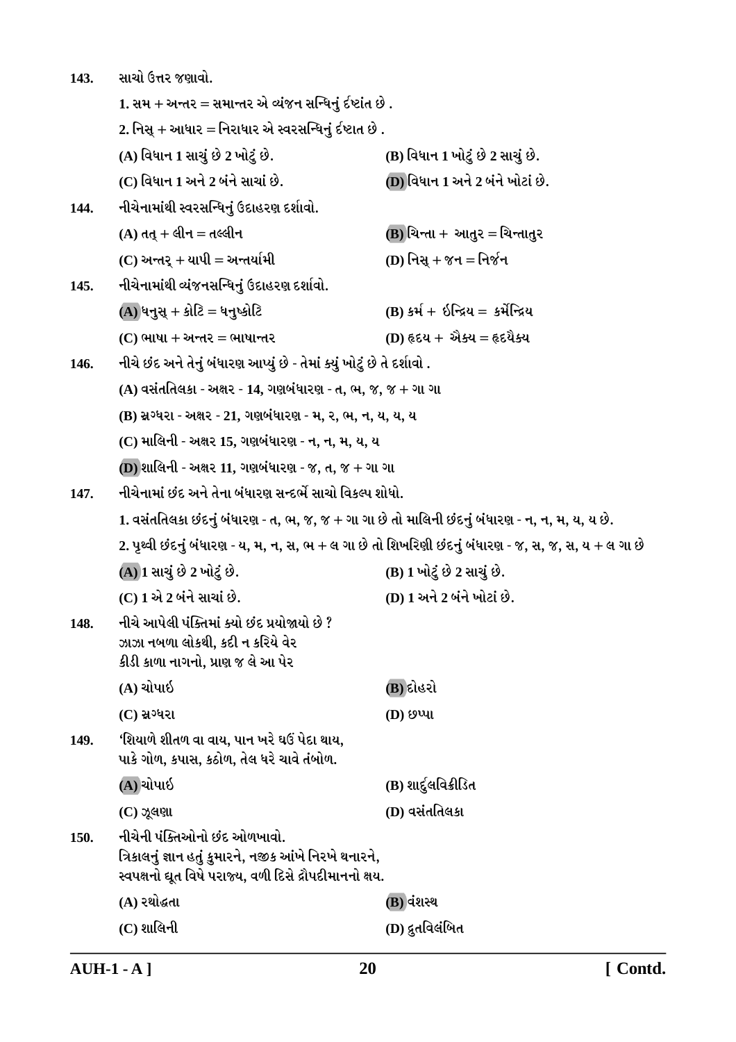**143.** સાચો ઉત્તર જણાવો.

1. સમ + અન્તર = સમાન્તર એ વ્યંજન સન્ધિનું દૃષ્ટાંત છે .

2. નિસ્ + આધાર = નિરાધાર એ સ્વરસન્ધિનું દૃષ્ટાત છે .

(A) વિધાન 1 સાચું છે 2 ખોટું છે.
(B) વિધાન 1 ખોટું છે 2 સાચું છે.
(C) વિધાન 1 અને 2 બંને સાચાં છે.
(D) વિધાન 1 અને 2 બંને ખોટાં છે.

**144.** નીચેનામાંથી સ્વરસન્ધિનું ઉદાહરણ દર્શાવો.

(A) તત્ + લીન = તલ્લીન
(B) ચિન્તા + આતુર = ચિન્તાતુર
(C) અન્તર્ + યાપી = અન્તર્યામી
(D) નિસ્ + જન = નિર્જન

**145.** નીચેનામાંથી વ્યંજનસન્ધિનું ઉદાહરણ દર્શાવો.

(A) ધનુસ્ + કોટિ = ધનુષ્કોટિ
(B) કર્મ + ઇન્દ્રિય = કર્મેન્દ્રિય
(C) ભાષા + અન્તર = ભાષાન્તર
(D) હૃદય + ઐક્ય = હૃદયૈક્ય

**146.** નીચે છંદ અને તેનું બંધારણ આપ્યું છે - તેમાં ક્યું ખોટું છે તે દર્શાવો .

(A) વસંતતિલકા - અક્ષર - 14, ગણબંધારણ - ત, ભ, જ, જ + ગા ગા
(B) સ્રગ્ધરા - અક્ષર - 21, ગણબંધારણ - મ, ર, ભ, ન, ય, ય, ય
(C) માલિની - અક્ષર 15, ગણબંધારણ - ન, ન, મ, ય, ય
(D) શાલિની - અક્ષર 11, ગણબંધારણ - જ, ત, જ + ગા ગા

**147.** નીચેનામાં છંદ અને તેના બંધારણ સન્દર્ભે સાચો વિકલ્પ શોધો.

1. વસંતતિલકા છંદનું બંધારણ - ત, ભ, જ, જ + ગા ગા છે તો માલિની છંદનું બંધારણ - ન, ન, મ, ય, ય છે.

2. પૃથ્વી છંદનું બંધારણ - ય, મ, ન, સ, ભ + લ ગા છે તો શિખરિણી છંદનું બંધારણ - જ, સ, જ, સ, ય + લ ગા છે

(A) 1 સાચું છે 2 ખોટું છે.
(B) 1 ખોટું છે 2 સાચું છે.
(C) 1 એ 2 બંને સાચાં છે.
(D) 1 અને 2 બંને ખોટાં છે.

**148.** નીચે આપેલી પંક્તિમાં ક્યો છંદ પ્રયોજાયો છે ?
ઝાઝા નબળા લોકથી, કદી ન કરિયે વેર
કીડી કાળા નાગનો, પ્રાણ જ લે આ પેર

(A) ચોપાઈ
(B) દોહરો
(C) સ્રગ્ધરા
(D) છપ્પા

**149.** 'શિયાળે શીતળ વા વાય, પાન ખરે ઘઉં પેદા થાય,
પાકે ગોળ, કપાસ, કઠોળ, તેલ ધરે ચાવે તંબોળ.

(A) ચોપાઈ
(B) શાર્દુલવિક્રીડિત
(C) ઝૂલણા
(D) વસંતતિલકા

**150.** નીચેની પંક્તિઓનો છંદ ઓળખાવો.
ત્રિકાલનું જ્ઞાન હતું કુમારને, નજીક આંખે નિરખે થનારને,
સ્વપક્ષનો દ્યૂત વિષે પરાજય, વળી દિસે દ્રૌપદીમાનનો ક્ષય.

(A) રથોદ્ધતા
(B) વંશસ્થ
(C) શાલિની
(D) દ્રુતવિલંબિત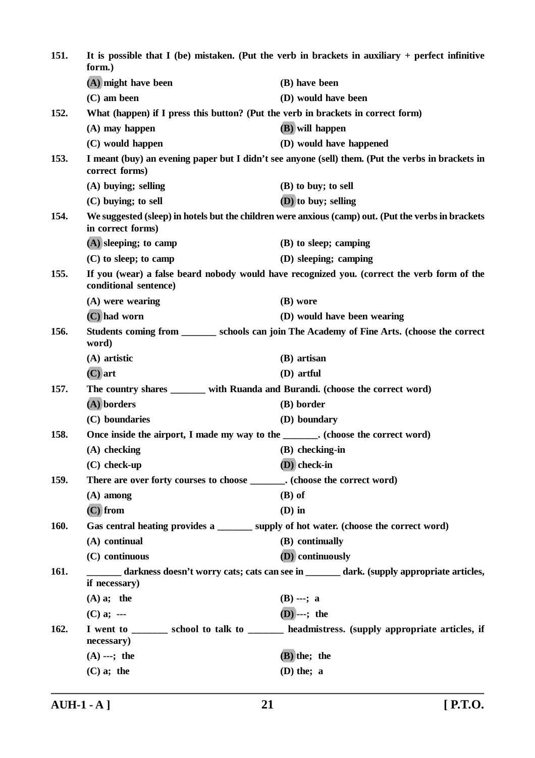**151.** It is possible that I (be) mistaken. (Put the verb in brackets in auxiliary + perfect infinitive form.)

(A) might have been  
(B) have been  
(C) am been  
(D) would have been

**152.** What (happen) if I press this button? (Put the verb in brackets in correct form)

(A) may happen  
(B) will happen  
(C) would happen  
(D) would have happened

**153.** I meant (buy) an evening paper but I didn't see anyone (sell) them. (Put the verbs in brackets in correct forms)

(A) buying; selling  
(B) to buy; to sell  
(C) buying; to sell  
(D) to buy; selling

**154.** We suggested (sleep) in hotels but the children were anxious (camp) out. (Put the verbs in brackets in correct forms)

(A) sleeping; to camp  
(B) to sleep; camping  
(C) to sleep; to camp  
(D) sleeping; camping

**155.** If you (wear) a false beard nobody would have recognized you. (correct the verb form of the conditional sentence)

(A) were wearing  
(B) wore  
(C) had worn  
(D) would have been wearing

**156.** Students coming from _______ schools can join The Academy of Fine Arts. (choose the correct word)

(A) artistic  
(B) artisan  
(C) art  
(D) artful

**157.** The country shares _______ with Ruanda and Burandi. (choose the correct word)

(A) borders  
(B) border  
(C) boundaries  
(D) boundary

**158.** Once inside the airport, I made my way to the _______. (choose the correct word)

(A) checking  
(B) checking-in  
(C) check-up  
(D) check-in

**159.** There are over forty courses to choose _______. (choose the correct word)

(A) among  
(B) of  
(C) from  
(D) in

**160.** Gas central heating provides a _______ supply of hot water. (choose the correct word)

(A) continual  
(B) continually  
(C) continuous  
(D) continuously

**161.** _______ darkness doesn't worry cats; cats can see in _______ dark. (supply appropriate articles, if necessary)

(A) a; the  
(B) ---; a  
(C) a; ---  
(D) ---; the

**162.** I went to _______ school to talk to _______ headmistress. (supply appropriate articles, if necessary)

(A) ---; the  
(B) the; the  
(C) a; the  
(D) the; a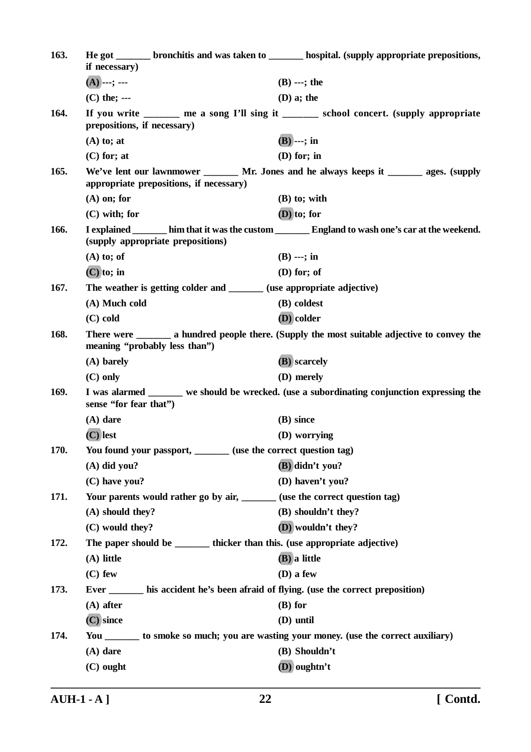163. He got _______ bronchitis and was taken to _______ hospital. (supply appropriate prepositions, if necessary)

(A) ---; --- (B) ---; the

(C) the; --- (D) a; the

164. If you write _______ me a song I'll sing it _______ school concert. (supply appropriate prepositions, if necessary)

(A) to; at (B) ---; in

(C) for; at (D) for; in

165. We've lent our lawnmower _______ Mr. Jones and he always keeps it _______ ages. (supply appropriate prepositions, if necessary)

(A) on; for (B) to; with

(C) with; for (D) to; for

166. I explained _______ him that it was the custom _______ England to wash one's car at the weekend. (supply appropriate prepositions)

(A) to; of (B) ---; in

(C) to; in (D) for; of

167. The weather is getting colder and _______ (use appropriate adjective)

(A) Much cold (B) coldest

(C) cold (D) colder

168. There were _______ a hundred people there. (Supply the most suitable adjective to convey the meaning "probably less than")

(A) barely (B) scarcely

(C) only (D) merely

169. I was alarmed _______ we should be wrecked. (use a subordinating conjunction expressing the sense "for fear that")

(A) dare (B) since

(C) lest (D) worrying

170. You found your passport, _______ (use the correct question tag)

(A) did you? (B) didn't you?

(C) have you? (D) haven't you?

171. Your parents would rather go by air, _______ (use the correct question tag)

(A) should they? (B) shouldn't they?

(C) would they? (D) wouldn't they?

172. The paper should be _______ thicker than this. (use appropriate adjective)

(A) little (B) a little

(C) few (D) a few

173. Ever _______ his accident he's been afraid of flying. (use the correct preposition)

(A) after (B) for

(C) since (D) until

174. You _______ to smoke so much; you are wasting your money. (use the correct auxiliary)

(A) dare (B) Shouldn't

(C) ought (D) oughtn't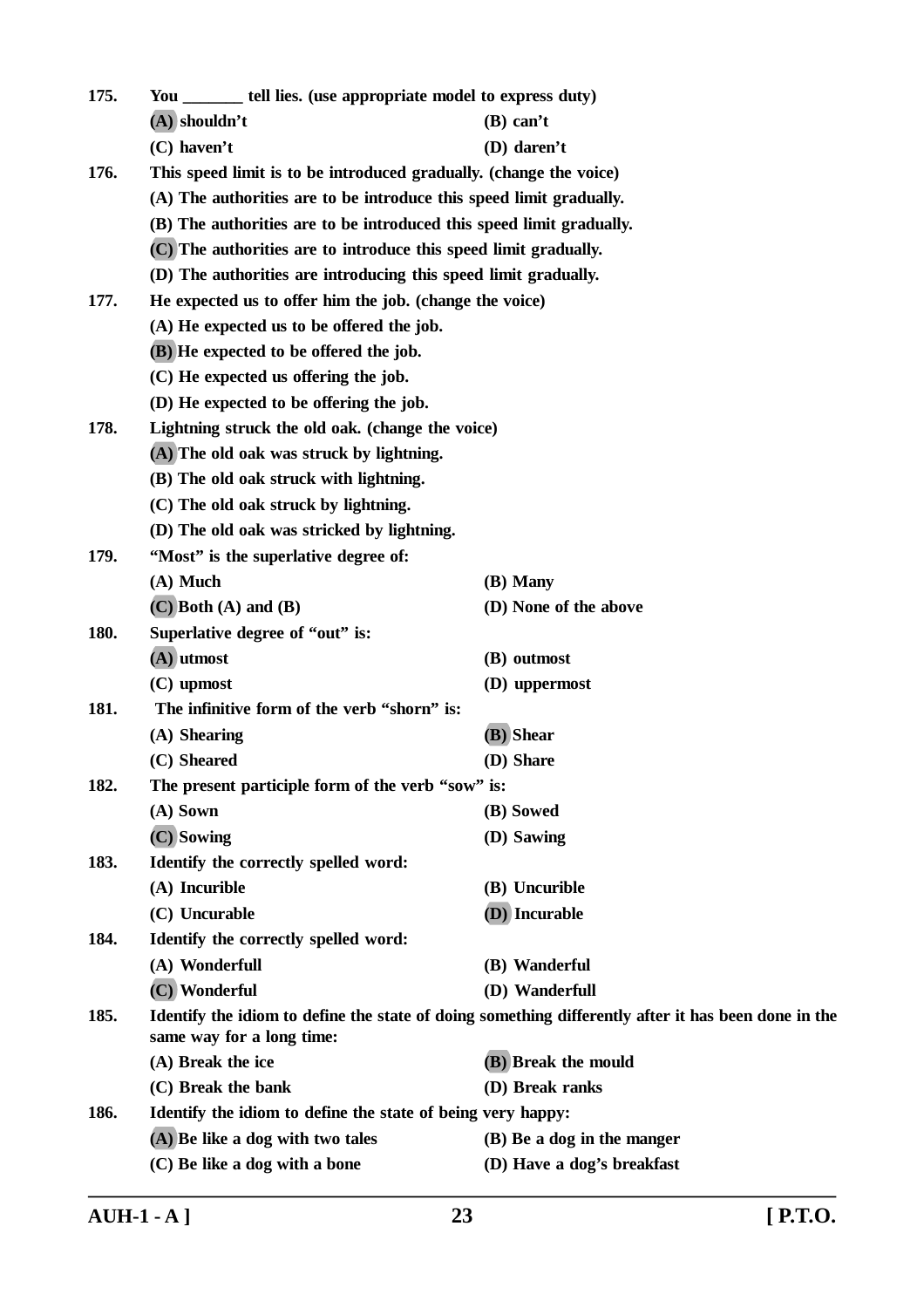**175.** **You _______ tell lies. (use appropriate model to express duty)**

**(A) shouldn't** **(B) can't**

**(C) haven't** **(D) daren't**

**176.** **This speed limit is to be introduced gradually. (change the voice)**

**(A) The authorities are to be introduce this speed limit gradually.**

**(B) The authorities are to be introduced this speed limit gradually.**

**(C) The authorities are to introduce this speed limit gradually.**

**(D) The authorities are introducing this speed limit gradually.**

**177.** **He expected us to offer him the job. (change the voice)**

**(A) He expected us to be offered the job.**

**(B) He expected to be offered the job.**

**(C) He expected us offering the job.**

**(D) He expected to be offering the job.**

**178.** **Lightning struck the old oak. (change the voice)**

**(A) The old oak was struck by lightning.**

**(B) The old oak struck with lightning.**

**(C) The old oak struck by lightning.**

**(D) The old oak was stricked by lightning.**

**179.** **"Most" is the superlative degree of:**

**(A) Much** **(B) Many**

**(C) Both (A) and (B)** **(D) None of the above**

**180.** **Superlative degree of "out" is:**

**(A) utmost** **(B) outmost**

**(C) upmost** **(D) uppermost**

**181.** **The infinitive form of the verb "shorn" is:**

**(A) Shearing** **(B) Shear**

**(C) Sheared** **(D) Share**

**182.** **The present participle form of the verb "sow" is:**

**(A) Sown** **(B) Sowed**

**(C) Sowing** **(D) Sawing**

**183.** **Identify the correctly spelled word:**

**(A) Incurible** **(B) Uncurible**

**(C) Uncurable** **(D) Incurable**

**184.** **Identify the correctly spelled word:**

**(A) Wonderfull** **(B) Wanderful**

**(C) Wonderful** **(D) Wanderfull**

**185.** **Identify the idiom to define the state of doing something differently after it has been done in the same way for a long time:**

**(A) Break the ice** **(B) Break the mould**

**(C) Break the bank** **(D) Break ranks**

**186.** **Identify the idiom to define the state of being very happy:**

**(A) Be like a dog with two tales** **(B) Be a dog in the manger**

**(C) Be like a dog with a bone** **(D) Have a dog's breakfast**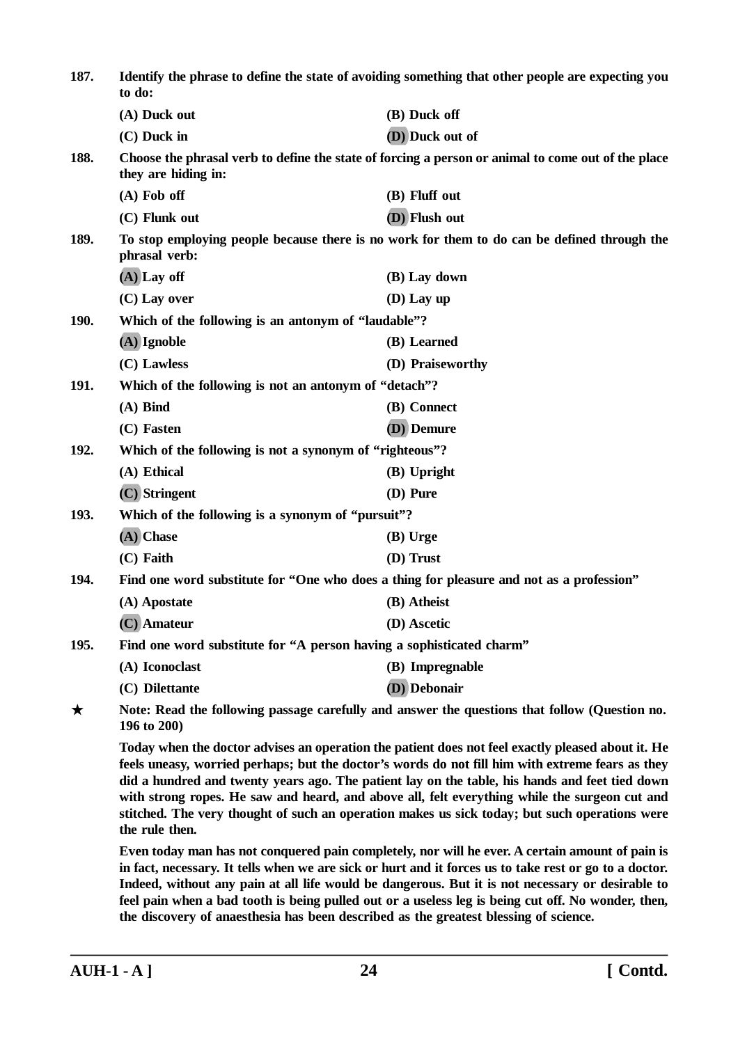**187.** **Identify the phrase to define the state of avoiding something that other people are expecting you to do:**

**(A) Duck out** **(B) Duck off**

**(C) Duck in** **(D) Duck out of**

**188.** **Choose the phrasal verb to define the state of forcing a person or animal to come out of the place they are hiding in:**

**(A) Fob off** **(B) Fluff out**

**(C) Flunk out** **(D) Flush out**

**189.** **To stop employing people because there is no work for them to do can be defined through the phrasal verb:**

**(A) Lay off** **(B) Lay down**

**(C) Lay over** **(D) Lay up**

**190.** **Which of the following is an antonym of "laudable"?**

**(A) Ignoble** **(B) Learned**

**(C) Lawless** **(D) Praiseworthy**

**191.** **Which of the following is not an antonym of "detach"?**

**(A) Bind** **(B) Connect**

**(C) Fasten** **(D) Demure**

**192.** **Which of the following is not a synonym of "righteous"?**

**(A) Ethical** **(B) Upright**

**(C) Stringent** **(D) Pure**

**193.** **Which of the following is a synonym of "pursuit"?**

**(A) Chase** **(B) Urge**

**(C) Faith** **(D) Trust**

**194.** **Find one word substitute for "One who does a thing for pleasure and not as a profession"**

**(A) Apostate** **(B) Atheist**

**(C) Amateur** **(D) Ascetic**

**195.** **Find one word substitute for "A person having a sophisticated charm"**

**(A) Iconoclast** **(B) Impregnable**

**(C) Dilettante** **(D) Debonair**

★ **Note: Read the following passage carefully and answer the questions that follow (Question no. 196 to 200)**

**Today when the doctor advises an operation the patient does not feel exactly pleased about it. He feels uneasy, worried perhaps; but the doctor's words do not fill him with extreme fears as they did a hundred and twenty years ago. The patient lay on the table, his hands and feet tied down with strong ropes. He saw and heard, and above all, felt everything while the surgeon cut and stitched. The very thought of such an operation makes us sick today; but such operations were the rule then.**

**Even today man has not conquered pain completely, nor will he ever. A certain amount of pain is in fact, necessary. It tells when we are sick or hurt and it forces us to take rest or go to a doctor. Indeed, without any pain at all life would be dangerous. But it is not necessary or desirable to feel pain when a bad tooth is being pulled out or a useless leg is being cut off. No wonder, then, the discovery of anaesthesia has been described as the greatest blessing of science.**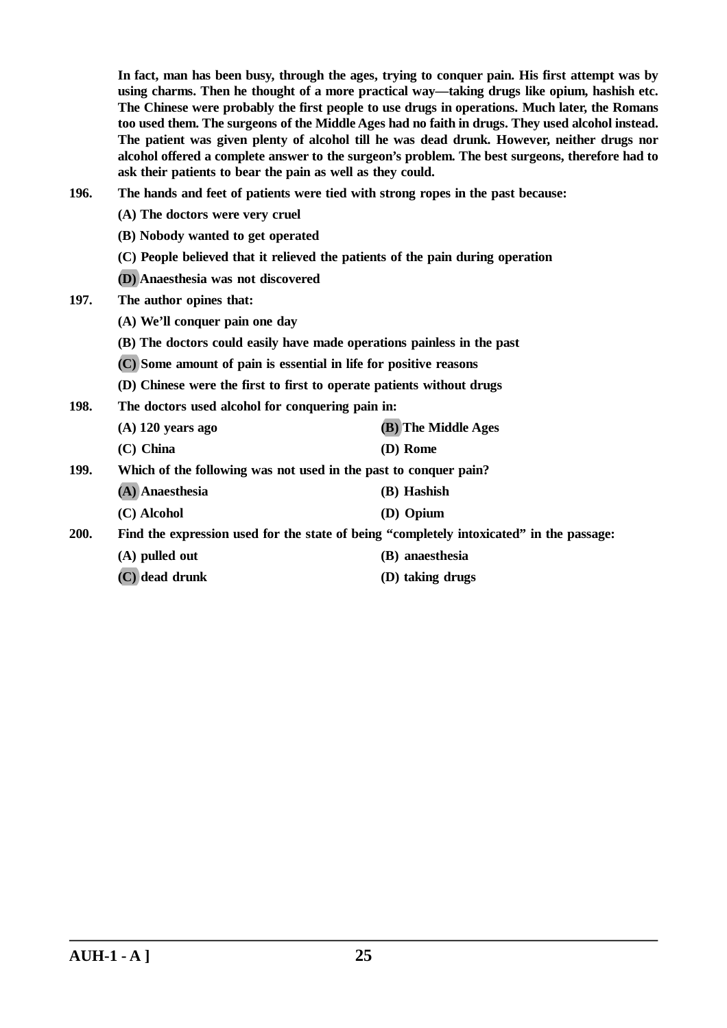**In fact, man has been busy, through the ages, trying to conquer pain. His first attempt was by using charms. Then he thought of a more practical way—taking drugs like opium, hashish etc. The Chinese were probably the first people to use drugs in operations. Much later, the Romans too used them. The surgeons of the Middle Ages had no faith in drugs. They used alcohol instead. The patient was given plenty of alcohol till he was dead drunk. However, neither drugs nor alcohol offered a complete answer to the surgeon's problem. The best surgeons, therefore had to ask their patients to bear the pain as well as they could.**

**196. The hands and feet of patients were tied with strong ropes in the past because:**

(A) The doctors were very cruel

(B) Nobody wanted to get operated

(C) People believed that it relieved the patients of the pain during operation

(D) Anaesthesia was not discovered

**197. The author opines that:**

(A) We'll conquer pain one day

(B) The doctors could easily have made operations painless in the past

(C) Some amount of pain is essential in life for positive reasons

(D) Chinese were the first to first to operate patients without drugs

**198. The doctors used alcohol for conquering pain in:**

(A) 120 years ago

(B) The Middle Ages

(C) China

(D) Rome

**199. Which of the following was not used in the past to conquer pain?**

(A) Anaesthesia

(B) Hashish

(C) Alcohol

(D) Opium

**200. Find the expression used for the state of being "completely intoxicated" in the passage:**

(A) pulled out

(B) anaesthesia

(C) dead drunk

(D) taking drugs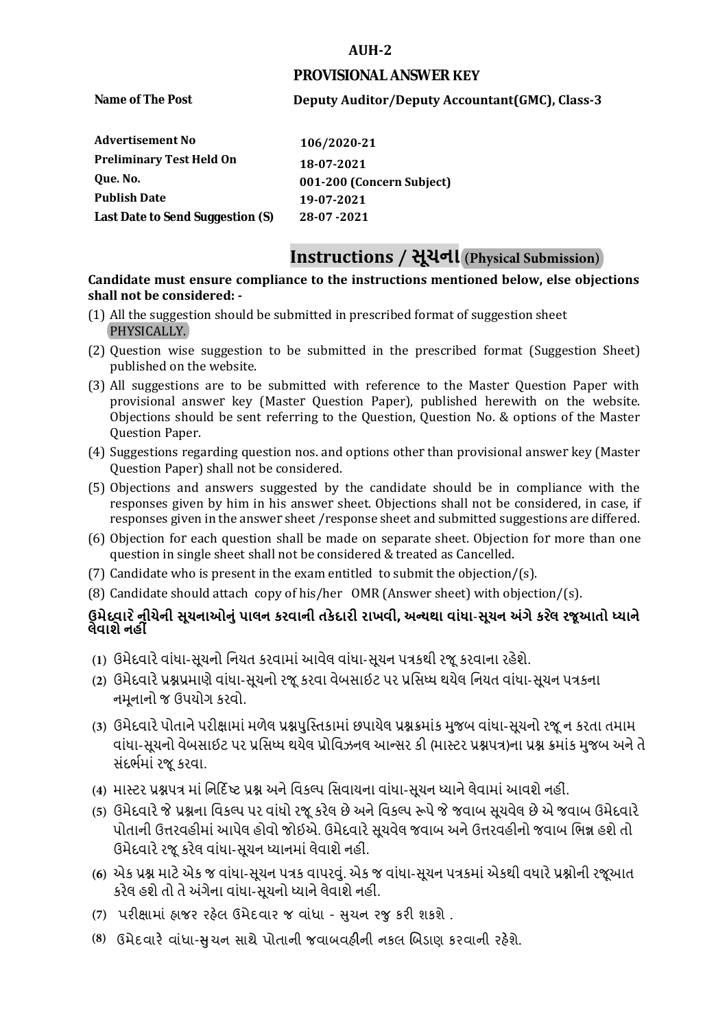# AUH-2

## PROVISIONAL ANSWER KEY

| | |
|---|---|
| **Name of The Post** | **Deputy Auditor/Deputy Accountant(GMC), Class-3** |
| **Advertisement No** | **106/2020-21** |
| **Preliminary Test Held On** | **18-07-2021** |
| **Que. No.** | **001-200 (Concern Subject)** |
| **Publish Date** | **19-07-2021** |
| **Last Date to Send Suggestion (S)** | **28-07 -2021** |

# Instructions / સૂચના (Physical Submission)

**Candidate must ensure compliance to the instructions mentioned below, else objections shall not be considered: -**

(1) All the suggestion should be submitted in prescribed format of suggestion sheet PHYSICALLY.

(2) Question wise suggestion to be submitted in the prescribed format (Suggestion Sheet) published on the website.

(3) All suggestions are to be submitted with reference to the Master Question Paper with provisional answer key (Master Question Paper), published herewith on the website. Objections should be sent referring to the Question, Question No. & options of the Master Question Paper.

(4) Suggestions regarding question nos. and options other than provisional answer key (Master Question Paper) shall not be considered.

(5) Objections and answers suggested by the candidate should be in compliance with the responses given by him in his answer sheet. Objections shall not be considered, in case, if responses given in the answer sheet /response sheet and submitted suggestions are differed.

(6) Objection for each question shall be made on separate sheet. Objection for more than one question in single sheet shall not be considered & treated as Cancelled.

(7) Candidate who is present in the exam entitled to submit the objection/(s).

(8) Candidate should attach copy of his/her OMR (Answer sheet) with objection/(s).

**ઉમેદવારે નીચેની સૂચનાઓનું પાલન કરવાની તકેદારી રાખવી, અન્યથા વાંધા-સૂચન અંગે કરેલ રજૂઆતો ધ્યાને લેવાશે નહીં**

(1) ઉમેદવારે વાંધા-સૂચનો નિયત કરવામાં આવેલ વાંધા-સૂચન પત્રકથી રજૂ કરવાના રહેશે.

(2) ઉમેદવારે પ્રશ્નપ્રમાણે વાંધા-સૂચનો રજૂ કરવા વેબસાઇટ પર પ્રસિધ્ધ થયેલ નિયત વાંધા-સૂચન પત્રકના નમૂનાનો જ ઉપયોગ કરવો.

(3) ઉમેદવારે પોતાને પરીક્ષામાં મળેલ પ્રશ્નપુસ્તિકામાં છપાયેલ પ્રશ્નક્રમાંક મુજબ વાંધા-સૂચનો રજૂ ન કરતા તમામ વાંધા-સૂચનો વેબસાઇટ પર પ્રસિધ્ધ થયેલ પ્રોવિઝનલ આન્સર કી (માસ્ટર પ્રશ્નપત્ર)ના પ્રશ્ન ક્રમાંક મુજબ અને તે સંદર્ભમાં રજૂ કરવા.

(4) માસ્ટર પ્રશ્નપત્ર માં નિર્દિષ્ટ પ્રશ્ન અને વિકલ્પ સિવાયના વાંધા-સૂચન ધ્યાને લેવામાં આવશે નહીં.

(5) ઉમેદવારે જે પ્રશ્નના વિકલ્પ પર વાંધો રજૂ કરેલ છે અને વિકલ્પ રૂપે જે જવાબ સૂચવેલ છે એ જવાબ ઉમેદવારે પોતાની ઉત્તરવહીમાં આપેલ હોવો જોઇએ. ઉમેદવારે સૂચવેલ જવાબ અને ઉત્તરવહીનો જવાબ ભિન્ન હશે તો ઉમેદવારે રજૂ કરેલ વાંધા-સૂચન ધ્યાનમાં લેવાશે નહીં.

(6) એક પ્રશ્ન માટે એક જ વાંધા-સૂચન પત્રક વાપરવું. એક જ વાંધા-સૂચન પત્રકમાં એકથી વધારે પ્રશ્નોની રજૂઆત કરેલ હશે તો તે અંગેના વાંધા-સૂચનો ધ્યાને લેવાશે નહીં.

(7) પરીક્ષામાં હાજર રહેલ ઉમેદવાર જ વાંધા - સુચન રજુ કરી શકશે .

(8) ઉમેદવારે વાંધા-સુચન સાથે પોતાની જવાબવહીની નકલ બિડાણ કરવાની રહેશે.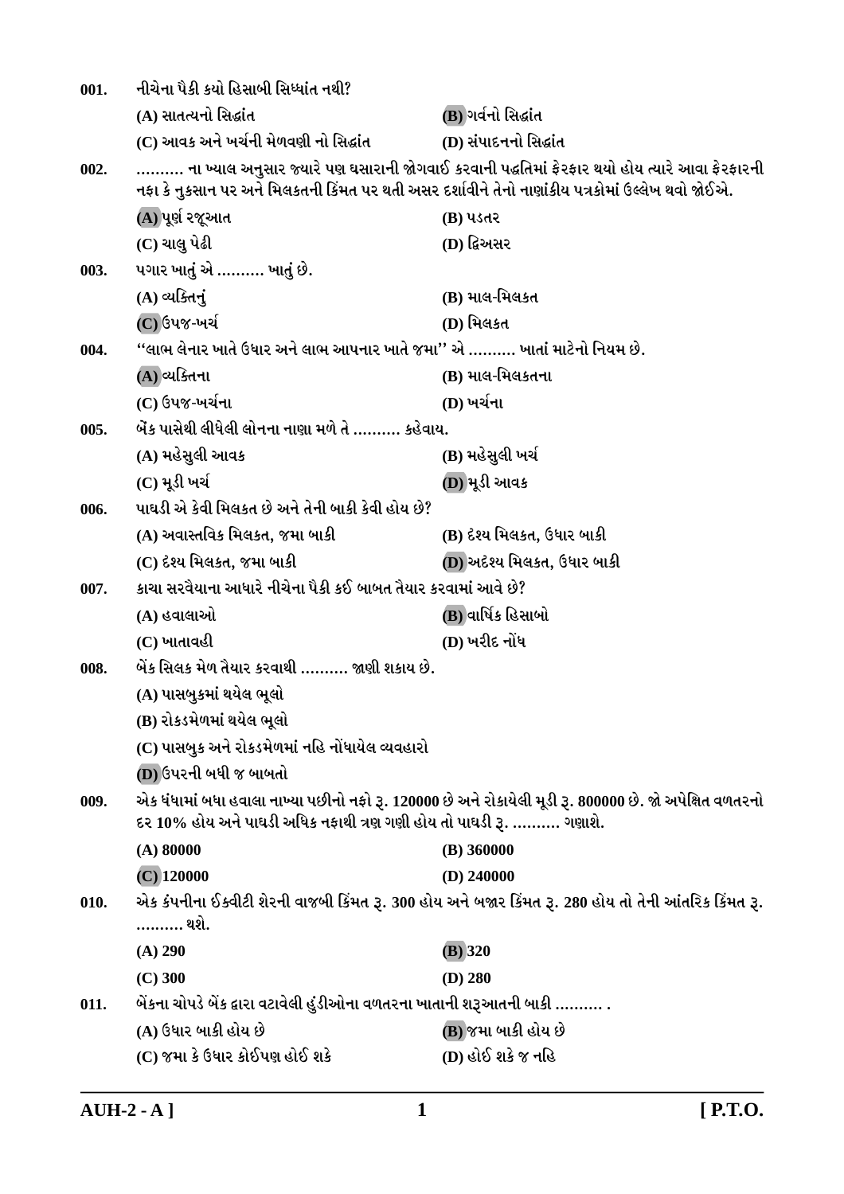001. નીચેના પૈકી કયો હિસાબી સિધ્ધાંત નથી?

(A) સાતત્યનો સિદ્ધાંત
(B) ગર્વનો સિદ્ધાંત
(C) આવક અને ખર્ચની મેળવણી નો સિદ્ધાંત
(D) સંપાદનનો સિદ્ધાંત

002. .......... ના ખ્યાલ અનુસાર જ્યારે પણ ઘસારાની જોગવાઈ કરવાની પદ્ધતિમાં ફેરફાર થયો હોય ત્યારે આવા ફેરફારની નફા કે નુકસાન પર અને મિલકતની કિંમત પર થતી અસર દર્શાવીને તેનો નાણાંકીય પત્રકોમાં ઉલ્લેખ થવો જોઈએ.

(A) પૂર્ણ રજૂઆત
(B) પડતર
(C) ચાલુ પેઢી
(D) દ્વિઅસર

003. પગાર ખાતું એ .......... ખાતું છે.

(A) વ્યક્તિનું
(B) માલ-મિલકત
(C) ઉપજ-ખર્ચ
(D) મિલકત

004. ''લાભ લેનાર ખાતે ઉધાર અને લાભ આપનાર ખાતે જમા'' એ .......... ખાતાં માટેનો નિયમ છે.

(A) વ્યક્તિના
(B) માલ-મિલકતના
(C) ઉપજ-ખર્ચના
(D) ખર્ચના

005. બૅંક પાસેથી લીધેલી લોનના નાણા મળે તે .......... કહેવાય.

(A) મહેસુલી આવક
(B) મહેસુલી ખર્ચ
(C) મૂડી ખર્ચ
(D) મૂડી આવક

006. પાઘડી એ કેવી મિલકત છે અને તેની બાકી કેવી હોય છે?

(A) અવાસ્તવિક મિલકત, જમા બાકી
(B) દશ્ય મિલકત, ઉધાર બાકી
(C) દશ્ય મિલકત, જમા બાકી
(D) અદશ્ય મિલકત, ઉધાર બાકી

007. કાચા સરવૈયાના આધારે નીચેના પૈકી કઈ બાબત તૈયાર કરવામાં આવે છે?

(A) હવાલાઓ
(B) વાર્ષિક હિસાબો
(C) ખાતાવહી
(D) ખરીદ નોંધ

008. બૅંક સિલક મેળ તૈયાર કરવાથી .......... જાણી શકાય છે.

(A) પાસબુકમાં થયેલ ભૂલો
(B) રોકડમેળમાં થયેલ ભૂલો
(C) પાસબુક અને રોકડમેળમાં નહિ નોંધાયેલ વ્યવહારો
(D) ઉપરની બધી જ બાબતો

009. એક ધંધામાં બધા હવાલા નાખ્યા પછીનો નફો રૂ. 120000 છે અને રોકાયેલી મૂડી રૂ. 800000 છે. જો અપેક્ષિત વળતરનો દર 10% હોય અને પાઘડી અધિક નફાથી ત્રણ ગણી હોય તો પાઘડી રૂ. .......... ગણાશે.

(A) 80000
(B) 360000
(C) 120000
(D) 240000

010. એક કંપનીના ઈક્વીટી શેરની વાજબી કિંમત રૂ. 300 હોય અને બજાર કિંમત રૂ. 280 હોય તો તેની આંતરિક કિંમત રૂ. .......... થશે.

(A) 290
(B) 320
(C) 300
(D) 280

011. બૅંકના ચોપડે બૅંક દ્વારા વટાવેલી હુંડીઓના વળતરના ખાતાની શરૂઆતની બાકી .......... .

(A) ઉધાર બાકી હોય છે
(B) જમા બાકી હોય છે
(C) જમા કે ઉધાર કોઈપણ હોઈ શકે
(D) હોઈ શકે જ નહિ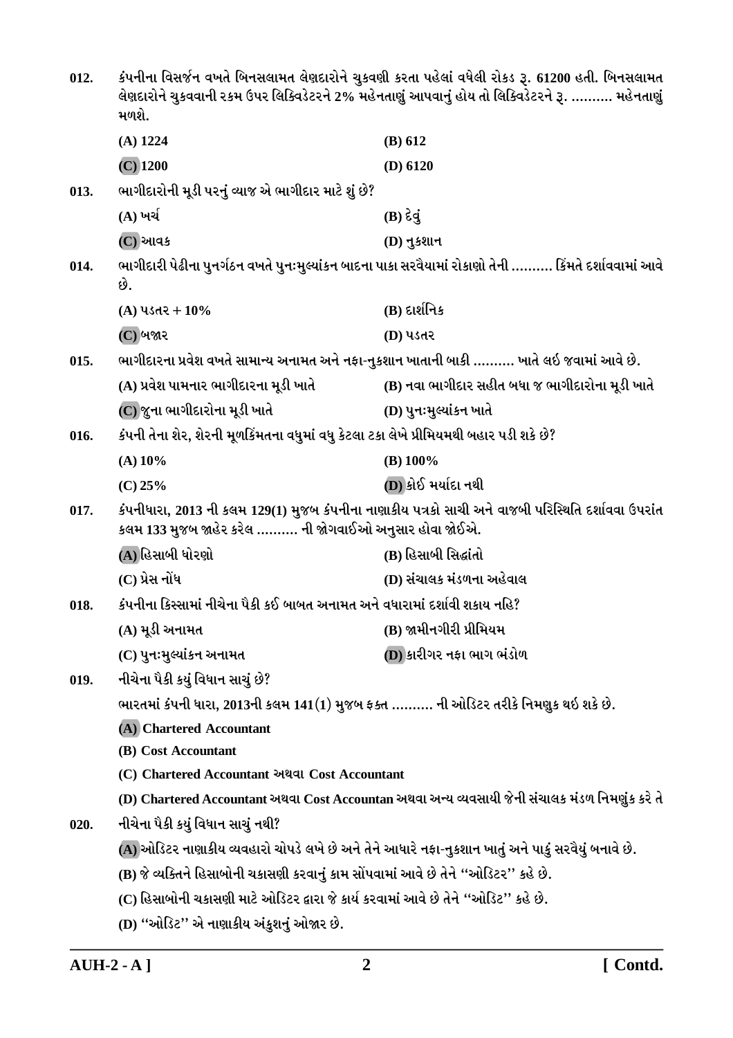012. કંપનીના વિસર્જન વખતે બિનસલામત લેણદારોને ચુકવણી કરતા પહેલાં વધેલી રોકડ રૂ. 61200 હતી. બિનસલામત લેણદારોને ચુકવવાની રકમ ઉપર લિક્વિડેટરને 2% મહેનતાણું આપવાનું હોય તો લિક્વિડેટરને રૂ. .......... મહેનતાણું મળશે.

(A) 1224
(B) 612
(C) 1200
(D) 6120

013. ભાગીદારોની મૂડી પરનું વ્યાજ એ ભાગીદાર માટે શું છે?

(A) ખર્ચ
(B) દેવું
(C) આવક
(D) નુકશાન

014. ભાગીદારી પેઢીના પુનર્ગઠન વખતે પુનઃમુલ્યાંકન બાદના પાકા સરવૈયામાં રોકાણો તેની .......... કિંમતે દર્શાવવામાં આવે છે.

(A) પડતર + 10%
(B) દાર્શનિક
(C) બજાર
(D) પડતર

015. ભાગીદારના પ્રવેશ વખતે સામાન્ય અનામત અને નફા-નુકશાન ખાતાની બાકી .......... ખાતે લઈ જવામાં આવે છે.

(A) પ્રવેશ પામનાર ભાગીદારના મૂડી ખાતે
(B) નવા ભાગીદાર સહીત બધા જ ભાગીદારોના મૂડી ખાતે
(C) જુના ભાગીદારોના મૂડી ખાતે
(D) પુનઃમુલ્યાંકન ખાતે

016. કંપની તેના શેર, શેરની મૂળકિંમતના વધુમાં વધુ કેટલા ટકા લેખે પ્રીમિયમથી બહાર પડી શકે છે?

(A) 10%
(B) 100%
(C) 25%
(D) કોઈ મર્યાદા નથી

017. કંપનીધારા, 2013 ની કલમ 129(1) મુજબ કંપનીના નાણાકીય પત્રકો સાચી અને વાજબી પરિસ્થિતિ દર્શાવવા ઉપરાંત કલમ 133 મુજબ જાહેર કરેલ .......... ની જોગવાઈઓ અનુસાર હોવા જોઈએ.

(A) હિસાબી ધોરણો
(B) હિસાબી સિદ્ધાંતો
(C) પ્રેસ નોંધ
(D) સંચાલક મંડળના અહેવાલ

018. કંપનીના કિસ્સામાં નીચેના પૈકી કઈ બાબત અનામત અને વધારામાં દર્શાવી શકાય નહિ?

(A) મૂડી અનામત
(B) જામીનગીરી પ્રીમિયમ
(C) પુનઃમુલ્યાંકન અનામત
(D) કારીગર નફા ભાગ ભંડોળ

019. નીચેના પૈકી કયું વિધાન સાચું છે?

ભારતમાં કંપની ધારા, 2013ની કલમ 141(1) મુજબ ફક્ત .......... ની ઓડિટર તરીકે નિમણુક થઇ શકે છે.

(A) Chartered Accountant
(B) Cost Accountant
(C) Chartered Accountant અથવા Cost Accountant
(D) Chartered Accountant અથવા Cost Accountan અથવા અન્ય વ્યવસાયી જેની સંચાલક મંડળ નિમણુંક કરે તે

020. નીચેના પૈકી કયું વિધાન સાચું નથી?

(A) ઓડિટર નાણાકીય વ્યવહારો ચોપડે લખે છે અને તેને આધારે નફા-નુકશાન ખાતું અને પાકું સરવૈયું બનાવે છે.
(B) જે વ્યક્તિને હિસાબોની ચકાસણી કરવાનું કામ સોંપવામાં આવે છે તેને ''ઓડિટર'' કહે છે.
(C) હિસાબોની ચકાસણી માટે ઓડિટર દ્વારા જે કાર્ય કરવામાં આવે છે તેને ''ઓડિટ'' કહે છે.
(D) ''ઓડિટ'' એ નાણાકીય અંકુશનું ઓજાર છે.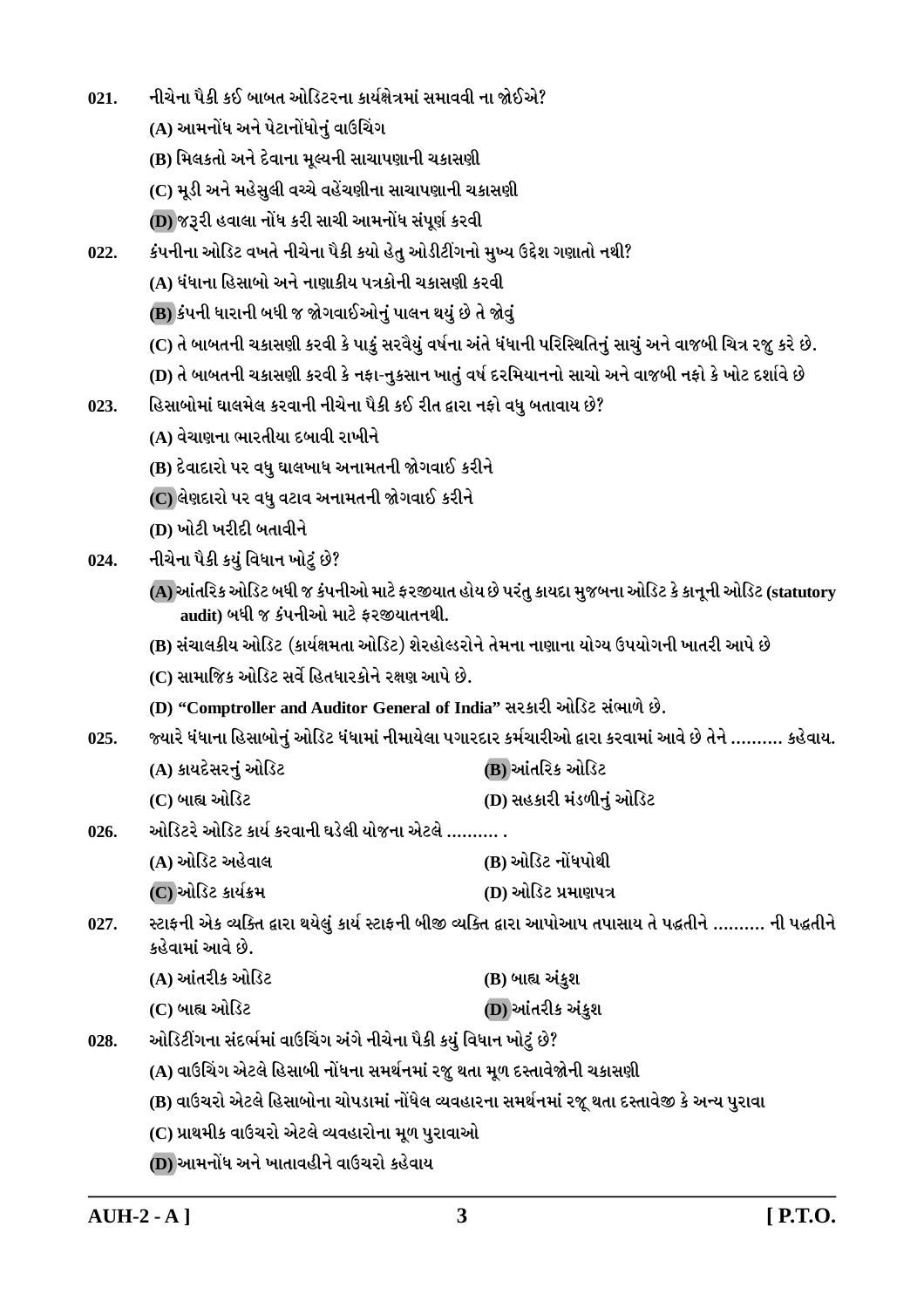021. નીચેના પૈકી કઈ બાબત ઓડિટરના કાર્યક્ષેત્રમાં સમાવવી ના જોઈએ?

(A) આમનોંધ અને પેટાનોંધોનું વાઉચિંગ

(B) મિલકતો અને દેવાના મૂલ્યની સાચાપણાની ચકાસણી

(C) મૂડી અને મહેસુલી વચ્ચે વહેંચણીના સાચાપણાની ચકાસણી

(D) જરૂરી હવાલા નોંધ કરી સાચી આમનોંધ સંપૂર્ણ કરવી

022. કંપનીના ઓડિટ વખતે નીચેના પૈકી કયો હેતુ ઓડીટીંગનો મુખ્ય ઉદ્દેશ ગણાતો નથી?

(A) ધંધાના હિસાબો અને નાણાકીય પત્રકોની ચકાસણી કરવી

(B) કંપની ધારાની બધી જ જોગવાઈઓનું પાલન થયું છે તે જોવું

(C) તે બાબતની ચકાસણી કરવી કે પાકું સરવૈયું વર્ષના અંતે ધંધાની પરિસ્થિતિનું સાચું અને વાજબી ચિત્ર રજુ કરે છે.

(D) તે બાબતની ચકાસણી કરવી કે નફા-નુકસાન ખાતું વર્ષ દરમિયાનનો સાચો અને વાજબી નફો કે ખોટ દર્શાવે છે

023. હિસાબોમાં ઘાલમેલ કરવાની નીચેના પૈકી કઈ રીત દ્વારા નફો વધુ બતાવાય છે?

(A) વેચાણના ભારતીયા દબાવી રાખીને

(B) દેવાદારો પર વધુ ઘાલખાધ અનામતની જોગવાઈ કરીને

(C) લેણદારો પર વધુ વટાવ અનામતની જોગવાઈ કરીને

(D) ખોટી ખરીદી બતાવીને

024. નીચેના પૈકી કયું વિધાન ખોટું છે?

(A) આંતરિક ઓડિટ બધી જ કંપનીઓ માટે ફરજીયાત હોય છે પરંતુ કાયદા મુજબના ઓડિટ કે કાનૂની ઓડિટ (statutory audit) બધી જ કંપનીઓ માટે ફરજીયાતનથી.

(B) સંચાલકીય ઓડિટ (કાર્યક્ષમતા ઓડિટ) શેરહોલ્ડરોને તેમના નાણાના યોગ્ય ઉપયોગની ખાતરી આપે છે

(C) સામાજિક ઓડિટ સર્વે હિતધારકોને રક્ષણ આપે છે.

(D) "Comptroller and Auditor General of India" સરકારી ઓડિટ સંભાળે છે.

025. જ્યારે ધંધાના હિસાબોનું ઓડિટ ધંધામાં નીમાયેલા પગારદાર કર્મચારીઓ દ્વારા કરવામાં આવે છે તેને .......... કહેવાય.

(A) કાયદેસરનું ઓડિટ

(B) આંતરિક ઓડિટ

(C) બાહ્ય ઓડિટ

(D) સહકારી મંડળીનું ઓડિટ

026. ઓડિટરે ઓડિટ કાર્ય કરવાની ઘડેલી યોજના એટલે .......... .

(A) ઓડિટ અહેવાલ

(B) ઓડિટ નોંધપોથી

(C) ઓડિટ કાર્યક્રમ

(D) ઓડિટ પ્રમાણપત્ર

027. સ્ટાફની એક વ્યક્તિ દ્વારા થયેલું કાર્ય સ્ટાફની બીજી વ્યક્તિ દ્વારા આપોઆપ તપાસાય તે પદ્ધતીને .......... ની પદ્ધતીને કહેવામાં આવે છે.

(A) આંતરીક ઓડિટ

(B) બાહ્ય અંકુશ

(C) બાહ્ય ઓડિટ

(D) આંતરીક અંકુશ

028. ઓડિટીંગના સંદર્ભમાં વાઉચિંગ અંગે નીચેના પૈકી કયું વિધાન ખોટું છે?

(A) વાઉચિંગ એટલે હિસાબી નોંધના સમર્થનમાં રજુ થતા મૂળ દસ્તાવેજોની ચકાસણી

(B) વાઉચરો એટલે હિસાબોના ચોપડામાં નોંધેલ વ્યવહારના સમર્થનમાં રજૂ થતા દસ્તાવેજી કે અન્ય પુરાવા

(C) પ્રાથમીક વાઉચરો એટલે વ્યવહારોના મૂળ પુરાવાઓ

(D) આમનોંધ અને ખાતાવહીને વાઉચરો કહેવાય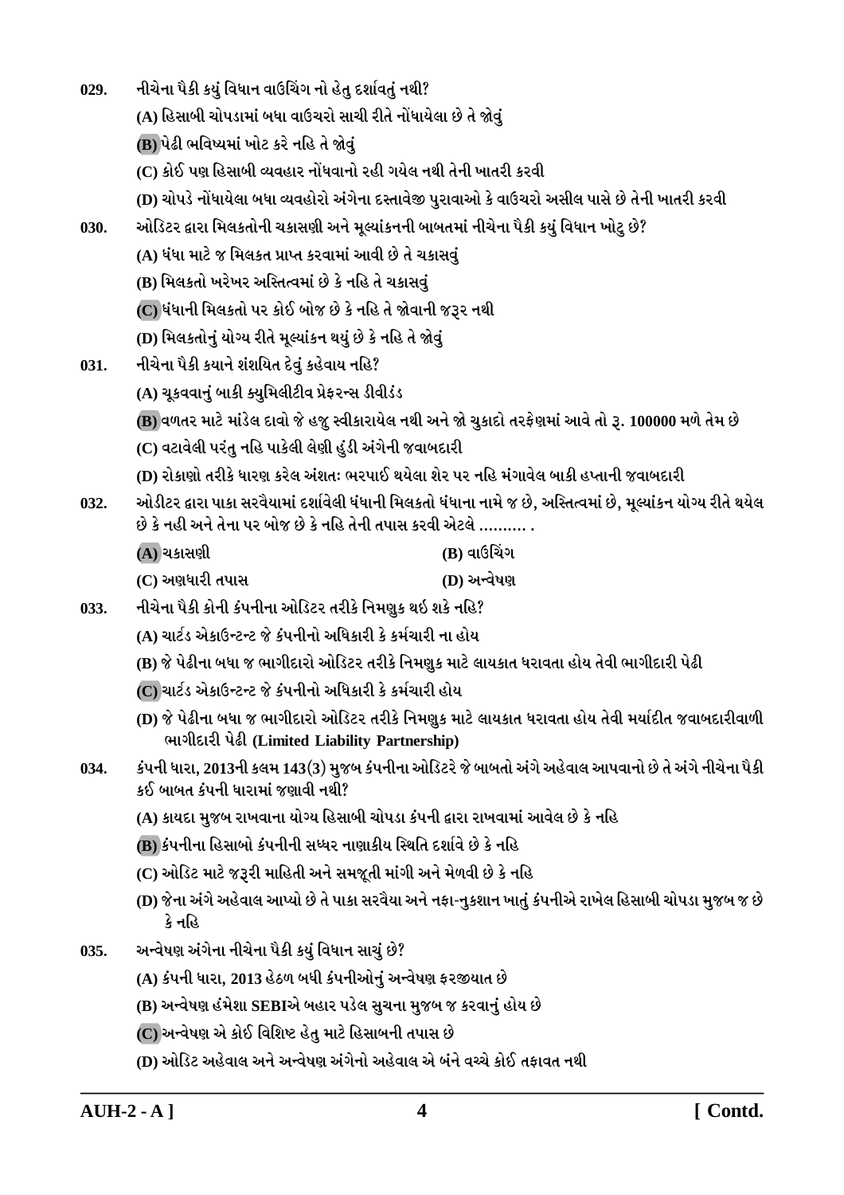029. નીચેના પૈકી કયું વિધાન વાઉચિંગ નો હેતુ દર્શાવતું નથી?

(A) હિસાબી ચોપડામાં બધા વાઉચરો સાચી રીતે નોંધાયેલા છે તે જોવું

(B) પેઢી ભવિષ્યમાં ખોટ કરે નહિ તે જોવું

(C) કોઈ પણ હિસાબી વ્યવહાર નોંધવાનો રહી ગયેલ નથી તેની ખાતરી કરવી

(D) ચોપડે નોંધાયેલા બધા વ્યવહારો અંગેના દસ્તાવેજી પુરાવાઓ કે વાઉચરો અસીલ પાસે છે તેની ખાતરી કરવી

030. ઓડિટર દ્વારા મિલકતોની ચકાસણી અને મૂલ્યાંકનની બાબતમાં નીચેના પૈકી કયું વિધાન ખોટુ છે?

(A) ધંધા માટે જ મિલકત પ્રાપ્ત કરવામાં આવી છે તે ચકાસવું

(B) મિલકતો ખરેખર અસ્તિત્વમાં છે કે નહિ તે ચકાસવું

(C) ધંધાની મિલકતો પર કોઈ બોજ છે કે નહિ તે જોવાની જરૂર નથી

(D) મિલકતોનું યોગ્ય રીતે મૂલ્યાંકન થયું છે કે નહિ તે જોવું

031. નીચેના પૈકી કયાને શંશયિત દેવું કહેવાય નહિ?

(A) ચૂકવવાનું બાકી ક્યુમિલીટીવ પ્રેફરન્સ ડીવીડંડ

(B) વળતર માટે માંડેલ દાવો જે હજુ સ્વીકારાયેલ નથી અને જો ચુકાદો તરફેણમાં આવે તો રૂ. 100000 મળે તેમ છે

(C) વટાવેલી પરંતુ નહિ પાકેલી લેણી હુંડી અંગેની જવાબદારી

(D) રોકાણો તરીકે ધારણ કરેલ અંશતઃ ભરપાઈ થયેલા શેર પર નહિ મંગાવેલ બાકી હપ્તાની જવાબદારી

032. ઓડીટર દ્વારા પાકા સરવૈયામાં દર્શાવેલી ધંધાની મિલકતો ધંધાના નામે જ છે, અસ્તિત્વમાં છે, મૂલ્યાંકન યોગ્ય રીતે થયેલ છે કે નહી અને તેના પર બોજ છે કે નહિ તેની તપાસ કરવી એટલે .......... .

(A) ચકાસણી
(B) વાઉચિંગ
(C) અણધારી તપાસ
(D) અન્વેષણ

033. નીચેના પૈકી કોની કંપનીના ઓડિટર તરીકે નિમણુક થઇ શકે નહિ?

(A) ચાર્ટડ એકાઉન્ટન્ટ જે કંપનીનો અધિકારી કે કર્મચારી ના હોય

(B) જે પેઢીના બધા જ ભાગીદારો ઓડિટર તરીકે નિમણુક માટે લાયકાત ધરાવતા હોય તેવી ભાગીદારી પેઢી

(C) ચાર્ટડ એકાઉન્ટન્ટ જે કંપનીનો અધિકારી કે કર્મચારી હોય

(D) જે પેઢીના બધા જ ભાગીદારો ઓડિટર તરીકે નિમણુક માટે લાયકાત ધરાવતા હોય તેવી મર્યાદીત જવાબદારીવાળી ભાગીદારી પેઢી **(Limited Liability Partnership)**

034. કંપની ધારા, 2013ની કલમ 143(3) મુજબ કંપનીના ઓડિટરે જે બાબતો અંગે અહેવાલ આપવાનો છે તે અંગે નીચેના પૈકી કઈ બાબત કંપની ધારામાં જણાવી નથી?

(A) કાયદા મુજબ રાખવાના યોગ્ય હિસાબી ચોપડા કંપની દ્વારા રાખવામાં આવેલ છે કે નહિ

(B) કંપનીના હિસાબો કંપનીની સધ્ધર નાણાકીય સ્થિતિ દર્શાવે છે કે નહિ

(C) ઓડિટ માટે જરૂરી માહિતી અને સમજૂતી માંગી અને મેળવી છે કે નહિ

(D) જેના અંગે અહેવાલ આપ્યો છે તે પાકા સરવૈયા અને નફા-નુકશાન ખાતું કંપનીએ રાખેલ હિસાબી ચોપડા મુજબ જ છે કે નહિ

035. અન્વેષણ અંગેના નીચેના પૈકી કયું વિધાન સાચું છે?

(A) કંપની ધારા, 2013 હેઠળ બધી કંપનીઓનું અન્વેષણ ફરજીયાત છે

(B) અન્વેષણ હંમેશા SEBIએ બહાર પડેલ સુચના મુજબ જ કરવાનું હોય છે

(C) અન્વેષણ એ કોઈ વિશિષ્ટ હેતુ માટે હિસાબની તપાસ છે

(D) ઓડિટ અહેવાલ અને અન્વેષણ અંગેનો અહેવાલ એ બંને વચ્ચે કોઈ તફાવત નથી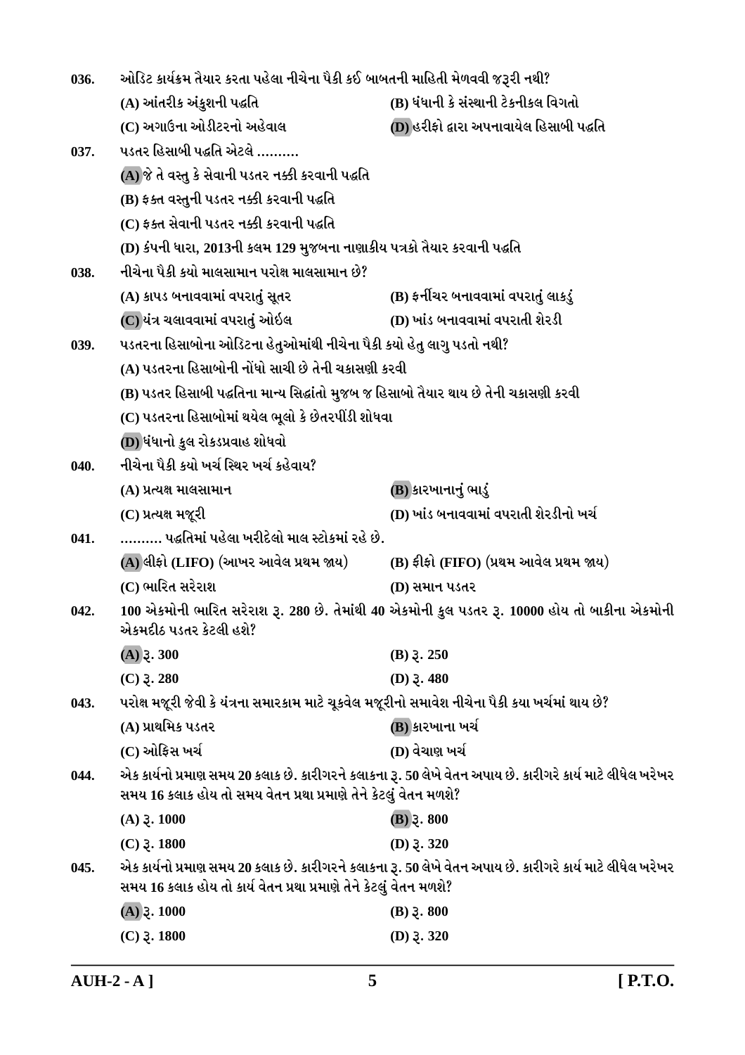036. ઓડિટ કાર્યક્રમ તૈયાર કરતા પહેલા નીચેના પૈકી કઈ બાબતની માહિતી મેળવવી જરૂરી નથી?

(A) આંતરીક અંકુશની પદ્ધતિ
(B) ધંધાની કે સંસ્થાની ટેકનીકલ વિગતો
(C) અગાઉના ઓડીટરનો અહેવાલ
(D) હરીફો દ્વારા અપનાવાયેલ હિસાબી પદ્ધતિ

037. પડતર હિસાબી પદ્ધતિ એટલે ..........

(A) જે તે વસ્તુ કે સેવાની પડતર નક્કી કરવાની પદ્ધતિ
(B) ફક્ત વસ્તુની પડતર નક્કી કરવાની પદ્ધતિ
(C) ફક્ત સેવાની પડતર નક્કી કરવાની પદ્ધતિ
(D) કંપની ધારા, 2013ની કલમ 129 મુજબના નાણાકીય પત્રકો તૈયાર કરવાની પદ્ધતિ

038. નીચેના પૈકી કયો માલસામાન પરોક્ષ માલસામાન છે?

(A) કાપડ બનાવવામાં વપરાતું સૂતર
(B) ફર્નીચર બનાવવામાં વપરાતું લાકડું
(C) યંત્ર ચલાવવામાં વપરાતું ઓઈલ
(D) ખાંડ બનાવવામાં વપરાતી શેરડી

039. પડતરના હિસાબોના ઓડિટના હેતુઓમાંથી નીચેના પૈકી કયો હેતુ લાગુ પડતો નથી?

(A) પડતરના હિસાબોની નોંધો સાચી છે તેની ચકાસણી કરવી
(B) પડતર હિસાબી પદ્ધતિના માન્ય સિદ્ધાંતો મુજબ જ હિસાબો તૈયાર થાય છે તેની ચકાસણી કરવી
(C) પડતરના હિસાબોમાં થયેલ ભૂલો કે છેતરપીંડી શોધવા
(D) ધંધાનો કુલ રોકડપ્રવાહ શોધવો

040. નીચેના પૈકી કયો ખર્ચ સ્થિર ખર્ચ કહેવાય?

(A) પ્રત્યક્ષ માલસામાન
(B) કારખાનાનું ભાડું
(C) પ્રત્યક્ષ મજૂરી
(D) ખાંડ બનાવવામાં વપરાતી શેરડીનો ખર્ચ

041. .......... પદ્ધતિમાં પહેલા ખરીદેલો માલ સ્ટોકમાં રહે છે.

(A) લીફો (LIFO) (આખર આવેલ પ્રથમ જાય)
(B) ફીફો (FIFO) (પ્રથમ આવેલ પ્રથમ જાય)
(C) ભારિત સરેરાશ
(D) સમાન પડતર

042. 100 એકમોની ભારિત સરેરાશ રૂ. 280 છે. તેમાંથી 40 એકમોની કુલ પડતર રૂ. 10000 હોય તો બાકીના એકમોની એકમદીઠ પડતર કેટલી હશે?

(A) રૂ. 300
(B) રૂ. 250
(C) રૂ. 280
(D) રૂ. 480

043. પરોક્ષ મજૂરી જેવી કે યંત્રના સમારકામ માટે ચૂકવેલ મજૂરીનો સમાવેશ નીચેના પૈકી કયા ખર્ચમાં થાય છે?

(A) પ્રાથમિક પડતર
(B) કારખાના ખર્ચ
(C) ઓફિસ ખર્ચ
(D) વેચાણ ખર્ચ

044. એક કાર્યનો પ્રમાણ સમય 20 કલાક છે. કારીગરને કલાકના રૂ. 50 લેખે વેતન અપાય છે. કારીગરે કાર્ય માટે લીધેલ ખરેખર સમય 16 કલાક હોય તો સમય વેતન પ્રથા પ્રમાણે તેને કેટલું વેતન મળશે?

(A) રૂ. 1000
(B) રૂ. 800
(C) રૂ. 1800
(D) રૂ. 320

045. એક કાર્યનો પ્રમાણ સમય 20 કલાક છે. કારીગરને કલાકના રૂ. 50 લેખે વેતન અપાય છે. કારીગરે કાર્ય માટે લીધેલ ખરેખર સમય 16 કલાક હોય તો કાર્ય વેતન પ્રથા પ્રમાણે તેને કેટલું વેતન મળશે?

(A) રૂ. 1000
(B) રૂ. 800
(C) રૂ. 1800
(D) રૂ. 320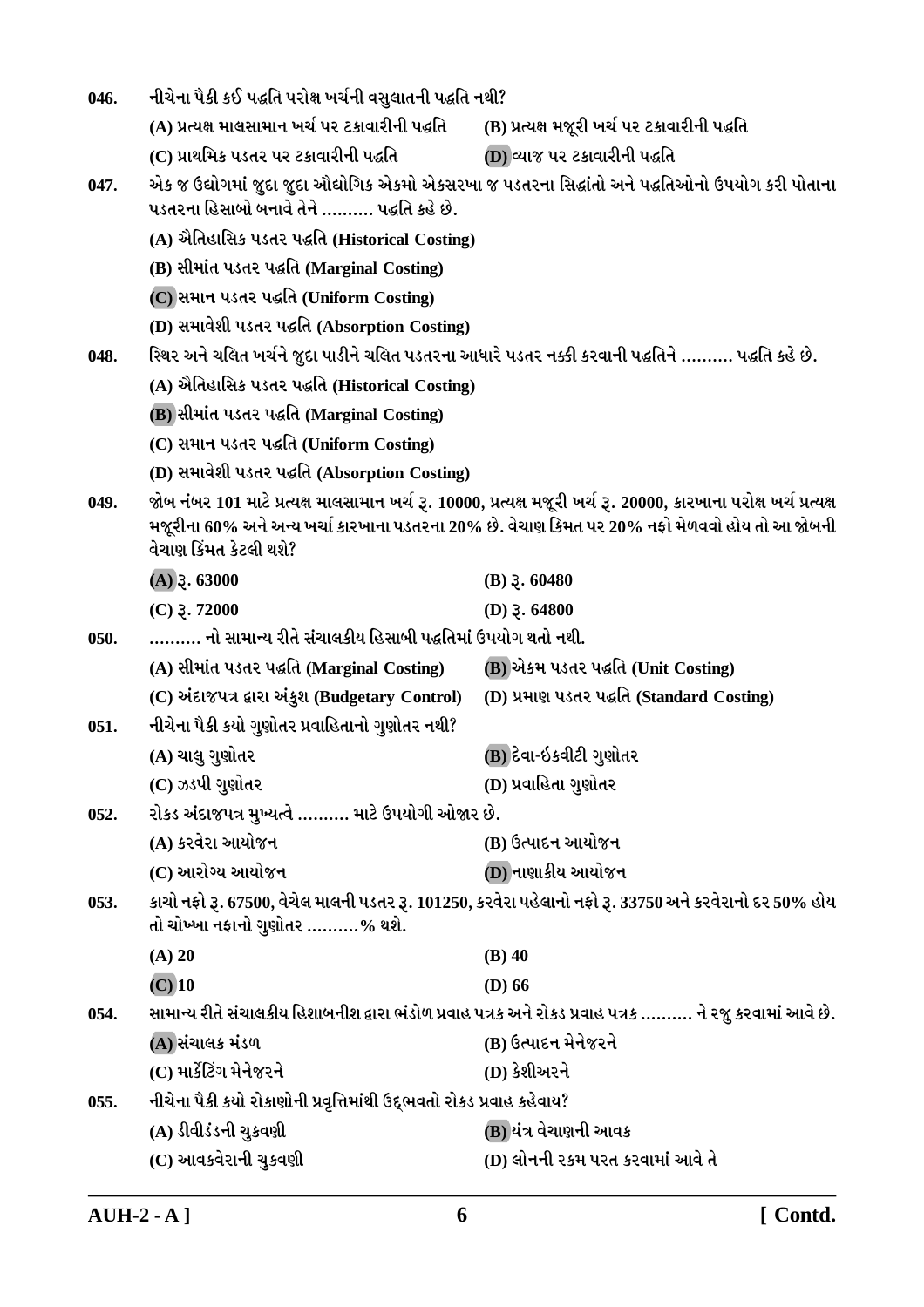046. નીચેના પૈકી કઈ પદ્ધતિ પરોક્ષ ખર્ચની વસુલાતની પદ્ધતિ નથી?

(A) પ્રત્યક્ષ માલસામાન ખર્ચ પર ટકાવારીની પદ્ધતિ
(B) પ્રત્યક્ષ મજૂરી ખર્ચ પર ટકાવારીની પદ્ધતિ
(C) પ્રાથમિક પડતર પર ટકાવારીની પદ્ધતિ
(D) વ્યાજ પર ટકાવારીની પદ્ધતિ

047. એક જ ઉદ્યોગમાં જુદા જુદા ઔદ્યોગિક એકમો એકસરખા જ પડતરના સિદ્ધાંતો અને પદ્ધતિઓનો ઉપયોગ કરી પોતાના પડતરના હિસાબો બનાવે તેને ………. પદ્ધતિ કહે છે.

(A) ઐતિહાસિક પડતર પદ્ધતિ (Historical Costing)
(B) સીમાંત પડતર પદ્ધતિ (Marginal Costing)
(C) સમાન પડતર પદ્ધતિ (Uniform Costing)
(D) સમાવેશી પડતર પદ્ધતિ (Absorption Costing)

048. સ્થિર અને ચલિત ખર્ચને જુદા પાડીને ચલિત પડતરના આધારે પડતર નક્કી કરવાની પદ્ધતિને ………. પદ્ધતિ કહે છે.

(A) ઐતિહાસિક પડતર પદ્ધતિ (Historical Costing)
(B) સીમાંત પડતર પદ્ધતિ (Marginal Costing)
(C) સમાન પડતર પદ્ધતિ (Uniform Costing)
(D) સમાવેશી પડતર પદ્ધતિ (Absorption Costing)

049. જોબ નંબર 101 માટે પ્રત્યક્ષ માલસામાન ખર્ચ રૂ. 10000, પ્રત્યક્ષ મજૂરી ખર્ચ રૂ. 20000, કારખાના પરોક્ષ ખર્ચ પ્રત્યક્ષ મજૂરીના 60% અને અન્ય ખર્ચા કારખાના પડતરના 20% છે. વેચાણ કિંમત પર 20% નફો મેળવવો હોય તો આ જોબની વેચાણ કિંમત કેટલી થશે?

(A) રૂ. 63000
(B) રૂ. 60480
(C) રૂ. 72000
(D) રૂ. 64800

050. ………. નો સામાન્ય રીતે સંચાલકીય હિસાબી પદ્ધતિમાં ઉપયોગ થતો નથી.

(A) સીમાંત પડતર પદ્ધતિ (Marginal Costing)
(B) એકમ પડતર પદ્ધતિ (Unit Costing)
(C) અંદાજપત્ર દ્વારા અંકુશ (Budgetary Control)
(D) પ્રમાણ પડતર પદ્ધતિ (Standard Costing)

051. નીચેના પૈકી કયો ગુણોત્તર પ્રવાહિતાનો ગુણોત્તર નથી?

(A) ચાલુ ગુણોત્તર
(B) દેવા-ઇક્વીટી ગુણોત્તર
(C) ઝડપી ગુણોત્તર
(D) પ્રવાહિતા ગુણોત્તર

052. રોકડ અંદાજપત્ર મુખ્યત્વે ………. માટે ઉપયોગી ઓજાર છે.

(A) કરવેરા આયોજન
(B) ઉત્પાદન આયોજન
(C) આરોગ્ય આયોજન
(D) નાણાકીય આયોજન

053. કાચો નફો રૂ. 67500, વેચેલ માલની પડતર રૂ. 101250, કરવેરા પહેલાનો નફો રૂ. 33750 અને કરવેરાનો દર 50% હોય તો ચોખ્ખા નફાનો ગુણોત્તર ……….% થશે.

(A) 20
(B) 40
(C) 10
(D) 66

054. સામાન્ય રીતે સંચાલકીય હિશાબનીશ દ્વારા ભંડોળ પ્રવાહ પત્રક અને રોકડ પ્રવાહ પત્રક ………. ને રજુ કરવામાં આવે છે.

(A) સંચાલક મંડળ
(B) ઉત્પાદન મેનેજરને
(C) માર્કેટિંગ મેનેજરને
(D) કેશીઅરને

055. નીચેના પૈકી કયો રોકાણોની પ્રવૃત્તિમાંથી ઉદ્ભવતો રોકડ પ્રવાહ કહેવાય?

(A) ડીવીડંડની ચુકવણી
(B) યંત્ર વેચાણની આવક
(C) આવકવેરાની ચુકવણી
(D) લોનની રકમ પરત કરવામાં આવે તે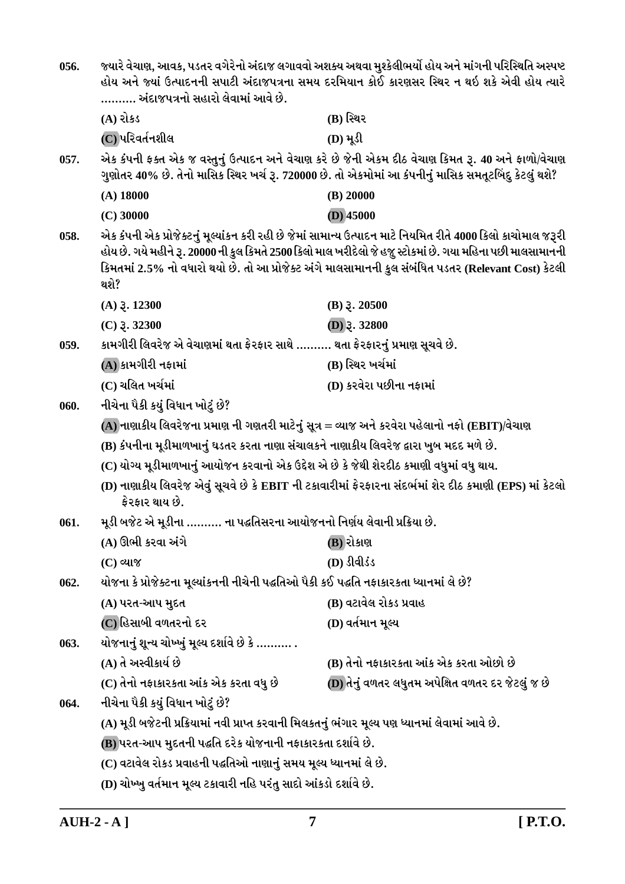056. જ્યારે વેચાણ, આવક, પડતર વગેરેનો અંદાજ લગાવવો અશક્ય અથવા મુશ્કેલીભર્યો હોય અને માંગની પરિસ્થિતિ અસ્પષ્ટ હોય અને જ્યાં ઉત્પાદનની સપાટી અંદાજપત્રના સમય દરમિયાન કોઈ કારણસર સ્થિર ન થઈ શકે એવી હોય ત્યારે .......... અંદાજપત્રનો સહારો લેવામાં આવે છે.

(A) રોકડ
(B) સ્થિર
(C) પરિવર્તનશીલ
(D) મૂડી

057. એક કંપની ફક્ત એક જ વસ્તુનું ઉત્પાદન અને વેચાણ કરે છે જેની એકમ દીઠ વેચાણ કિંમત રૂ. 40 અને ફાળો/વેચાણ ગુણોતર 40% છે. તેનો માસિક સ્થિર ખર્ચ રૂ. 720000 છે. તો એકમોમાં આ કંપનીનું માસિક સમતૂટબિંદુ કેટલું થશે?

(A) 18000
(B) 20000
(C) 30000
(D) 45000

058. એક કંપની એક પ્રોજેક્ટનું મૂલ્યાંકન કરી રહી છે જેમાં સામાન્ય ઉત્પાદન માટે નિયમિત રીતે 4000 કિલો કાચોમાલ જરૂરી હોય છે. ગયે મહીને રૂ. 20000 ની કુલ કિંમતે 2500 કિલો માલ ખરીદેલો જે હજુ સ્ટોકમાં છે. ગયા મહિના પછી માલસામાનની કિંમતમાં 2.5% નો વધારો થયો છે. તો આ પ્રોજેક્ટ અંગે માલસામાનની કુલ સંબંધિત પડતર (Relevant Cost) કેટલી થશે?

(A) રૂ. 12300
(B) રૂ. 20500
(C) રૂ. 32300
(D) રૂ. 32800

059. કામગીરી લિવરેજ એ વેચાણમાં થતા ફેરફાર સાથે .......... થતા ફેરફારનું પ્રમાણ સૂચવે છે.

(A) કામગીરી નફામાં
(B) સ્થિર ખર્ચમાં
(C) ચલિત ખર્ચમાં
(D) કરવેરા પછીના નફામાં

060. નીચેના પૈકી કયું વિધાન ખોટું છે?

(A) નાણાકીય લિવરેજના પ્રમાણ ની ગણતરી માટેનું સૂત્ર = વ્યાજ અને કરવેરા પહેલાનો નફો (EBIT)/વેચાણ
(B) કંપનીના મૂડીમાળખાનું ઘડતર કરતા નાણા સંચાલકને નાણાકીય લિવરેજ દ્વારા ખુબ મદદ મળે છે.
(C) યોગ્ય મૂડીમાળખાનું આયોજન કરવાનો એક ઉદ્દેશ એ છે કે જેથી શેરદીઠ કમાણી વધુમાં વધુ થાય.
(D) નાણાકીય લિવરેજ એવું સૂચવે છે કે EBIT ની ટકાવારીમાં ફેરફારના સંદર્ભમાં શેર દીઠ કમાણી (EPS) માં કેટલો ફેરફાર થાય છે.

061. મૂડી બજેટ એ મૂડીના .......... ના પદ્ધતિસરના આયોજનનો નિર્ણય લેવાની પ્રક્રિયા છે.

(A) ઊભી કરવા અંગે
(B) રોકાણ
(C) વ્યાજ
(D) ડીવીડંડ

062. યોજના કે પ્રોજેક્ટના મૂલ્યાંકનની નીચેની પદ્ધતિઓ પૈકી કઈ પદ્ધતિ નફાકારકતા ધ્યાનમાં લે છે?

(A) પરત-આપ મુદત
(B) વટાવેલ રોકડ પ્રવાહ
(C) હિસાબી વળતરનો દર
(D) વર્તમાન મૂલ્ય

063. યોજનાનું શૂન્ય ચોખ્ખું મૂલ્ય દર્શાવે છે કે .......... .

(A) તે અસ્વીકાર્ય છે
(B) તેનો નફાકારકતા આંક એક કરતા ઓછો છે
(C) તેનો નફાકારકતા આંક એક કરતા વધુ છે
(D) તેનું વળતર લઘુતમ અપેક્ષિત વળતર દર જેટલું જ છે

064. નીચેના પૈકી કયું વિધાન ખોટું છે?

(A) મૂડી બજેટની પ્રક્રિયામાં નવી પ્રાપ્ત કરવાની મિલકતનું ભંગાર મૂલ્ય પણ ધ્યાનમાં લેવામાં આવે છે.
(B) પરત-આપ મુદતની પદ્ધતિ દરેક યોજનાની નફાકારકતા દર્શાવે છે.
(C) વટાવેલ રોકડ પ્રવાહની પદ્ધતિઓ નાણાનું સમય મૂલ્ય ધ્યાનમાં લે છે.
(D) ચોખ્ખુ વર્તમાન મૂલ્ય ટકાવારી નહિ પરંતુ સાદો આંકડો દર્શાવે છે.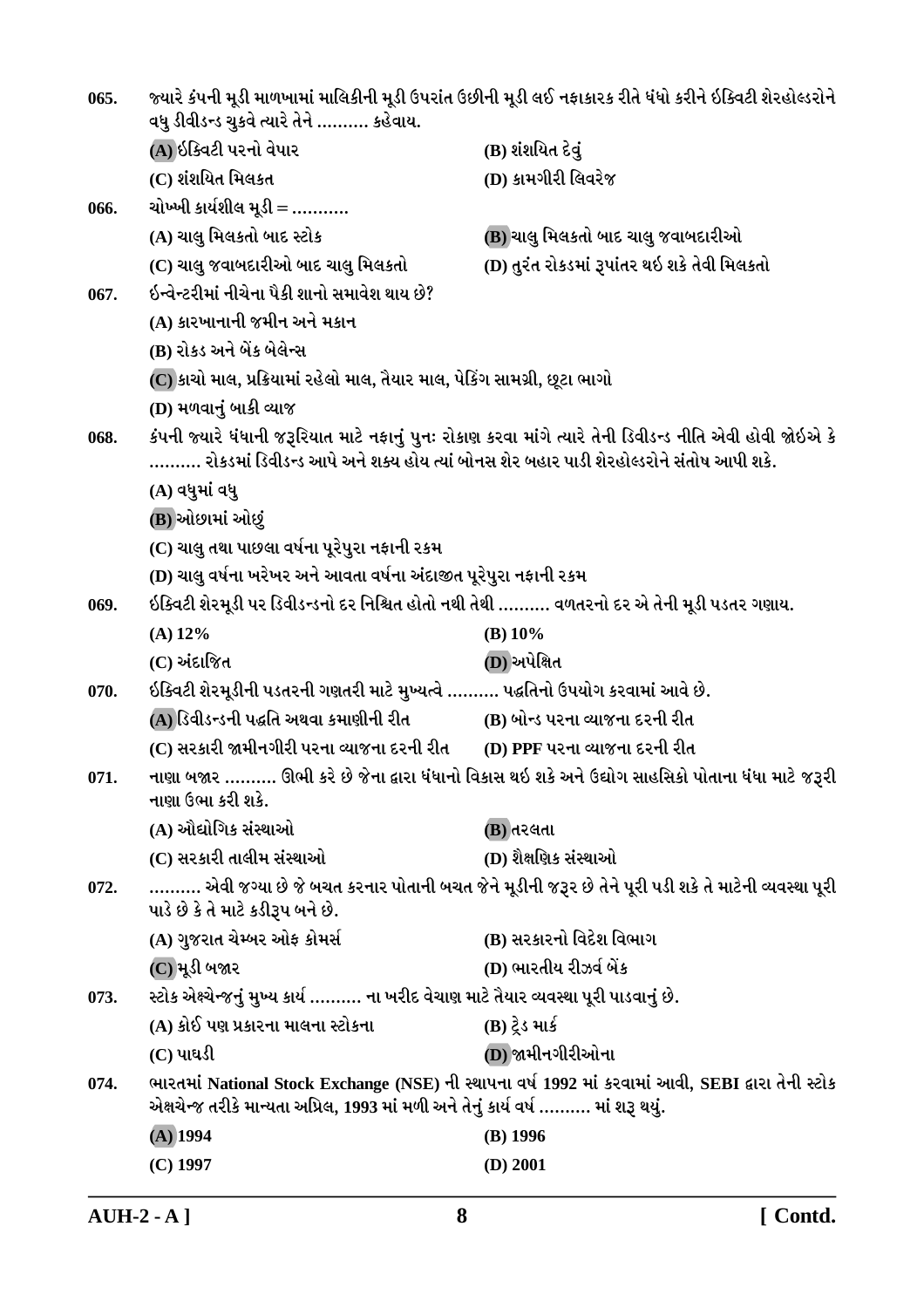065. જ્યારે કંપની મૂડી માળખામાં માલિકીની મૂડી ઉપરાંત ઉછીની મૂડી લઈ નફાકારક રીતે ધંધો કરીને ઈક્વિટી શેરહોલ્ડરોને વધુ ડીવીડન્ડ ચુકવે ત્યારે તેને .......... કહેવાય.

(A) ઈક્વિટી પરનો વેપાર
(B) શંશયિત દેવું
(C) શંશયિત મિલકત
(D) કામગીરી લિવરેજ

066. ચોખ્ખી કાર્યશીલ મૂડી = ...........

(A) ચાલુ મિલકતો બાદ સ્ટોક
(B) ચાલુ મિલકતો બાદ ચાલુ જવાબદારીઓ
(C) ચાલુ જવાબદારીઓ બાદ ચાલુ મિલકતો
(D) તુરંત રોકડમાં રૂપાંતર થઇ શકે તેવી મિલકતો

067. ઈન્વેન્ટરીમાં નીચેના પૈકી શાનો સમાવેશ થાય છે?

(A) કારખાનાની જમીન અને મકાન
(B) રોકડ અને બેંક બેલેન્સ
(C) કાચો માલ, પ્રક્રિયામાં રહેલો માલ, તૈયાર માલ, પેકિંગ સામગ્રી, છૂટા ભાગો
(D) મળવાનું બાકી વ્યાજ

068. કંપની જ્યારે ધંધાની જરૂરિયાત માટે નફાનું પુનઃ રોકાણ કરવા માંગે ત્યારે તેની ડિવીડન્ડ નીતિ એવી હોવી જોઇએ કે .......... રોકડમાં ડિવીડન્ડ આપે અને શક્ય હોય ત્યાં બોનસ શેર બહાર પાડી શેરહોલ્ડરોને સંતોષ આપી શકે.

(A) વધુમાં વધુ
(B) ઓછામાં ઓછું
(C) ચાલુ તથા પાછલા વર્ષના પૂરેપુરા નફાની રકમ
(D) ચાલુ વર્ષના ખરેખર અને આવતા વર્ષના અંદાજીત પૂરેપુરા નફાની રકમ

069. ઈક્વિટી શેરમૂડી પર ડિવીડન્ડનો દર નિશ્ચિત હોતો નથી તેથી .......... વળતરનો દર એ તેની મૂડી પડતર ગણાય.

(A) 12%
(B) 10%
(C) અંદાજિત
(D) અપેક્ષિત

070. ઈક્વિટી શેરમૂડીની પડતરની ગણતરી માટે મુખ્યત્વે .......... પદ્ધતિનો ઉપયોગ કરવામાં આવે છે.

(A) ડિવીડન્ડની પદ્ધતિ અથવા કમાણીની રીત
(B) બોન્ડ પરના વ્યાજના દરની રીત
(C) સરકારી જામીનગીરી પરના વ્યાજના દરની રીત
(D) PPF પરના વ્યાજના દરની રીત

071. નાણા બજાર .......... ઊભી કરે છે જેના દ્વારા ધંધાનો વિકાસ થઇ શકે અને ઉદ્યોગ સાહસિકો પોતાના ધંધા માટે જરૂરી નાણા ઉભા કરી શકે.

(A) ઔદ્યોગિક સંસ્થાઓ
(B) તરલતા
(C) સરકારી તાલીમ સંસ્થાઓ
(D) શૈક્ષણિક સંસ્થાઓ

072. .......... એવી જગ્યા છે જે બચત કરનાર પોતાની બચત જેને મૂડીની જરૂર છે તેને પૂરી પડી શકે તે માટેની વ્યવસ્થા પૂરી પાડે છે કે તે માટે કડીરૂપ બને છે.

(A) ગુજરાત ચેમ્બર ઓફ કોમર્સ
(B) સરકારનો વિદેશ વિભાગ
(C) મૂડી બજાર
(D) ભારતીય રીઝર્વ બેંક

073. સ્ટોક એક્ષ્ચેન્જનું મુખ્ય કાર્ય .......... ના ખરીદ વેચાણ માટે તૈયાર વ્યવસ્થા પૂરી પાડવાનું છે.

(A) કોઈ પણ પ્રકારના માલના સ્ટોકના
(B) ટ્રેડ માર્ક
(C) પાઘડી
(D) જામીનગીરીઓના

074. ભારતમાં National Stock Exchange (NSE) ની સ્થાપના વર્ષ 1992 માં કરવામાં આવી, SEBI દ્વારા તેની સ્ટોક એક્ષચેન્જ તરીકે માન્યતા અપ્રિલ, 1993 માં મળી અને તેનું કાર્ય વર્ષ .......... માં શરૂ થયું.

(A) 1994
(B) 1996
(C) 1997
(D) 2001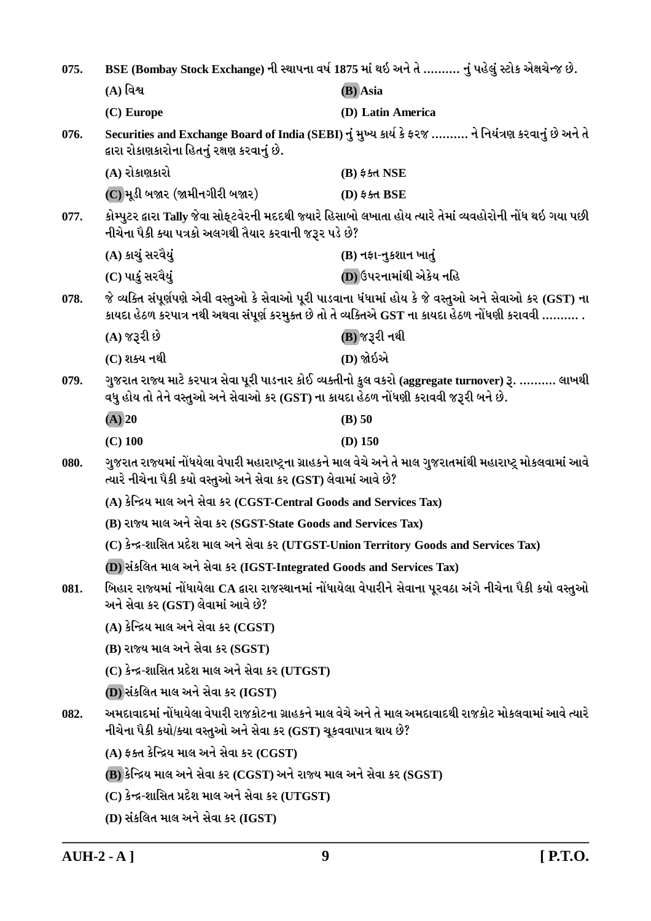075. BSE (Bombay Stock Exchange) ની સ્થાપના વર્ષ 1875 માં થઇ અને તે .......... નું પહેલું સ્ટોક એક્ષચેન્જ છે.

(A) વિશ્વ
(B) Asia
(C) Europe
(D) Latin America

076. Securities and Exchange Board of India (SEBI) નું મુખ્ય કાર્ય કે ફરજ .......... ને નિયંત્રણ કરવાનું છે અને તે દ્વારા રોકાણકારોના હિતનું રક્ષણ કરવાનું છે.

(A) રોકાણકારો
(B) ફક્ત NSE
(C) મૂડી બજાર (જામીનગીરી બજાર)
(D) ફક્ત BSE

077. કોમ્પ્યુટર દ્વારા Tally જેવા સોફ્ટવેરની મદદથી જ્યારે હિસાબો લખાતા હોય ત્યારે તેમાં વ્યવહારોની નોંધ થઇ ગયા પછી નીચેના પૈકી ક્યા પત્રકો અલગથી તૈયાર કરવાની જરૂર પડે છે?

(A) કાચું સરવૈયું
(B) નફા-નુકશાન ખાતું
(C) પાકું સરવૈયું
(D) ઉપરનામાંથી એકેય નહિ

078. જે વ્યક્તિ સંપૂર્ણપણે એવી વસ્તુઓ કે સેવાઓ પૂરી પાડવાના ધંધામાં હોય કે જે વસ્તુઓ અને સેવાઓ કર (GST) ના કાયદા હેઠળ કરપાત્ર નથી અથવા સંપૂર્ણ કરમુક્ત છે તો તે વ્યક્તિએ GST ના કાયદા હેઠળ નોંધણી કરાવવી .......... .

(A) જરૂરી છે
(B) જરૂરી નથી
(C) શક્ય નથી
(D) જોઇએ

079. ગુજરાત રાજ્ય માટે કરપાત્ર સેવા પૂરી પાડનાર કોઈ વ્યક્તીનો કુલ વકરો (aggregate turnover) રૂ. .......... લાખથી વધુ હોય તો તેને વસ્તુઓ અને સેવાઓ કર (GST) ના કાયદા હેઠળ નોંધણી કરાવવી જરૂરી બને છે.

(A) 20
(B) 50
(C) 100
(D) 150

080. ગુજરાત રાજ્યમાં નોંધયેલા વેપારી મહારાષ્ટ્રના ગ્રાહકને માલ વેચે અને તે માલ ગુજરાતમાંથી મહારાષ્ટ્ર મોકલવામાં આવે ત્યારે નીચેના પૈકી કયો વસ્તુઓ અને સેવા કર (GST) લેવામાં આવે છે?

(A) કેન્દ્રિય માલ અને સેવા કર (CGST-Central Goods and Services Tax)
(B) રાજ્ય માલ અને સેવા કર (SGST-State Goods and Services Tax)
(C) કેન્દ્ર-શાસિત પ્રદેશ માલ અને સેવા કર (UTGST-Union Territory Goods and Services Tax)
(D) સંકલિત માલ અને સેવા કર (IGST-Integrated Goods and Services Tax)

081. બિહાર રાજ્યમાં નોંધાયેલા CA દ્વારા રાજસ્થાનમાં નોંધાયેલા વેપારીને સેવાના પૂરવઠા અંગે નીચેના પૈકી કયો વસ્તુઓ અને સેવા કર (GST) લેવામાં આવે છે?

(A) કેન્દ્રિય માલ અને સેવા કર (CGST)
(B) રાજ્ય માલ અને સેવા કર (SGST)
(C) કેન્દ્ર-શાસિત પ્રદેશ માલ અને સેવા કર (UTGST)
(D) સંકલિત માલ અને સેવા કર (IGST)

082. અમદાવાદમાં નોંધાયેલા વેપારી રાજકોટના ગ્રાહકને માલ વેચે અને તે માલ અમદાવાદથી રાજકોટ મોકલવામાં આવે ત્યારે નીચેના પૈકી કયો/ક્યા વસ્તુઓ અને સેવા કર (GST) ચૂકવવાપાત્ર થાય છે?

(A) ફક્ત કેન્દ્રિય માલ અને સેવા કર (CGST)
(B) કેન્દ્રિય માલ અને સેવા કર (CGST) અને રાજ્ય માલ અને સેવા કર (SGST)
(C) કેન્દ્ર-શાસિત પ્રદેશ માલ અને સેવા કર (UTGST)
(D) સંકલિત માલ અને સેવા કર (IGST)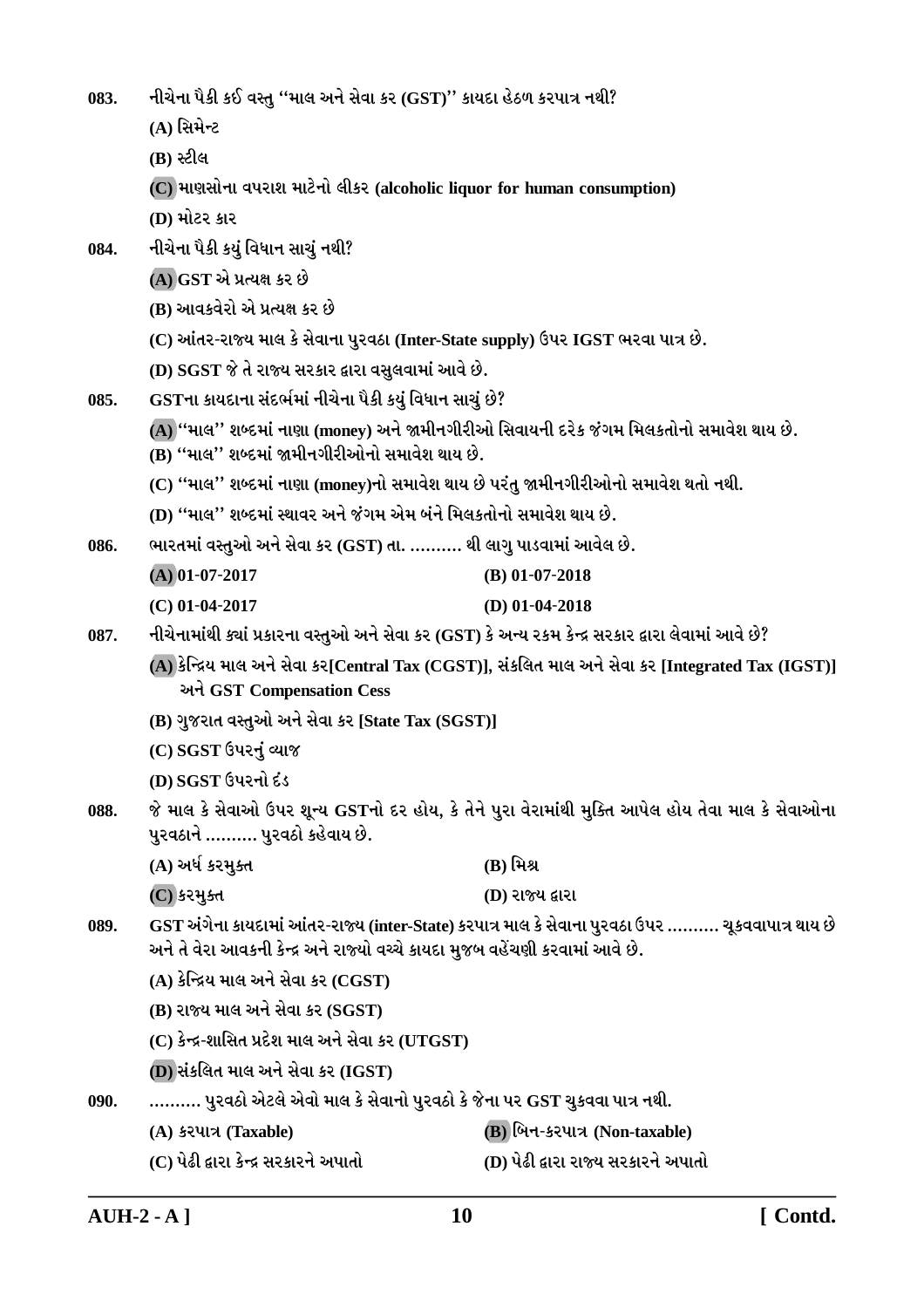083. નીચેના પૈકી કઈ વસ્તુ ''માલ અને સેવા કર (GST)'' કાયદા હેઠળ કરપાત્ર નથી?

(A) સિમેન્ટ

(B) સ્ટીલ

(C) માણસોના વપરાશ માટેનો લીકર (alcoholic liquor for human consumption)

(D) મોટર કાર

084. નીચેના પૈકી કયું વિધાન સાચું નથી?

(A) GST એ પ્રત્યક્ષ કર છે

(B) આવકવેરો એ પ્રત્યક્ષ કર છે

(C) આંતર-રાજ્ય માલ કે સેવાના પુરવઠા (Inter-State supply) ઉપર IGST ભરવા પાત્ર છે.

(D) SGST જે તે રાજ્ય સરકાર દ્વારા વસુલવામાં આવે છે.

085. GSTના કાયદાના સંદર્ભમાં નીચેના પૈકી કયું વિધાન સાચું છે?

(A) ''માલ'' શબ્દમાં નાણા (money) અને જામીનગીરીઓ સિવાયની દરેક જંગમ મિલકતોનો સમાવેશ થાય છે.

(B) ''માલ'' શબ્દમાં જામીનગીરીઓનો સમાવેશ થાય છે.

(C) ''માલ'' શબ્દમાં નાણા (money)નો સમાવેશ થાય છે પરંતુ જામીનગીરીઓનો સમાવેશ થતો નથી.

(D) ''માલ'' શબ્દમાં સ્થાવર અને જંગમ એમ બંને મિલકતોનો સમાવેશ થાય છે.

086. ભારતમાં વસ્તુઓ અને સેવા કર (GST) તા. .......... થી લાગુ પાડવામાં આવેલ છે.

(A) 01-07-2017

(B) 01-07-2018

(C) 01-04-2017

(D) 01-04-2018

087. નીચેનામાંથી ક્યાં પ્રકારના વસ્તુઓ અને સેવા કર (GST) કે અન્ય રકમ કેન્દ્ર સરકાર દ્વારા લેવામાં આવે છે?

(A) કેન્દ્રિય માલ અને સેવા કર[Central Tax (CGST)], સંકલિત માલ અને સેવા કર [Integrated Tax (IGST)] અને GST Compensation Cess

(B) ગુજરાત વસ્તુઓ અને સેવા કર [State Tax (SGST)]

(C) SGST ઉપરનું વ્યાજ

(D) SGST ઉપરનો દંડ

088. જે માલ કે સેવાઓ ઉપર શૂન્ય GSTનો દર હોય, કે તેને પુરા વેરામાંથી મુક્તિ આપેલ હોય તેવા માલ કે સેવાઓના પુરવઠાને .......... પુરવઠો કહેવાય છે.

(A) અર્ધ કરમુક્ત

(B) મિશ્ર

(C) કરમુક્ત

(D) રાજ્ય દ્વારા

089. GST અંગેના કાયદામાં આંતર-રાજ્ય (inter-State) કરપાત્ર માલ કે સેવાના પુરવઠા ઉપર .......... ચૂકવવાપાત્ર થાય છે અને તે વેરા આવકની કેન્દ્ર અને રાજ્યો વચ્ચે કાયદા મુજબ વહેંચણી કરવામાં આવે છે.

(A) કેન્દ્રિય માલ અને સેવા કર (CGST)

(B) રાજ્ય માલ અને સેવા કર (SGST)

(C) કેન્દ્ર-શાસિત પ્રદેશ માલ અને સેવા કર (UTGST)

(D) સંકલિત માલ અને સેવા કર (IGST)

090. .......... પુરવઠો એટલે એવો માલ કે સેવાનો પુરવઠો કે જેના પર GST ચુકવવા પાત્ર નથી.

(A) કરપાત્ર (Taxable)

(B) બિન-કરપાત્ર (Non-taxable)

(C) પેઢી દ્વારા કેન્દ્ર સરકારને અપાતો

(D) પેઢી દ્વારા રાજ્ય સરકારને અપાતો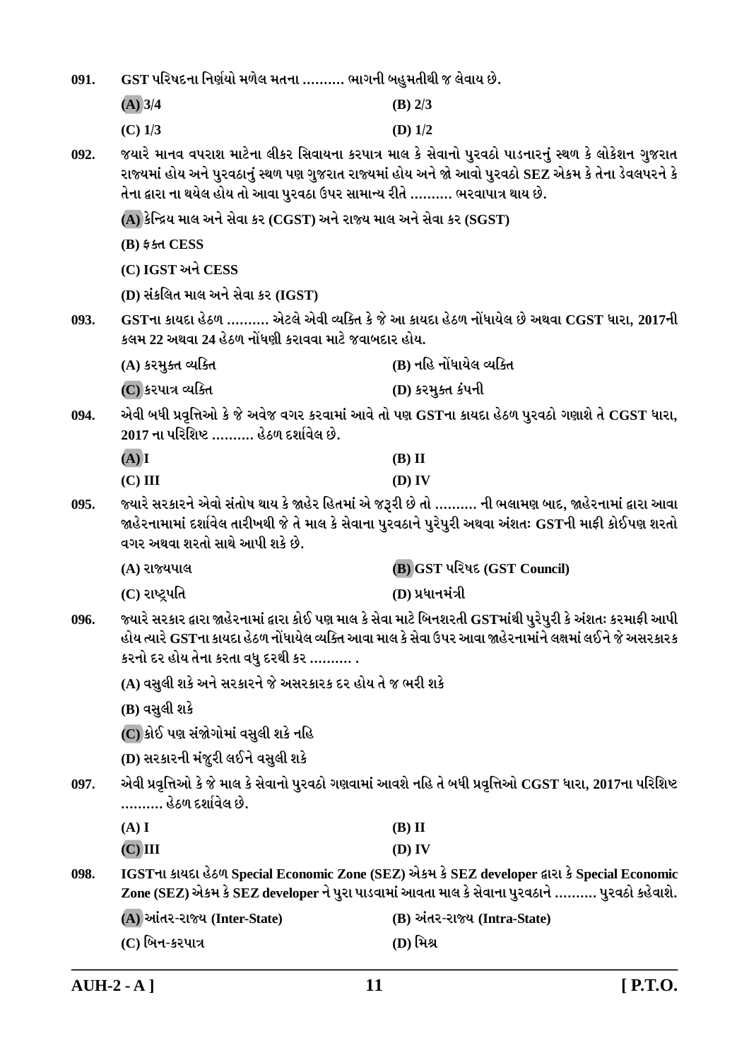091. GST પરિષદના નિર્ણયો મળેલ મતના .......... ભાગની બહુમતીથી જ લેવાય છે.

(A) 3/4 (B) 2/3

(C) 1/3 (D) 1/2

092. જયારે માનવ વપરાશ માટેના લીકર સિવાયના કરપાત્ર માલ કે સેવાનો પુરવઠો પાડનારનું સ્થળ કે લોકેશન ગુજરાત રાજ્યમાં હોય અને પુરવઠાનું સ્થળ પણ ગુજરાત રાજ્યમાં હોય અને જો આવો પુરવઠો SEZ એકમ કે તેના ડેવલપરને કે તેના દ્વારા ના થયેલ હોય તો આવા પુરવઠા ઉપર સામાન્ય રીતે .......... ભરવાપાત્ર થાય છે.

(A) કેન્દ્રિય માલ અને સેવા કર (CGST) અને રાજ્ય માલ અને સેવા કર (SGST)

(B) ફક્ત CESS

(C) IGST અને CESS

(D) સંકલિત માલ અને સેવા કર (IGST)

093. GSTના કાયદા હેઠળ .......... એટલે એવી વ્યક્તિ કે જે આ કાયદા હેઠળ નોંધાયેલ છે અથવા CGST ધારા, 2017ની કલમ 22 અથવા 24 હેઠળ નોંધણી કરાવવા માટે જવાબદાર હોય.

(A) કરમુક્ત વ્યક્તિ (B) નહિ નોંધાયેલ વ્યક્તિ

(C) કરપાત્ર વ્યક્તિ (D) કરમુક્ત કંપની

094. એવી બધી પ્રવૃત્તિઓ કે જે અવેજ વગર કરવામાં આવે તો પણ GSTના કાયદા હેઠળ પુરવઠો ગણાશે તે CGST ધારા, 2017 ના પરિશિષ્ટ .......... હેઠળ દર્શાવેલ છે.

(A) I (B) II

(C) III (D) IV

095. જ્યારે સરકારને એવો સંતોષ થાય કે જાહેર હિતમાં એ જરૂરી છે તો .......... ની ભલામણ બાદ, જાહેરનામાં દ્વારા આવા જાહેરનામામાં દર્શાવેલ તારીખથી જે તે માલ કે સેવાના પુરવઠાને પુરેપુરી અથવા અંશતઃ GSTની માફી કોઈપણ શરતો વગર અથવા શરતો સાથે આપી શકે છે.

(A) રાજ્યપાલ (B) GST પરિષદ (GST Council)

(C) રાષ્ટ્રપતિ (D) પ્રધાનમંત્રી

096. જ્યારે સરકાર દ્વારા જાહેરનામાં દ્વારા કોઈ પણ માલ કે સેવા માટે બિનશરતી GSTમાંથી પુરેપુરી કે અંશતઃ કરમાફી આપી હોય ત્યારે GSTના કાયદા હેઠળ નોંધાયેલ વ્યક્તિ આવા માલ કે સેવા ઉપર આવા જાહેરનામાંને લક્ષમાં લઈને જે અસરકારક કરનો દર હોય તેના કરતા વધુ દરથી કર .......... .

(A) વસુલી શકે અને સરકારને જે અસરકારક દર હોય તે જ ભરી શકે

(B) વસુલી શકે

(C) કોઈ પણ સંજોગોમાં વસુલી શકે નહિ

(D) સરકારની મંજુરી લઈને વસુલી શકે

097. એવી પ્રવૃત્તિઓ કે જે માલ કે સેવાનો પુરવઠો ગણવામાં આવશે નહિ તે બધી પ્રવૃત્તિઓ CGST ધારા, 2017ના પરિશિષ્ટ .......... હેઠળ દર્શાવેલ છે.

(A) I (B) II

(C) III (D) IV

098. IGSTના કાયદા હેઠળ Special Economic Zone (SEZ) એકમ કે SEZ developer દ્વારા કે Special Economic Zone (SEZ) એકમ કે SEZ developer ને પુરા પાડવામાં આવતા માલ કે સેવાના પુરવઠાને .......... પુરવઠો કહેવાશે.

(A) આંતર-રાજ્ય (Inter-State) (B) અંતર-રાજ્ય (Intra-State)

(C) બિન-કરપાત્ર (D) મિશ્ર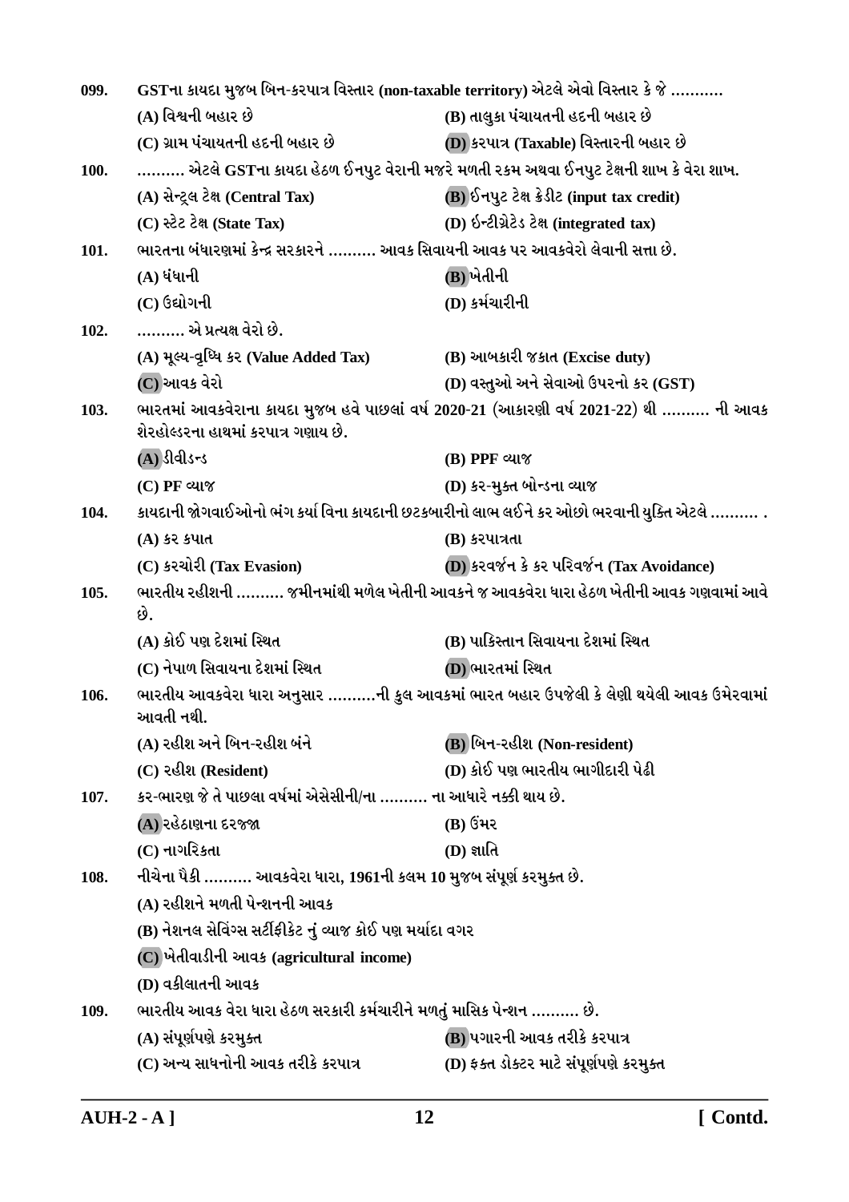099. GSTના કાયદા મુજબ બિન-કરપાત્ર વિસ્તાર (non-taxable territory) એટલે એવો વિસ્તાર કે જે ……….

(A) વિશ્વની બહાર છે
(B) તાલુકા પંચાયતની હદની બહાર છે
(C) ગ્રામ પંચાયતની હદની બહાર છે
(D) કરપાત્ર (Taxable) વિસ્તારની બહાર છે

100. ………. એટલે GSTના કાયદા હેઠળ ઈનપુટ વેરાની મજરે મળતી રકમ અથવા ઈનપુટ ટેક્ષની શાખ કે વેરા શાખ.

(A) સેન્ટ્રલ ટેક્ષ (Central Tax)
(B) ઈનપુટ ટેક્ષ ક્રેડીટ (input tax credit)
(C) સ્ટેટ ટેક્ષ (State Tax)
(D) ઈન્ટીગ્રેટેડ ટેક્ષ (integrated tax)

101. ભારતના બંધારણમાં કેન્દ્ર સરકારને ………. આવક સિવાયની આવક પર આવકવેરો લેવાની સત્તા છે.

(A) ધંધાની
(B) ખેતીની
(C) ઉદ્યોગની
(D) કર્મચારીની

102. ………. એ પ્રત્યક્ષ વેરો છે.

(A) મૂલ્ય-વૃધ્ધિ કર (Value Added Tax)
(B) આબકારી જકાત (Excise duty)
(C) આવક વેરો
(D) વસ્તુઓ અને સેવાઓ ઉપરનો કર (GST)

103. ભારતમાં આવકવેરાના કાયદા મુજબ હવે પાછલાં વર્ષ 2020-21 (આકારણી વર્ષ 2021-22) થી ………. ની આવક શેરહોલ્ડરના હાથમાં કરપાત્ર ગણાય છે.

(A) ડીવીડન્ડ
(B) PPF વ્યાજ
(C) PF વ્યાજ
(D) કર-મુક્ત બોન્ડના વ્યાજ

104. કાયદાની જોગવાઈઓનો ભંગ કર્યા વિના કાયદાની છટકબારીનો લાભ લઈને કર ઓછો ભરવાની યુક્તિ એટલે ………. .

(A) કર કપાત
(B) કરપાત્રતા
(C) કરચોરી (Tax Evasion)
(D) કરવર્જન કે કર પરિવર્જન (Tax Avoidance)

105. ભારતીય રહીશની ………. જમીનમાંથી મળેલ ખેતીની આવકને જ આવકવેરા ધારા હેઠળ ખેતીની આવક ગણવામાં આવે છે.

(A) કોઈ પણ દેશમાં સ્થિત
(B) પાકિસ્તાન સિવાયના દેશમાં સ્થિત
(C) નેપાળ સિવાયના દેશમાં સ્થિત
(D) ભારતમાં સ્થિત

106. ભારતીય આવકવેરા ધારા અનુસાર ……….ની કુલ આવકમાં ભારત બહાર ઉપજેલી કે લેણી થયેલી આવક ઉમેરવામાં આવતી નથી.

(A) રહીશ અને બિન-રહીશ બંને
(B) બિન-રહીશ (Non-resident)
(C) રહીશ (Resident)
(D) કોઈ પણ ભારતીય ભાગીદારી પેઢી

107. કર-ભારણ જે તે પાછલા વર્ષમાં એસેસીની/ના ………. ના આધારે નક્કી થાય છે.

(A) રહેઠાણના દરજ્જા
(B) ઉંમર
(C) નાગરિકતા
(D) જ્ઞાતિ

108. નીચેના પૈકી ………. આવકવેરા ધારા, 1961ની કલમ 10 મુજબ સંપૂર્ણ કરમુક્ત છે.

(A) રહીશને મળતી પેન્શનની આવક
(B) નેશનલ સેવિંગ્સ સર્ટીફીકેટ નું વ્યાજ કોઈ પણ મર્યાદા વગર
(C) ખેતીવાડીની આવક (agricultural income)
(D) વકીલાતની આવક

109. ભારતીય આવક વેરા ધારા હેઠળ સરકારી કર્મચારીને મળતું માસિક પેન્શન ………. છે.

(A) સંપૂર્ણપણે કરમુક્ત
(B) પગારની આવક તરીકે કરપાત્ર
(C) અન્ય સાધનોની આવક તરીકે કરપાત્ર
(D) ફક્ત ડોક્ટર માટે સંપૂર્ણપણે કરમુક્ત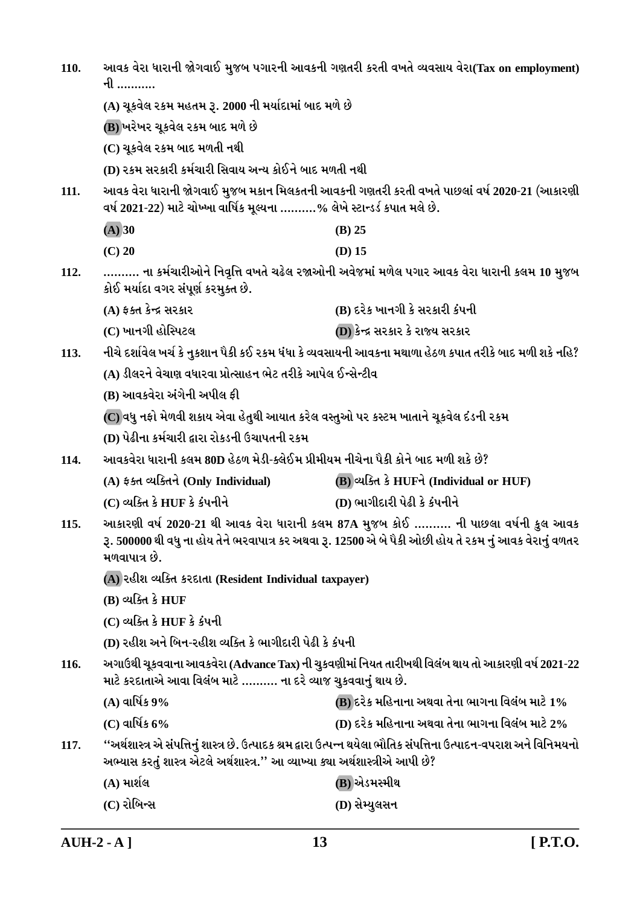110. આવક વેરા ધારાની જોગવાઈ મુજબ પગારની આવકની ગણતરી કરતી વખતે વ્યવસાય વેરા(Tax on employment) ની ..........

(A) ચૂકવેલ રકમ મહતમ રૂ. 2000 ની મર્યાદામાં બાદ મળે છે

(B) ખરેખર ચૂકવેલ રકમ બાદ મળે છે

(C) ચૂકવેલ રકમ બાદ મળતી નથી

(D) રકમ સરકારી કર્મચારી સિવાય અન્ય કોઈને બાદ મળતી નથી

111. આવક વેરા ધારાની જોગવાઈ મુજબ મકાન મિલકતની આવકની ગણતરી કરતી વખતે પાછલાં વર્ષ 2020-21 (આકારણી વર્ષ 2021-22) માટે ચોખ્ખા વાર્ષિક મૂલ્યના ..........% લેખે સ્ટાન્ડર્ડ કપાત મલે છે.

(A) 30 (B) 25

(C) 20 (D) 15

112. .......... ના કર્મચારીઓને નિવૃત્તિ વખતે ચઢેલ રજાઓની અવેજમાં મળેલ પગાર આવક વેરા ધારાની કલમ 10 મુજબ કોઈ મર્યાદા વગર સંપૂર્ણ કરમુક્ત છે.

(A) ફક્ત કેન્દ્ર સરકાર (B) દરેક ખાનગી કે સરકારી કંપની

(C) ખાનગી હોસ્પિટલ (D) કેન્દ્ર સરકાર કે રાજ્ય સરકાર

113. નીચે દર્શાવેલ ખર્ચ કે નુકશાન પૈકી કઈ રકમ ધંધા કે વ્યવસાયની આવકના મથાળા હેઠળ કપાત તરીકે બાદ મળી શકે નહિ?

(A) ડીલરને વેચાણ વધારવા પ્રોત્સાહન ભેટ તરીકે આપેલ ઈન્સેન્ટીવ

(B) આવકવેરા અંગેની અપીલ ફી

(C) વધુ નફો મેળવી શકાય એવા હેતુથી આયાત કરેલ વસ્તુઓ પર કસ્ટમ ખાતાને ચૂકવેલ દંડની રકમ

(D) પેઢીના કર્મચારી દ્વારા રોકડની ઉચાપતની રકમ

114. આવકવેરા ધારાની કલમ 80D હેઠળ મેડી-ક્લેઈમ પ્રીમીયમ નીચેના પૈકી કોને બાદ મળી શકે છે?

(A) ફક્ત વ્યક્તિને (Only Individual) (B) વ્યક્તિ કે HUFને (Individual or HUF)

(C) વ્યક્તિ કે HUF કે કંપનીને (D) ભાગીદારી પેઢી કે કંપનીને

115. આકારણી વર્ષ 2020-21 થી આવક વેરા ધારાની કલમ 87A મુજબ કોઈ .......... ની પાછલા વર્ષની કુલ આવક રૂ. 500000 થી વધુ ના હોય તેને ભરવાપાત્ર કર અથવા રૂ. 12500 એ બે પૈકી ઓછી હોય તે રકમ નું આવક વેરાનું વળતર મળવાપાત્ર છે.

(A) રહીશ વ્યક્તિ કરદાતા (Resident Individual taxpayer)

(B) વ્યક્તિ કે HUF

(C) વ્યક્તિ કે HUF કે કંપની

(D) રહીશ અને બિન-રહીશ વ્યક્તિ કે ભાગીદારી પેઢી કે કંપની

116. અગાઉથી ચૂકવવાના આવકવેરા (Advance Tax) ની ચુકવણીમાં નિયત તારીખથી વિલંબ થાય તો આકારણી વર્ષ 2021-22 માટે કરદાતાએ આવા વિલંબ માટે .......... ના દરે વ્યાજ ચુકવવાનું થાય છે.

(A) વાર્ષિક 9% (B) દરેક મહિનાના અથવા તેના ભાગના વિલંબ માટે 1%

(C) વાર્ષિક 6% (D) દરેક મહિનાના અથવા તેના ભાગના વિલંબ માટે 2%

117. ''અર્થશાસ્ત્ર એ સંપત્તિનું શાસ્ત્ર છે. ઉત્પાદક શ્રમ દ્વારા ઉત્પન્ન થયેલા ભૌતિક સંપત્તિના ઉત્પાદન-વપરાશ અને વિનિમયનો અભ્યાસ કરતું શાસ્ત્ર એટલે અર્થશાસ્ત્ર.'' આ વ્યાખ્યા ક્યા અર્થશાસ્ત્રીએ આપી છે?

(A) માર્શલ (B) એડમસ્મીથ

(C) રોબિન્સ (D) સેમ્યુલસન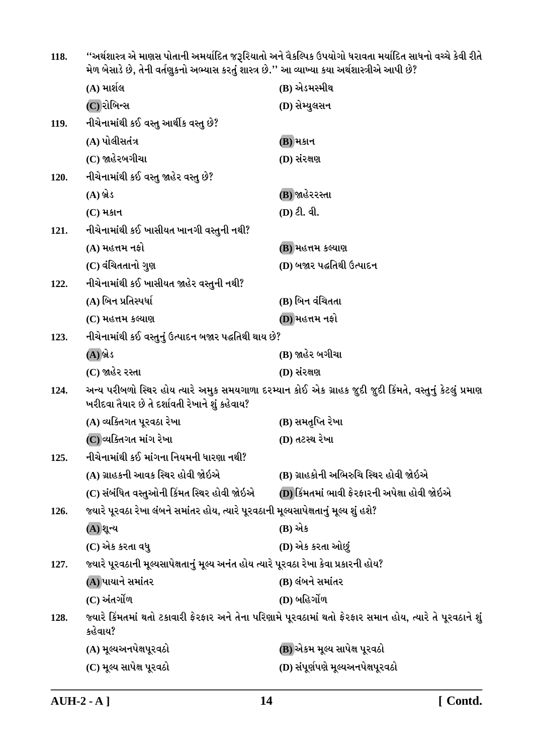118. ''અર્થશાસ્ત્ર એ માણસ પોતાની અમર્યાદિત જરૂરિયાતો અને વૈકલ્પિક ઉપયોગો ધરાવતા મર્યાદિત સાધનો વચ્ચે કેવી રીતે મેળ બેસાડે છે, તેની વર્તણુકનો અભ્યાસ કરતું શાસ્ત્ર છે.'' આ વ્યાખ્યા કયા અર્થશાસ્ત્રીએ આપી છે?

(A) માર્શલ
(B) એડમસ્મીથ
(C) રોબિન્સ
(D) સેમ્યુલસન

119. નીચેનામાંથી કઈ વસ્તુ આર્થીક વસ્તુ છે?

(A) પોલીસતંત્ર
(B) મકાન
(C) જાહેરબગીચા
(D) સંરક્ષણ

120. નીચેનામાંથી કઈ વસ્તુ જાહેર વસ્તુ છે?

(A) બ્રેડ
(B) જાહેરરસ્તા
(C) મકાન
(D) ટી. વી.

121. નીચેનામાંથી કઈ ખાસીયત ખાનગી વસ્તુની નથી?

(A) મહત્તમ નફો
(B) મહત્તમ કલ્યાણ
(C) વંચિતતાનો ગુણ
(D) બજાર પદ્ધતિથી ઉત્પાદન

122. નીચેનામાંથી કઈ ખાસીયત જાહેર વસ્તુની નથી?

(A) બિન પ્રતિસ્પર્ધા
(B) બિન વંચિતતા
(C) મહત્તમ કલ્યાણ
(D) મહત્તમ નફો

123. નીચેનામાંથી કઈ વસ્તુનું ઉત્પાદન બજાર પદ્ધતિથી થાય છે?

(A) બ્રેડ
(B) જાહેર બગીચા
(C) જાહેર રસ્તા
(D) સંરક્ષણ

124. અન્ય પરીબળો સ્થિર હોય ત્યારે અમુક સમયગાળા દરમ્યાન કોઈ એક ગ્રાહક જુદી જુદી કિંમતે, વસ્તુનું કેટલું પ્રમાણ ખરીદવા તૈયાર છે તે દર્શાવતી રેખાને શું કહેવાય?

(A) વ્યક્તિગત પૂરવઠા રેખા
(B) સમતૃપ્તિ રેખા
(C) વ્યક્તિગત માંગ રેખા
(D) તટસ્થ રેખા

125. નીચેનામાંથી કઈ માંગના નિયમની ધારણા નથી?

(A) ગ્રાહકની આવક સ્થિર હોવી જોઇએ
(B) ગ્રાહકોની અભિરુચિ સ્થિર હોવી જોઇએ
(C) સંબંધિત વસ્તુઓની કિંમત સ્થિર હોવી જોઇએ
(D) કિંમતમાં ભાવી ફેરફારની અપેક્ષા હોવી જોઇએ

126. જ્યારે પૂરવઠા રેખા લંબને સમાંતર હોય, ત્યારે પૂરવઠાની મૂલ્યસાપેક્ષતાનું મૂલ્ય શું હશે?

(A) શૂન્ય
(B) એક
(C) એક કરતા વધુ
(D) એક કરતા ઓછું

127. જ્યારે પૂરવઠાની મૂલ્યસાપેક્ષતાનું મૂલ્ય અનંત હોય ત્યારે પૂરવઠા રેખા કેવા પ્રકારની હોય?

(A) પાયાને સમાંતર
(B) લંબને સમાંતર
(C) અંતર્ગોળ
(D) બહિર્ગોળ

128. જ્યારે કિંમતમાં થતો ટકાવારી ફેરફાર અને તેના પરિણામે પૂરવઠામાં થતો ફેરફાર સમાન હોય, ત્યારે તે પૂરવઠાને શું કહેવાય?

(A) મૂલ્યઅનપેક્ષપૂરવઠો
(B) એકમ મૂલ્ય સાપેક્ષ પૂરવઠો
(C) મૂલ્ય સાપેક્ષ પૂરવઠો
(D) સંપૂર્ણપણે મૂલ્યઅનપેક્ષપૂરવઠો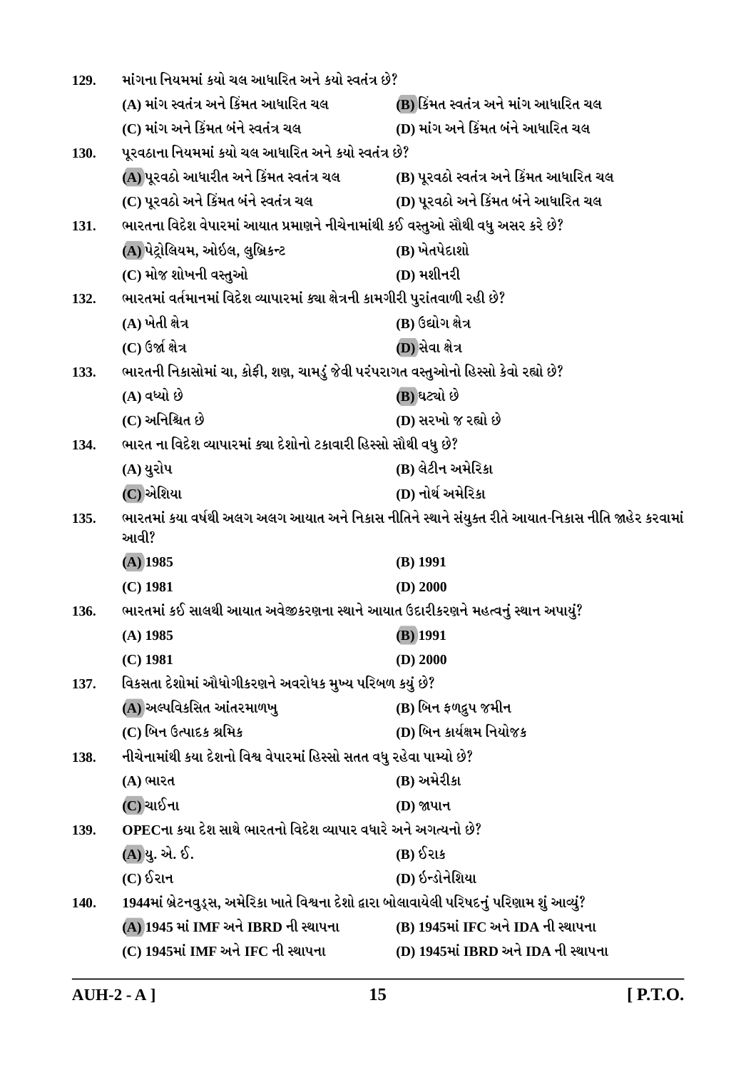129. માંગના નિયમમાં કયો ચલ આધારિત અને કયો સ્વતંત્ર છે?

(A) માંગ સ્વતંત્ર અને કિંમત આધારિત ચલ
(B) કિંમત સ્વતંત્ર અને માંગ આધારિત ચલ
(C) માંગ અને કિંમત બંને સ્વતંત્ર ચલ
(D) માંગ અને કિંમત બંને આધારિત ચલ

130. પૂરવઠાના નિયમમાં કયો ચલ આધારિત અને કયો સ્વતંત્ર છે?

(A) પૂરવઠો આધારીત અને કિંમત સ્વતંત્ર ચલ
(B) પૂરવઠો સ્વતંત્ર અને કિંમત આધારિત ચલ
(C) પૂરવઠો અને કિંમત બંને સ્વતંત્ર ચલ
(D) પૂરવઠો અને કિંમત બંને આધારિત ચલ

131. ભારતના વિદેશ વેપારમાં આયાત પ્રમાણને નીચેનામાંથી કઈ વસ્તુઓ સૌથી વધુ અસર કરે છે?

(A) પેટ્રોલિયમ, ઓઈલ, લુબ્રિકન્ટ
(B) ખેતપેદાશો
(C) મોજ શોખની વસ્તુઓ
(D) મશીનરી

132. ભારતમાં વર્તમાનમાં વિદેશ વ્યાપારમાં ક્યા ક્ષેત્રની કામગીરી પુરાંતવાળી રહી છે?

(A) ખેતી ક્ષેત્ર
(B) ઉદ્યોગ ક્ષેત્ર
(C) ઉર્જા ક્ષેત્ર
(D) સેવા ક્ષેત્ર

133. ભારતની નિકાસોમાં ચા, કોફી, શણ, ચામડું જેવી પરંપરાગત વસ્તુઓનો હિસ્સો કેવો રહ્યો છે?

(A) વધ્યો છે
(B) ઘટ્યો છે
(C) અનિશ્ચિત છે
(D) સરખો જ રહ્યો છે

134. ભારત ના વિદેશ વ્યાપારમાં ક્યા દેશોનો ટકાવારી હિસ્સો સૌથી વધુ છે?

(A) યુરોપ
(B) લેટીન અમેરિકા
(C) એશિયા
(D) નોર્થ અમેરિકા

135. ભારતમાં કયા વર્ષથી અલગ અલગ આયાત અને નિકાસ નીતિને સ્થાને સંયુક્ત રીતે આયાત-નિકાસ નીતિ જાહેર કરવામાં આવી?

(A) 1985
(B) 1991
(C) 1981
(D) 2000

136. ભારતમાં કઈ સાલથી આયાત અવેજીકરણના સ્થાને આયાત ઉદારીકરણને મહત્વનું સ્થાન અપાયું?

(A) 1985
(B) 1991
(C) 1981
(D) 2000

137. વિકસતા દેશોમાં ઔધોગીકરણને અવરોધક મુખ્ય પરિબળ કયું છે?

(A) અલ્પવિકસિત આંતરમાળખુ
(B) બિન ફળદ્રુપ જમીન
(C) બિન ઉત્પાદક શ્રમિક
(D) બિન કાર્યક્ષમ નિયોજક

138. નીચેનામાંથી કયા દેશનો વિશ્વ વેપારમાં હિસ્સો સતત વધુ રહેવા પામ્યો છે?

(A) ભારત
(B) અમેરીકા
(C) ચાઈના
(D) જાપાન

139. OPECના કયા દેશ સાથે ભારતનો વિદેશ વ્યાપાર વધારે અને અગત્યનો છે?

(A) યુ. એ. ઈ.
(B) ઈરાક
(C) ઈરાન
(D) ઈન્ડોનેશિયા

140. 1944માં બ્રેટનવુડ્સ, અમેરિકા ખાતે વિશ્વના દેશો દ્વારા બોલાવાયેલી પરિષદનું પરિણામ શું આવ્યું?

(A) 1945 માં IMF અને IBRD ની સ્થાપના
(B) 1945માં IFC અને IDA ની સ્થાપના
(C) 1945માં IMF અને IFC ની સ્થાપના
(D) 1945માં IBRD અને IDA ની સ્થાપના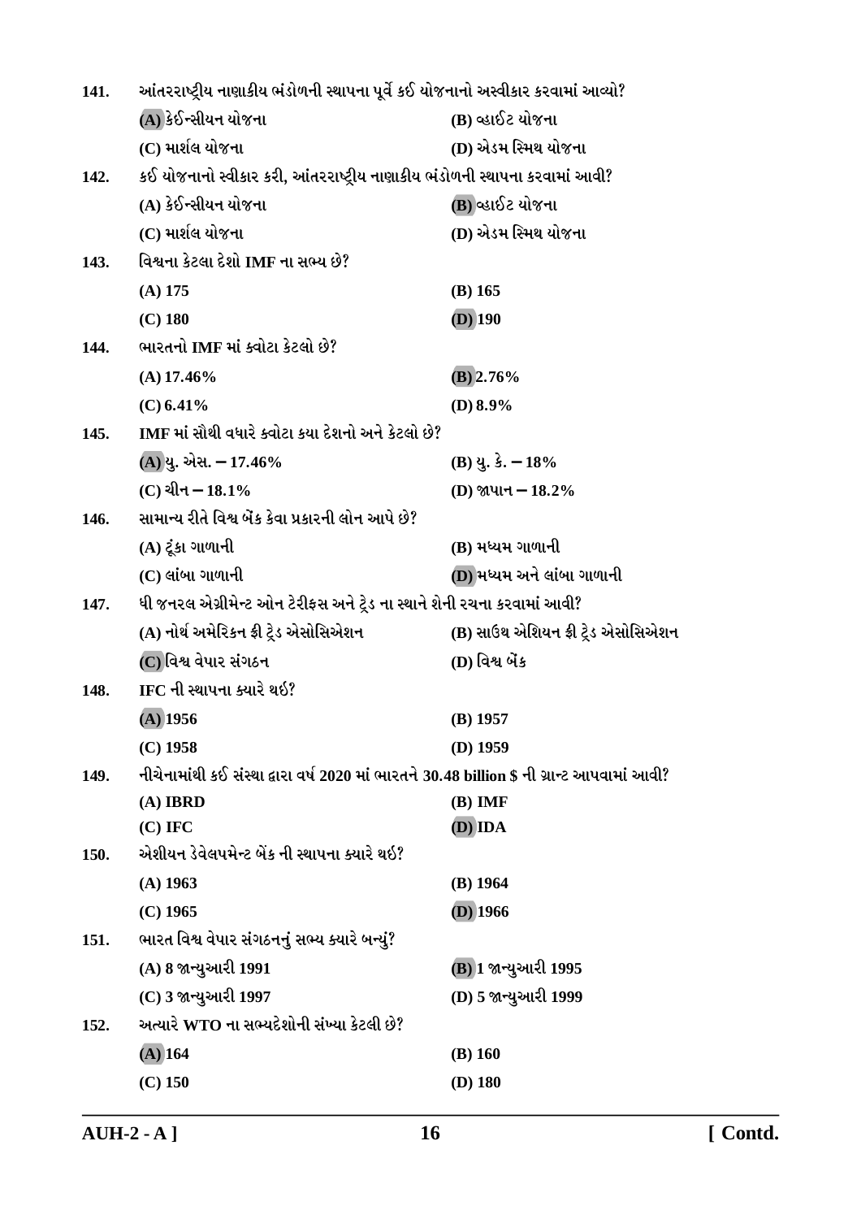141. આંતરરાષ્ટ્રીય નાણાકીય ભંડોળની સ્થાપના પૂર્વે કઈ યોજનાનો અસ્વીકાર કરવામાં આવ્યો?

(A) કેઈન્સીયન યોજના
(B) વ્હાઈટ યોજના
(C) માર્શલ યોજના
(D) એડમ સ્મિથ યોજના

142. કઈ યોજનાનો સ્વીકાર કરી, આંતરરાષ્ટ્રીય નાણાકીય ભંડોળની સ્થાપના કરવામાં આવી?

(A) કેઈન્સીયન યોજના
(B) વ્હાઈટ યોજના
(C) માર્શલ યોજના
(D) એડમ સ્મિથ યોજના

143. વિશ્વના કેટલા દેશો IMF ના સભ્ય છે?

(A) 175
(B) 165
(C) 180
(D) 190

144. ભારતનો IMF માં ક્વોટા કેટલો છે?

(A) 17.46%
(B) 2.76%
(C) 6.41%
(D) 8.9%

145. IMF માં સૌથી વધારે ક્વોટા કયા દેશનો અને કેટલો છે?

(A) યુ. એસ. – 17.46%
(B) યુ. કે. – 18%
(C) ચીન – 18.1%
(D) જાપાન – 18.2%

146. સામાન્ય રીતે વિશ્વ બેંક કેવા પ્રકારની લોન આપે છે?

(A) ટૂંકા ગાળાની
(B) મધ્યમ ગાળાની
(C) લાંબા ગાળાની
(D) મધ્યમ અને લાંબા ગાળાની

147. ધી જનરલ એગ્રીમેન્ટ ઓન ટેરીફસ અને ટ્રેડ ના સ્થાને શેની રચના કરવામાં આવી?

(A) નોર્થ અમેરિકન ફ્રી ટ્રેડ એસોસિએશન
(B) સાઉથ એશિયન ફ્રી ટ્રેડ એસોસિએશન
(C) વિશ્વ વેપાર સંગઠન
(D) વિશ્વ બેંક

148. IFC ની સ્થાપના ક્યારે થઈ?

(A) 1956
(B) 1957
(C) 1958
(D) 1959

149. નીચેનામાંથી કઈ સંસ્થા દ્વારા વર્ષ 2020 માં ભારતને 30.48 billion $ ની ગ્રાન્ટ આપવામાં આવી?

(A) IBRD
(B) IMF
(C) IFC
(D) IDA

150. એશીયન ડેવેલપમેન્ટ બેંક ની સ્થાપના ક્યારે થઈ?

(A) 1963
(B) 1964
(C) 1965
(D) 1966

151. ભારત વિશ્વ વેપાર સંગઠનનું સભ્ય ક્યારે બન્યું?

(A) 8 જાન્યુઆરી 1991
(B) 1 જાન્યુઆરી 1995
(C) 3 જાન્યુઆરી 1997
(D) 5 જાન્યુઆરી 1999

152. અત્યારે WTO ના સભ્યદેશોની સંખ્યા કેટલી છે?

(A) 164
(B) 160
(C) 150
(D) 180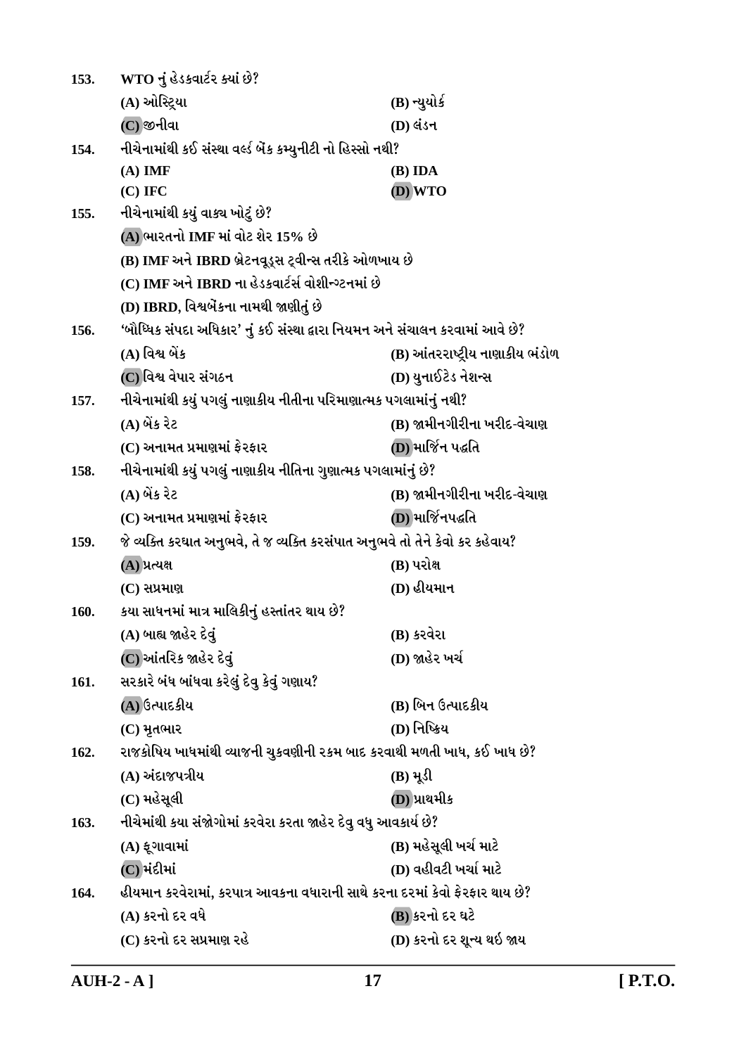153. WTO નું હેડક્વાર્ટર ક્યાં છે?

(A) ઓસ્ટ્રિયા
(B) ન્યુયોર્ક
(C) જીનીવા
(D) લંડન

154. નીચેનામાંથી કઈ સંસ્થા વર્લ્ડ બેંક કમ્યુનીટી નો હિસ્સો નથી?

(A) IMF
(B) IDA
(C) IFC
(D) WTO

155. નીચેનામાંથી કયું વાક્ય ખોટું છે?

(A) ભારતનો IMF માં વોટ શેર 15% છે
(B) IMF અને IBRD બ્રેટનવૂડ્સ ટ્વીન્સ તરીકે ઓળખાય છે
(C) IMF અને IBRD ના હેડક્વાર્ટર્સ વોશીન્ગ્ટનમાં છે
(D) IBRD, વિશ્વબેંકના નામથી જાણીતું છે

156. 'બૌધ્ધિક સંપદા અધિકાર' નું કઈ સંસ્થા દ્વારા નિયમન અને સંચાલન કરવામાં આવે છે?

(A) વિશ્વ બેંક
(B) આંતરરાષ્ટ્રીય નાણાકીય ભંડોળ
(C) વિશ્વ વેપાર સંગઠન
(D) યુનાઈટેડ નેશન્સ

157. નીચેનામાંથી કયું પગલું નાણાકીય નીતીના પરિમાણાત્મક પગલામાંનું નથી?

(A) બેંક રેટ
(B) જામીનગીરીના ખરીદ-વેચાણ
(C) અનામત પ્રમાણમાં ફેરફાર
(D) માર્જિન પદ્ધતિ

158. નીચેનામાંથી કયું પગલું નાણાકીય નીતિના ગુણાત્મક પગલામાંનું છે?

(A) બેંક રેટ
(B) જામીનગીરીના ખરીદ-વેચાણ
(C) અનામત પ્રમાણમાં ફેરફાર
(D) માર્જિનપદ્ધતિ

159. જે વ્યક્તિ કરઘાત અનુભવે, તે જ વ્યક્તિ કરસંપાત અનુભવે તો તેને કેવો કર કહેવાય?

(A) પ્રત્યક્ષ
(B) પરોક્ષ
(C) સપ્રમાણ
(D) હીયમાન

160. કયા સાધનમાં માત્ર માલિકીનું હસ્તાંતર થાય છે?

(A) બાહ્ય જાહેર દેવું
(B) કરવેરા
(C) આંતરિક જાહેર દેવું
(D) જાહેર ખર્ચ

161. સરકારે બંધ બાંધવા કરેલું દેવુ કેવું ગણાય?

(A) ઉત્પાદકીય
(B) બિન ઉત્પાદકીય
(C) મૃતભાર
(D) નિષ્ક્રિય

162. રાજકોષિય ખાધમાંથી વ્યાજની ચુકવણીની રકમ બાદ કરવાથી મળતી ખાધ, કઈ ખાધ છે?

(A) અંદાજપત્રીય
(B) મૂડી
(C) મહેસૂલી
(D) પ્રાથમીક

163. નીચેમાંથી કયા સંજોગોમાં કરવેરા કરતા જાહેર દેવુ વધુ આવકાર્ય છે?

(A) ફૂગાવામાં
(B) મહેસૂલી ખર્ચ માટે
(C) મંદીમાં
(D) વહીવટી ખર્ચા માટે

164. હીયમાન કરવેરામાં, કરપાત્ર આવકના વધારાની સાથે કરના દરમાં કેવો ફેરફાર થાય છે?

(A) કરનો દર વધે
(B) કરનો દર ઘટે
(C) કરનો દર સપ્રમાણ રહે
(D) કરનો દર શૂન્ય થઈ જાય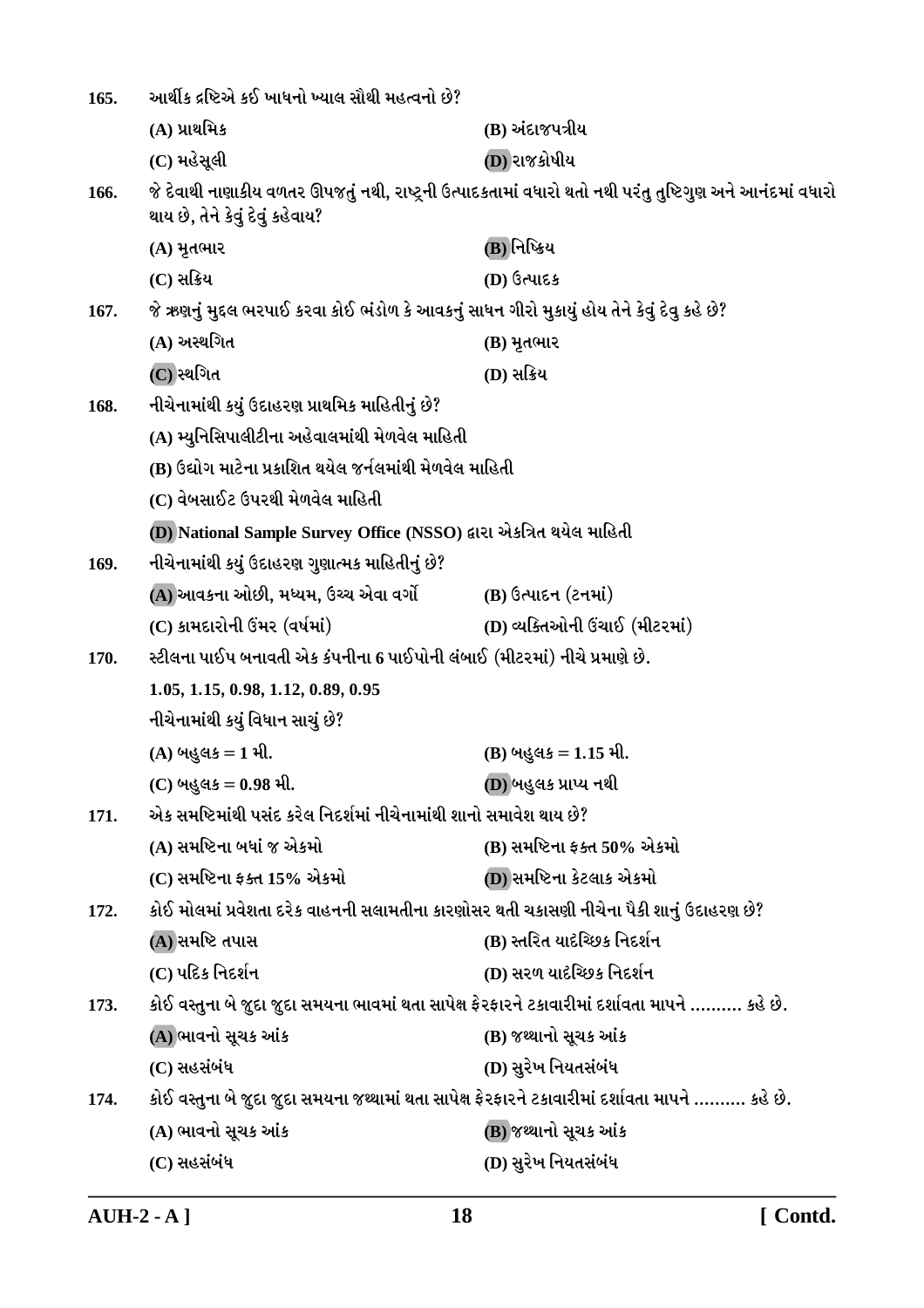165. આર્થીક દ્રષ્ટિએ કઈ ખાધનો ખ્યાલ સૌથી મહત્વનો છે?

(A) પ્રાથમિક
(B) અંદાજપત્રીય
(C) મહેસૂલી
(D) રાજકોષીય

166. જે દેવાથી નાણાકીય વળતર ઊપજતું નથી, રાષ્ટ્રની ઉત્પાદકતામાં વધારો થતો નથી પરંતુ તુષ્ટિગુણ અને આનંદમાં વધારો થાય છે, તેને કેવું દેવું કહેવાય?

(A) મૃતભાર
(B) નિષ્ક્રિય
(C) સક્રિય
(D) ઉત્પાદક

167. જે ઋણનું મુદ્દલ ભરપાઈ કરવા કોઈ ભંડોળ કે આવકનું સાધન ગીરો મુકાયું હોય તેને કેવું દેવુ કહે છે?

(A) અસ્થગિત
(B) મૃતભાર
(C) સ્થગિત
(D) સક્રિય

168. નીચેનામાંથી કયું ઉદાહરણ પ્રાથમિક માહિતીનું છે?

(A) મ્યુનિસિપાલીટીના અહેવાલમાંથી મેળવેલ માહિતી
(B) ઉદ્યોગ માટેના પ્રકાશિત થયેલ જર્નલમાંથી મેળવેલ માહિતી
(C) વેબસાઈટ ઉપરથી મેળવેલ માહિતી
(D) National Sample Survey Office (NSSO) દ્વારા એકત્રિત થયેલ માહિતી

169. નીચેનામાંથી કયું ઉદાહરણ ગુણાત્મક માહિતીનું છે?

(A) આવકના ઓછી, મધ્યમ, ઉચ્ચ એવા વર્ગો
(B) ઉત્પાદન (ટનમાં)
(C) કામદારોની ઉંમર (વર્ષમાં)
(D) વ્યક્તિઓની ઉંચાઈ (મીટરમાં)

170. સ્ટીલના પાઈપ બનાવતી એક કંપનીના 6 પાઈપોની લંબાઈ (મીટરમાં) નીચે પ્રમાણે છે.

1.05, 1.15, 0.98, 1.12, 0.89, 0.95

નીચેનામાંથી કયું વિધાન સાચું છે?

(A) બહુલક = 1 મી.
(B) બહુલક = 1.15 મી.
(C) બહુલક = 0.98 મી.
(D) બહુલક પ્રાપ્ય નથી

171. એક સમષ્ટિમાંથી પસંદ કરેલ નિદર્શમાં નીચેનામાંથી શાનો સમાવેશ થાય છે?

(A) સમષ્ટિના બધાં જ એકમો
(B) સમષ્ટિના ફક્ત 50% એકમો
(C) સમષ્ટિના ફક્ત 15% એકમો
(D) સમષ્ટિના કેટલાક એકમો

172. કોઈ મોલમાં પ્રવેશતા દરેક વાહનની સલામતીના કારણોસર થતી ચકાસણી નીચેના પૈકી શાનું ઉદાહરણ છે?

(A) સમષ્ટિ તપાસ
(B) સ્તરિત યાદૃચ્છિક નિદર્શન
(C) પદિક નિદર્શન
(D) સરળ યાદૃચ્છિક નિદર્શન

173. કોઈ વસ્તુના બે જુદા જુદા સમયના ભાવમાં થતા સાપેક્ષ ફેરફારને ટકાવારીમાં દર્શાવતા માપને .......... કહે છે.

(A) ભાવનો સૂચક આંક
(B) જથ્થાનો સૂચક આંક
(C) સહસંબંધ
(D) સુરેખ નિયતસંબંધ

174. કોઈ વસ્તુના બે જુદા જુદા સમયના જથ્થામાં થતા સાપેક્ષ ફેરફારને ટકાવારીમાં દર્શાવતા માપને .......... કહે છે.

(A) ભાવનો સૂચક આંક
(B) જથ્થાનો સૂચક આંક
(C) સહસંબંધ
(D) સુરેખ નિયતસંબંધ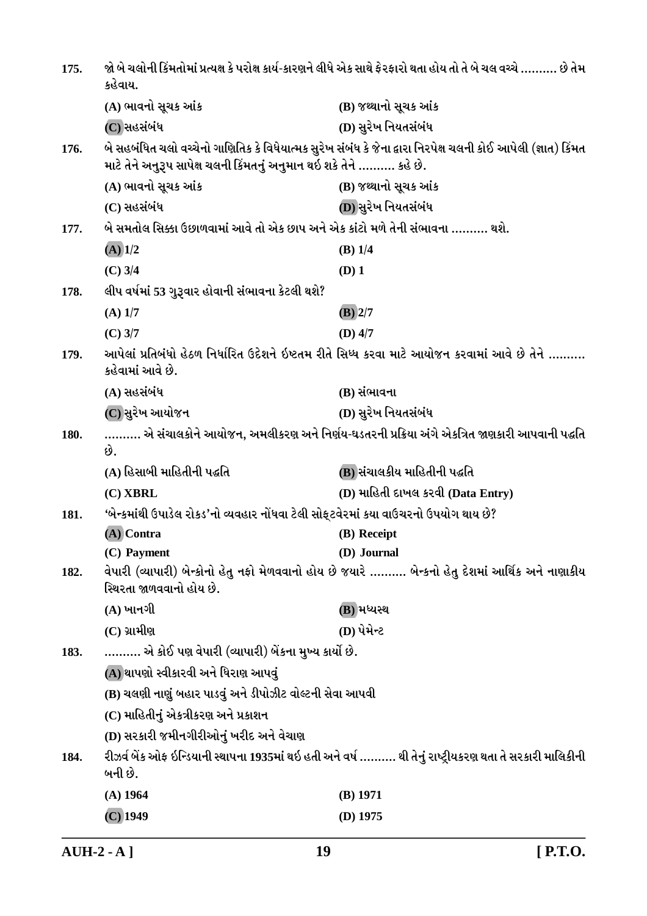175. જો બે ચલોની કિંમતોમાં પ્રત્યક્ષ કે પરોક્ષ કાર્ય-કારણને લીધે એક સાથે ફેરફારો થતા હોય તો તે બે ચલ વચ્ચે .......... છે તેમ કહેવાય.

(A) ભાવનો સૂચક આંક
(B) જથ્થાનો સૂચક આંક
(C) સહસંબંધ
(D) સુરેખ નિયતસંબંધ

176. બે સહબંધિત ચલો વચ્ચેનો ગાણિતિક કે વિધેયાત્મક સુરેખ સંબંધ કે જેના દ્વારા નિરપેક્ષ ચલની કોઈ આપેલી (જ્ઞાત) કિંમત માટે તેને અનુરૂપ સાપેક્ષ ચલની કિંમતનું અનુમાન થઈ શકે તેને .......... કહે છે.

(A) ભાવનો સૂચક આંક
(B) જથ્થાનો સૂચક આંક
(C) સહસંબંધ
(D) સુરેખ નિયતસંબંધ

177. બે સમતોલ સિક્કા ઉછાળવામાં આવે તો એક છાપ અને એક કાંટો મળે તેની સંભાવના .......... થશે.

(A) 1/2
(B) 1/4
(C) 3/4
(D) 1

178. લીપ વર્ષમાં 53 ગુરૂવાર હોવાની સંભાવના કેટલી થશે?

(A) 1/7
(B) 2/7
(C) 3/7
(D) 4/7

179. આપેલાં પ્રતિબંધો હેઠળ નિર્ધારિત ઉદેશને ઇષ્ટતમ રીતે સિધ્ધ કરવા માટે આયોજન કરવામાં આવે છે તેને .......... કહેવામાં આવે છે.

(A) સહસંબંધ
(B) સંભાવના
(C) સુરેખ આયોજન
(D) સુરેખ નિયતસંબંધ

180. .......... એ સંચાલકોને આયોજન, અમલીકરણ અને નિર્ણય-ઘડતરની પ્રક્રિયા અંગે એકત્રિત જાણકારી આપવાની પદ્ધતિ છે.

(A) હિસાબી માહિતીની પદ્ધતિ
(B) સંચાલકીય માહિતીની પદ્ધતિ
(C) XBRL
(D) માહિતી દાખલ કરવી (Data Entry)

181. 'બેન્કમાંથી ઉપાડેલ રોકડ'નો વ્યવહાર નોંધવા ટેલી સોફ્ટવેરમાં કયા વાઉચરનો ઉપયોગ થાય છે?

(A) Contra
(B) Receipt
(C) Payment
(D) Journal

182. વેપારી (વ્યાપારી) બેન્કોનો હેતુ નફો મેળવવાનો હોય છે જયારે .......... બેન્કનો હેતુ દેશમાં આર્થિક અને નાણાકીય સ્થિરતા જાળવવાનો હોય છે.

(A) ખાનગી
(B) મધ્યસ્થ
(C) ગ્રામીણ
(D) પેમેન્ટ

183. .......... એ કોઈ પણ વેપારી (વ્યાપારી) બેંકના મુખ્ય કાર્યો છે.

(A) થાપણો સ્વીકારવી અને ધિરાણ આપવું
(B) ચલણી નાણું બહાર પાડવું અને ડીપોઝીટ વોલ્ટની સેવા આપવી
(C) માહિતીનું એકત્રીકરણ અને પ્રકાશન
(D) સરકારી જમીનગીરીઓનું ખરીદ અને વેચાણ

184. રીઝર્વ બેંક ઓફ ઇન્ડિયાની સ્થાપના 1935માં થઇ હતી અને વર્ષ .......... થી તેનું રાષ્ટ્રીયકરણ થતા તે સરકારી માલિકીની બની છે.

(A) 1964
(B) 1971
(C) 1949
(D) 1975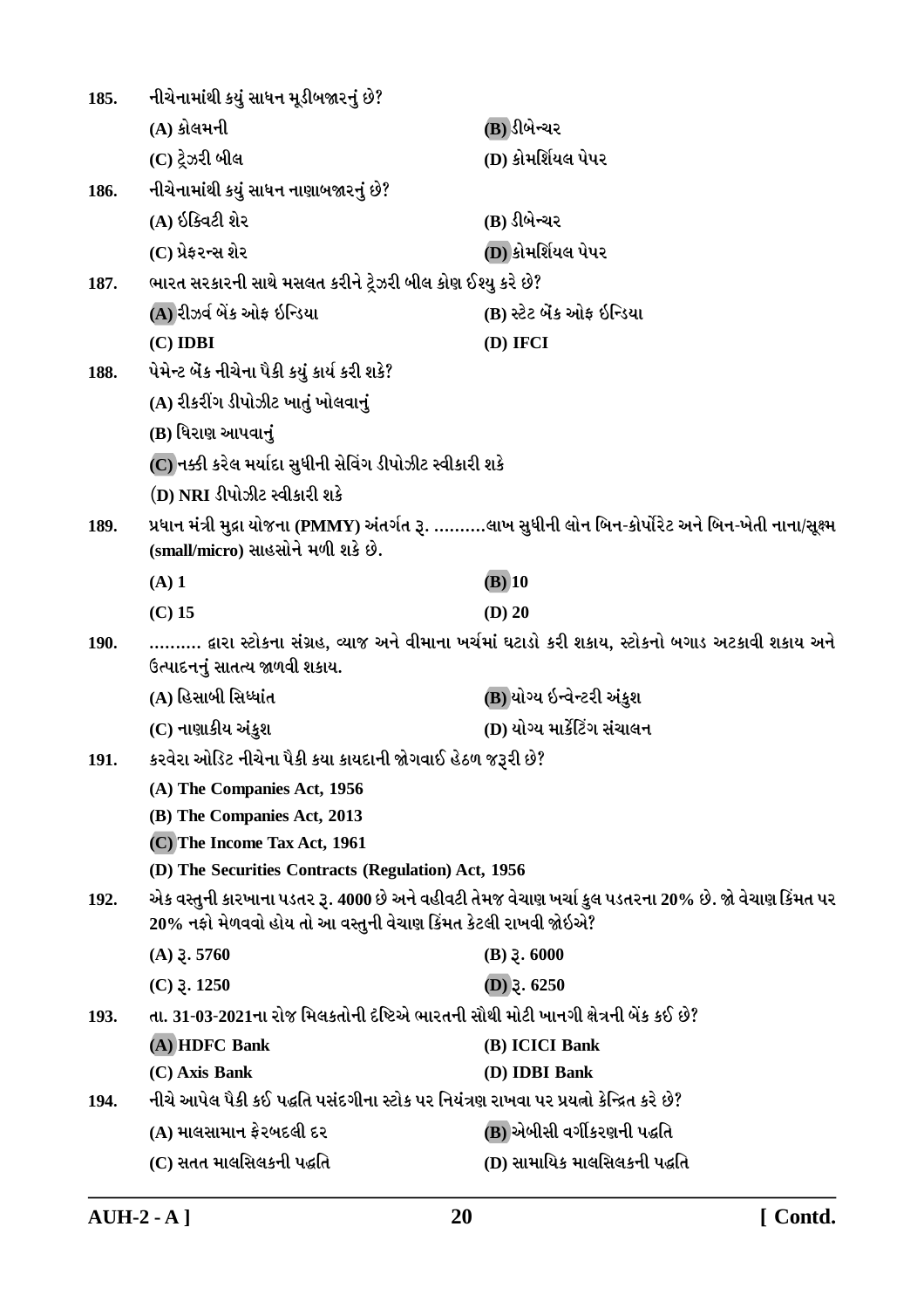185. નીચેનામાંથી કયું સાધન મૂડીબજારનું છે?

(A) કોલમની
(B) ડીબેન્ચર
(C) ટ્રેઝરી બીલ
(D) કોમર્શિયલ પેપર

186. નીચેનામાંથી કયું સાધન નાણાબજારનું છે?

(A) ઈક્વિટી શેર
(B) ડીબેન્ચર
(C) પ્રેફરન્સ શેર
(D) કોમર્શિયલ પેપર

187. ભારત સરકારની સાથે મસલત કરીને ટ્રેઝરી બીલ કોણ ઈશ્યુ કરે છે?

(A) રીઝર્વ બેંક ઓફ ઈન્ડિયા
(B) સ્ટેટ બેંક ઓફ ઈન્ડિયા
(C) IDBI
(D) IFCI

188. પેમેન્ટ બેંક નીચેના પૈકી કયું કાર્ય કરી શકે?

(A) રીકરીંગ ડીપોઝીટ ખાતું ખોલવાનું
(B) ધિરાણ આપવાનું
(C) નક્કી કરેલ મર્યાદા સુધીની સેવિંગ ડીપોઝીટ સ્વીકારી શકે
(D) NRI ડીપોઝીટ સ્વીકારી શકે

189. પ્રધાન મંત્રી મુદ્રા યોજના (PMMY) અંતર્ગત રૂ. ..........લાખ સુધીની લોન બિન-કોર્પોરેટ અને બિન-ખેતી નાના/સૂક્ષ્મ (small/micro) સાહસોને મળી શકે છે.

(A) 1
(B) 10
(C) 15
(D) 20

190. .......... દ્વારા સ્ટોકના સંગ્રહ, વ્યાજ અને વીમાના ખર્ચમાં ઘટાડો કરી શકાય, સ્ટોકનો બગાડ અટકાવી શકાય અને ઉત્પાદનનું સાતત્ય જાળવી શકાય.

(A) હિસાબી સિધ્ધાંત
(B) યોગ્ય ઈન્વેન્ટરી અંકુશ
(C) નાણાકીય અંકુશ
(D) યોગ્ય માર્કેટિંગ સંચાલન

191. કરવેરા ઓડિટ નીચેના પૈકી કયા કાયદાની જોગવાઈ હેઠળ જરૂરી છે?

(A) The Companies Act, 1956
(B) The Companies Act, 2013
(C) The Income Tax Act, 1961
(D) The Securities Contracts (Regulation) Act, 1956

192. એક વસ્તુની કારખાના પડતર રૂ. 4000 છે અને વહીવટી તેમજ વેચાણ ખર્ચા કુલ પડતરના 20% છે. જો વેચાણ કિંમત પર 20% નફો મેળવવો હોય તો આ વસ્તુની વેચાણ કિંમત કેટલી રાખવી જોઇએ?

(A) રૂ. 5760
(B) રૂ. 6000
(C) રૂ. 1250
(D) રૂ. 6250

193. તા. 31-03-2021ના રોજ મિલકતોની દૃષ્ટિએ ભારતની સૌથી મોટી ખાનગી ક્ષેત્રની બેંક કઈ છે?

(A) HDFC Bank
(B) ICICI Bank
(C) Axis Bank
(D) IDBI Bank

194. નીચે આપેલ પૈકી કઈ પદ્ધતિ પસંદગીના સ્ટોક પર નિયંત્રણ રાખવા પર પ્રયત્નો કેન્દ્રિત કરે છે?

(A) માલસામાન ફેરબદલી દર
(B) એબીસી વર્ગીકરણની પદ્ધતિ
(C) સતત માલસિલકની પદ્ધતિ
(D) સામાયિક માલસિલકની પદ્ધતિ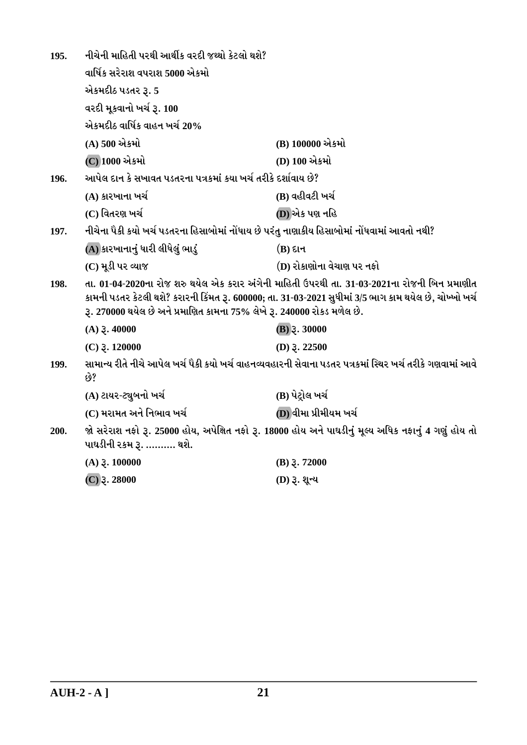**195.** નીચેની માહિતી પરથી આર્થીક વરદી જથ્થો કેટલો થશે?

વાર્ષિક સરેરાશ વપરાશ 5000 એકમો

એકમદીઠ પડતર રૂ. 5

વરદી મૂકવાનો ખર્ચ રૂ. 100

એકમદીઠ વાર્ષિક વાહન ખર્ચ 20%

(A) 500 એકમો
(B) 100000 એકમો
(C) 1000 એકમો
(D) 100 એકમો

**196.** આપેલ દાન કે સખાવત પડતરના પત્રકમાં કયા ખર્ચ તરીકે દર્શાવાય છે?

(A) કારખાના ખર્ચ
(B) વહીવટી ખર્ચ
(C) વિતરણ ખર્ચ
(D) એક પણ નહિ

**197.** નીચેના પૈકી કયો ખર્ચ પડતરના હિસાબોમાં નોંધાય છે પરંતુ નાણાકીય હિસાબોમાં નોંધવામાં આવતો નથી?

(A) કારખાનાનું ધારી લીધેલું ભાડું
(B) દાન
(C) મૂડી પર વ્યાજ
(D) રોકાણોના વેચાણ પર નફો

**198.** તા. 01-04-2020ના રોજ શરુ થયેલ એક કરાર અંગેની માહિતી ઉપરથી તા. 31-03-2021ના રોજની બિન પ્રમાણીત કામની પડતર કેટલી થશે? કરારની કિંમત રૂ. 600000; તા. 31-03-2021 સુધીમાં 3/5 ભાગ કામ થયેલ છે, ચોખ્ખો ખર્ચ રૂ. 270000 થયેલ છે અને પ્રમાણિત કામના 75% લેખે રૂ. 240000 રોકડ મળેલ છે.

(A) રૂ. 40000
(B) રૂ. 30000
(C) રૂ. 120000
(D) રૂ. 22500

**199.** સામાન્ય રીતે નીચે આપેલ ખર્ચ પૈકી કયો ખર્ચ વાહનવ્યવહારની સેવાના પડતર પત્રકમાં સ્થિર ખર્ચ તરીકે ગણવામાં આવે છે?

(A) ટાયર-ટ્યુબનો ખર્ચ
(B) પેટ્રોલ ખર્ચ
(C) મરામત અને નિભાવ ખર્ચ
(D) વીમા પ્રીમીયમ ખર્ચ

**200.** જો સરેરાશ નફો રૂ. 25000 હોય, અપેક્ષિત નફો રૂ. 18000 હોય અને પાઘડીનું મૂલ્ય અધિક નફાનું 4 ગણું હોય તો પાઘડીની રકમ રૂ. ………. થશે.

(A) રૂ. 100000
(B) રૂ. 72000
(C) રૂ. 28000
(D) રૂ. શૂન્ય